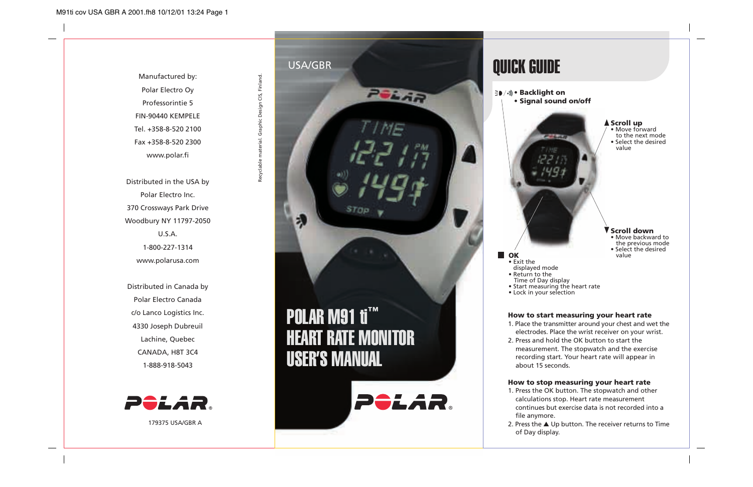Manufactured by:
Polar Electro Oy
Professorintie 5
FIN-90440 KEMPELE
Tel. +358-8-520 2100
Fax +358-8-520 2300
www.polar.fi

Distributed in the USA by
Polar Electro Inc.
370 Crossways Park Drive
Woodbury NY 11797-2050
U.S.A.
1-800-227-1314
www.polarusa.com

Distributed in Canada by
Polar Electro Canada
c/o Lanco Logistics Inc.
4330 Joseph Dubreuil
Lachine, Quebec
CANADA, H8T 3C4
1-888-918-5043

POLAR®

179375 USA/GBR A

Recyclable material. Graphic Design CIS, Finland.

USA/GBR

# POLAR M91 ti™ HEART RATE MONITOR USER'S MANUAL

POLAR®

# QUICK GUIDE

- **Backlight on**
- **Signal sound on/off**

**▲ Scroll up**
- Move forward to the next mode
- Select the desired value

**▼ Scroll down**
- Move backward to the previous mode
- Select the desired value

**■ OK**
- Exit the displayed mode
- Return to the Time of Day display
- Start measuring the heart rate
- Lock in your selection

### How to start measuring your heart rate

1. Place the transmitter around your chest and wet the electrodes. Place the wrist receiver on your wrist.
2. Press and hold the OK button to start the measurement. The stopwatch and the exercise recording start. Your heart rate will appear in about 15 seconds.

### How to stop measuring your heart rate

1. Press the OK button. The stopwatch and other calculations stop. Heart rate measurement continues but exercise data is not recorded into a file anymore.
2. Press the ▲ Up button. The receiver returns to Time of Day display.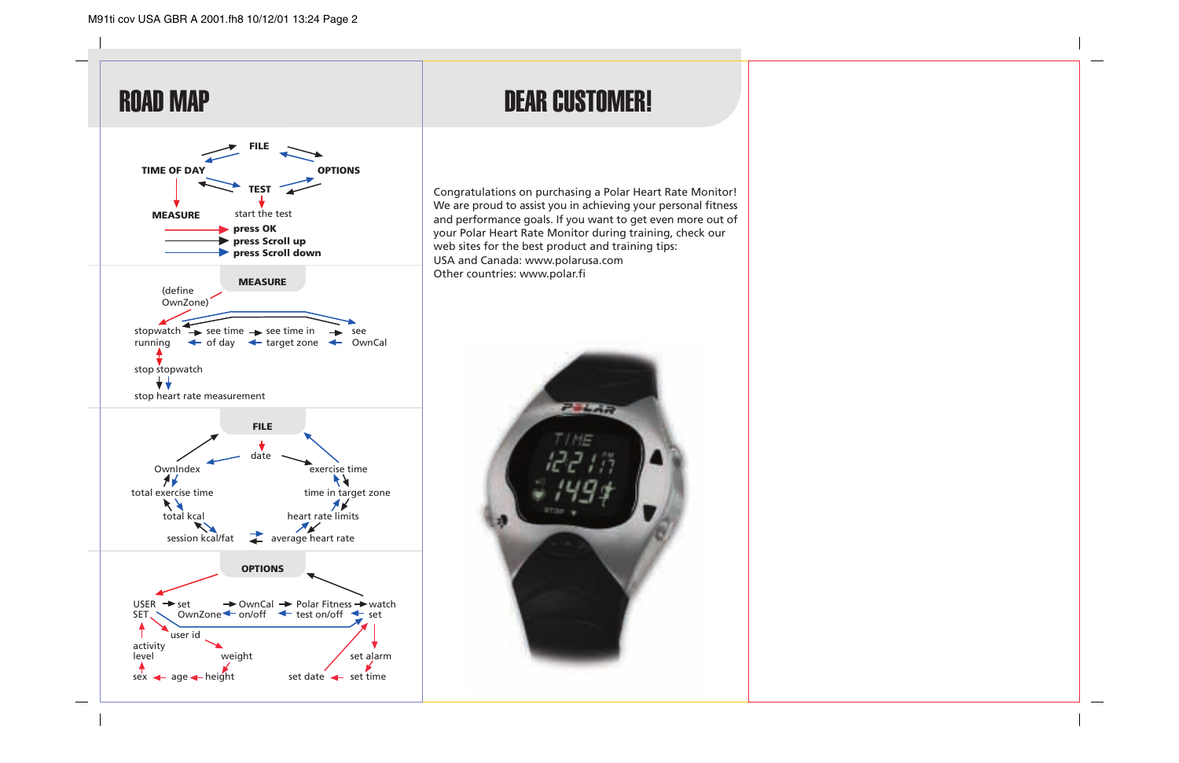# ROAD MAP

FILE

TIME OF DAY

OPTIONS

TEST

MEASURE

start the test

press OK

press Scroll up

press Scroll down

MEASURE

(define OwnZone)

stopwatch running

see time of day

see time in target zone

see OwnCal

stop stopwatch

stop heart rate measurement

FILE

date

OwnIndex

exercise time

total exercise time

time in target zone

total kcal

heart rate limits

session kcal/fat

average heart rate

OPTIONS

USER SET

set OwnZone

OwnCal on/off

Polar Fitness test on/off

watch set

user id

activity level

weight

set alarm

sex

age

height

set date

set time

# DEAR CUSTOMER!

Congratulations on purchasing a Polar Heart Rate Monitor! We are proud to assist you in achieving your personal fitness and performance goals. If you want to get even more out of your Polar Heart Rate Monitor during training, check our web sites for the best product and training tips:
USA and Canada: www.polarusa.com
Other countries: www.polar.fi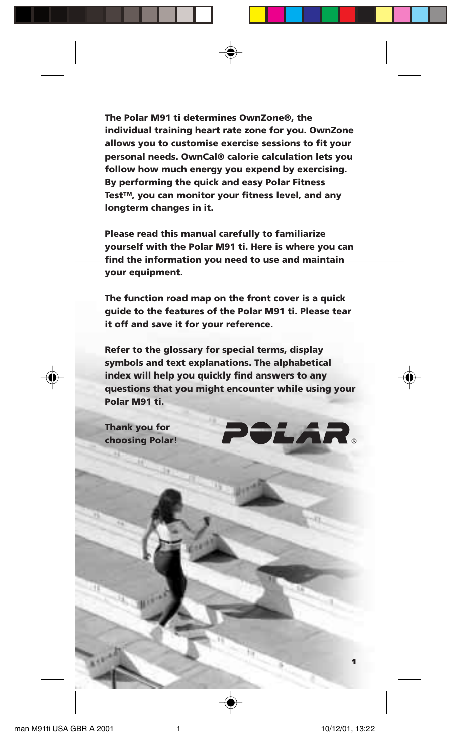**The Polar M91 ti determines OwnZone®, the individual training heart rate zone for you. OwnZone allows you to customise exercise sessions to fit your personal needs. OwnCal® calorie calculation lets you follow how much energy you expend by exercising. By performing the quick and easy Polar Fitness Test™, you can monitor your fitness level, and any longterm changes in it.**

**Please read this manual carefully to familiarize yourself with the Polar M91 ti. Here is where you can find the information you need to use and maintain your equipment.**

**The function road map on the front cover is a quick guide to the features of the Polar M91 ti. Please tear it off and save it for your reference.**

**Refer to the glossary for special terms, display symbols and text explanations. The alphabetical index will help you quickly find answers to any questions that you might encounter while using your Polar M91 ti.**

**Thank you for choosing Polar!**

POLAR®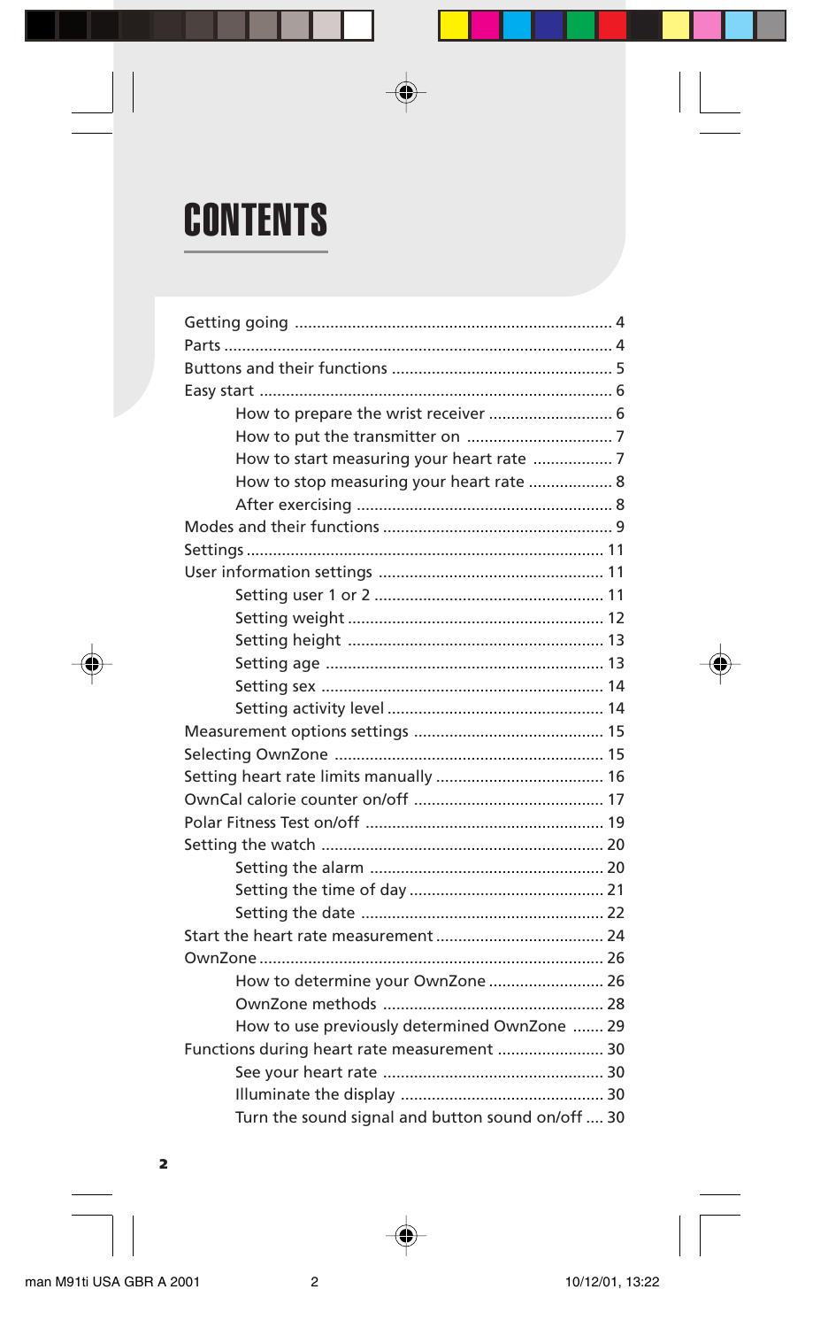# CONTENTS

Getting going ........................................................................ 4
Parts ........................................................................................ 4
Buttons and their functions ................................................... 5
Easy start ................................................................................. 6
- How to prepare the wrist receiver ............................ 6
- How to put the transmitter on ................................. 7
- How to start measuring your heart rate .................. 7
- How to stop measuring your heart rate ................... 8
- After exercising .......................................................... 8

Modes and their functions ..................................................... 9
Settings ................................................................................... 11
User information settings ................................................... 11
- Setting user 1 or 2 .................................................... 11
- Setting weight ........................................................... 12
- Setting height ........................................................... 13
- Setting age ................................................................ 13
- Setting sex ................................................................. 14
- Setting activity level ................................................. 14

Measurement options settings ............................................ 15
Selecting OwnZone ............................................................... 15
Setting heart rate limits manually ....................................... 16
OwnCal calorie counter on/off ............................................ 17
Polar Fitness Test on/off ....................................................... 19
Setting the watch .................................................................. 20
- Setting the alarm ...................................................... 20
- Setting the time of day ............................................. 21
- Setting the date ........................................................ 22

Start the heart rate measurement ....................................... 24
OwnZone ................................................................................ 26
- How to determine your OwnZone .......................... 26
- OwnZone methods ................................................... 28
- How to use previously determined OwnZone ........ 29

Functions during heart rate measurement ........................ 30
- See your heart rate ................................................... 30
- Illuminate the display .............................................. 30
- Turn the sound signal and button sound on/off .... 30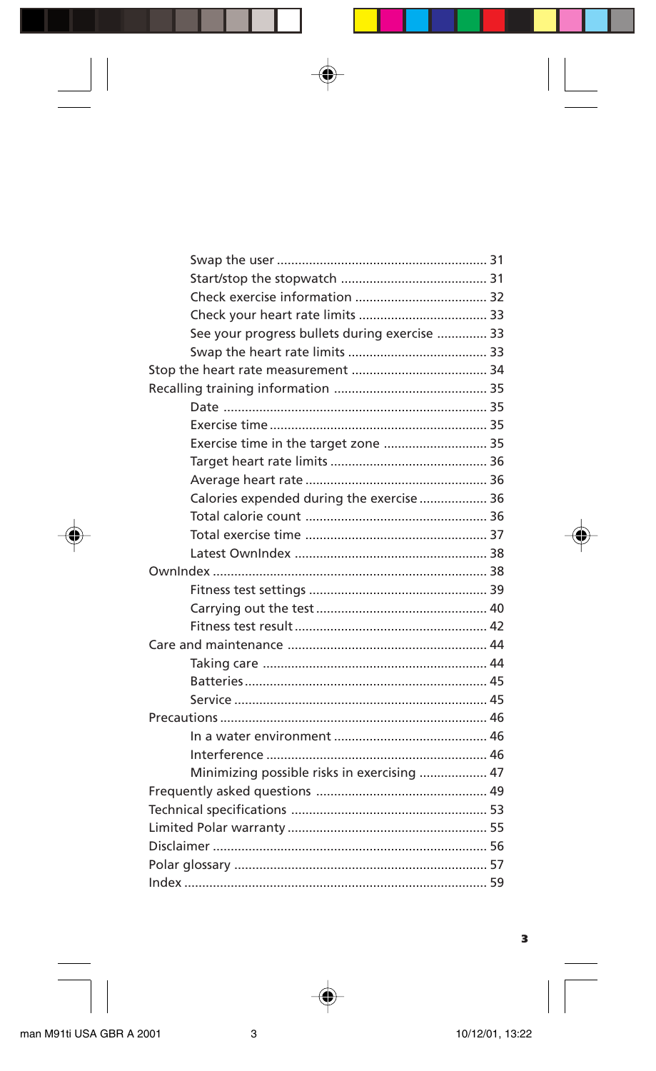- Swap the user ... 31
- Start/stop the stopwatch ... 31
- Check exercise information ... 32
- Check your heart rate limits ... 33
- See your progress bullets during exercise ... 33
- Swap the heart rate limits ... 33

Stop the heart rate measurement ... 34

Recalling training information ... 35

- Date ... 35
- Exercise time ... 35
- Exercise time in the target zone ... 35
- Target heart rate limits ... 36
- Average heart rate ... 36
- Calories expended during the exercise ... 36
- Total calorie count ... 36
- Total exercise time ... 37
- Latest OwnIndex ... 38

OwnIndex ... 38

- Fitness test settings ... 39
- Carrying out the test ... 40
- Fitness test result ... 42

Care and maintenance ... 44

- Taking care ... 44
- Batteries ... 45
- Service ... 45

Precautions ... 46

- In a water environment ... 46
- Interference ... 46
- Minimizing possible risks in exercising ... 47

Frequently asked questions ... 49

Technical specifications ... 53

Limited Polar warranty ... 55

Disclaimer ... 56

Polar glossary ... 57

Index ... 59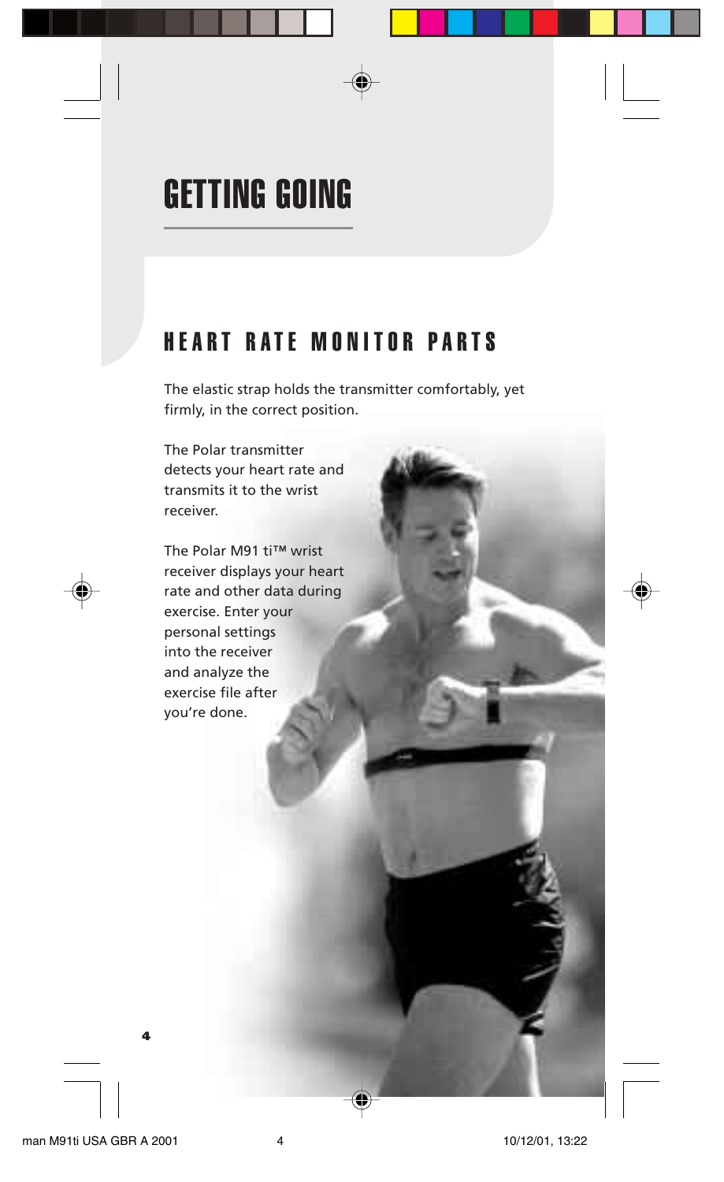# GETTING GOING

## HEART RATE MONITOR PARTS

The elastic strap holds the transmitter comfortably, yet firmly, in the correct position.

The Polar transmitter detects your heart rate and transmits it to the wrist receiver.

The Polar M91 ti™ wrist receiver displays your heart rate and other data during exercise. Enter your personal settings into the receiver and analyze the exercise file after you're done.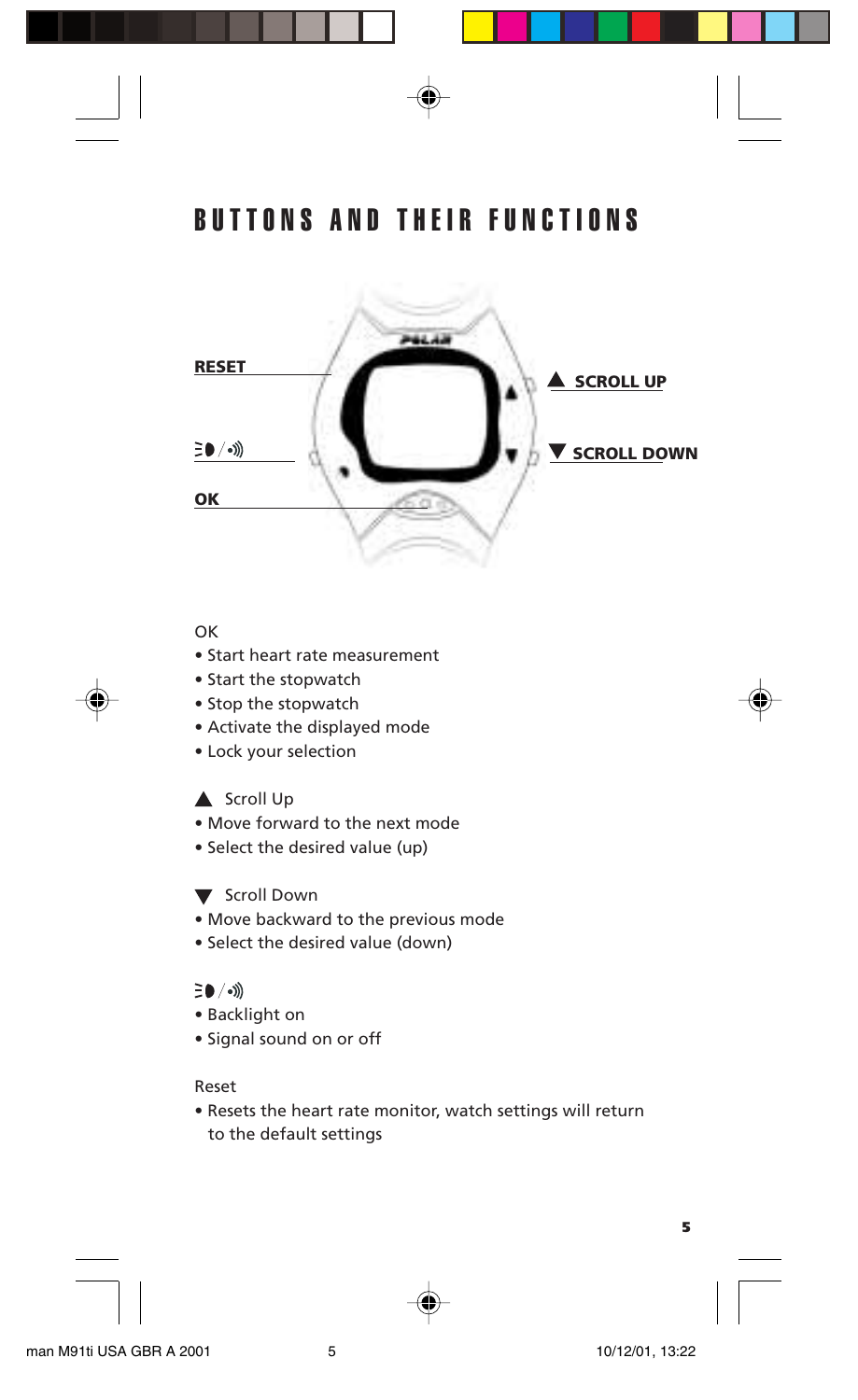# BUTTONS AND THEIR FUNCTIONS

RESET

☰◗ / •))

OK

▲ SCROLL UP

▼ SCROLL DOWN

OK

- Start heart rate measurement
- Start the stopwatch
- Stop the stopwatch
- Activate the displayed mode
- Lock your selection

▲ Scroll Up

- Move forward to the next mode
- Select the desired value (up)

▼ Scroll Down

- Move backward to the previous mode
- Select the desired value (down)

☰◗ / •))

- Backlight on
- Signal sound on or off

Reset

- Resets the heart rate monitor, watch settings will return to the default settings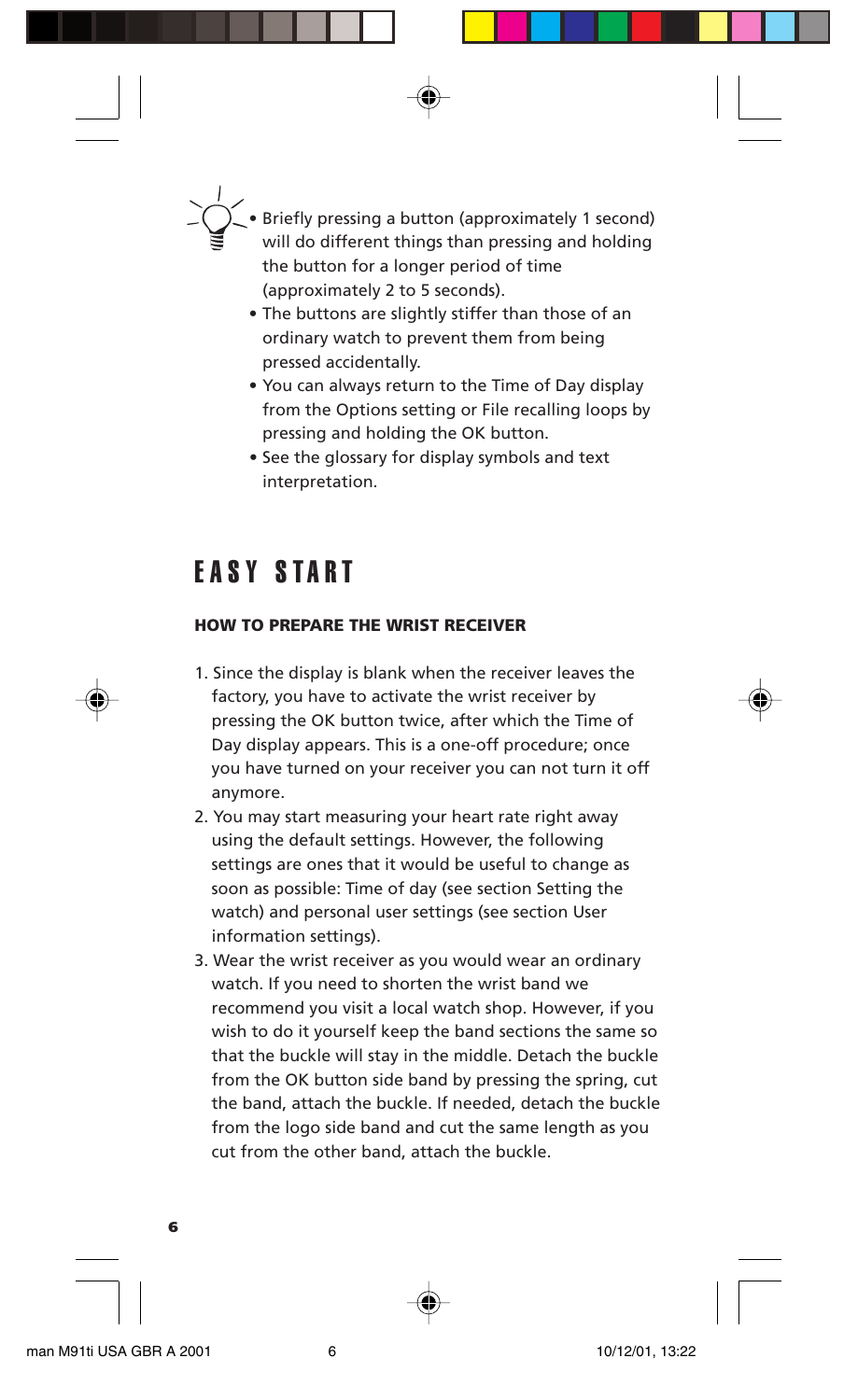- Briefly pressing a button (approximately 1 second) will do different things than pressing and holding the button for a longer period of time (approximately 2 to 5 seconds).
- The buttons are slightly stiffer than those of an ordinary watch to prevent them from being pressed accidentally.
- You can always return to the Time of Day display from the Options setting or File recalling loops by pressing and holding the OK button.
- See the glossary for display symbols and text interpretation.

# EASY START

### HOW TO PREPARE THE WRIST RECEIVER

1. Since the display is blank when the receiver leaves the factory, you have to activate the wrist receiver by pressing the OK button twice, after which the Time of Day display appears. This is a one-off procedure; once you have turned on your receiver you can not turn it off anymore.
2. You may start measuring your heart rate right away using the default settings. However, the following settings are ones that it would be useful to change as soon as possible: Time of day (see section Setting the watch) and personal user settings (see section User information settings).
3. Wear the wrist receiver as you would wear an ordinary watch. If you need to shorten the wrist band we recommend you visit a local watch shop. However, if you wish to do it yourself keep the band sections the same so that the buckle will stay in the middle. Detach the buckle from the OK button side band by pressing the spring, cut the band, attach the buckle. If needed, detach the buckle from the logo side band and cut the same length as you cut from the other band, attach the buckle.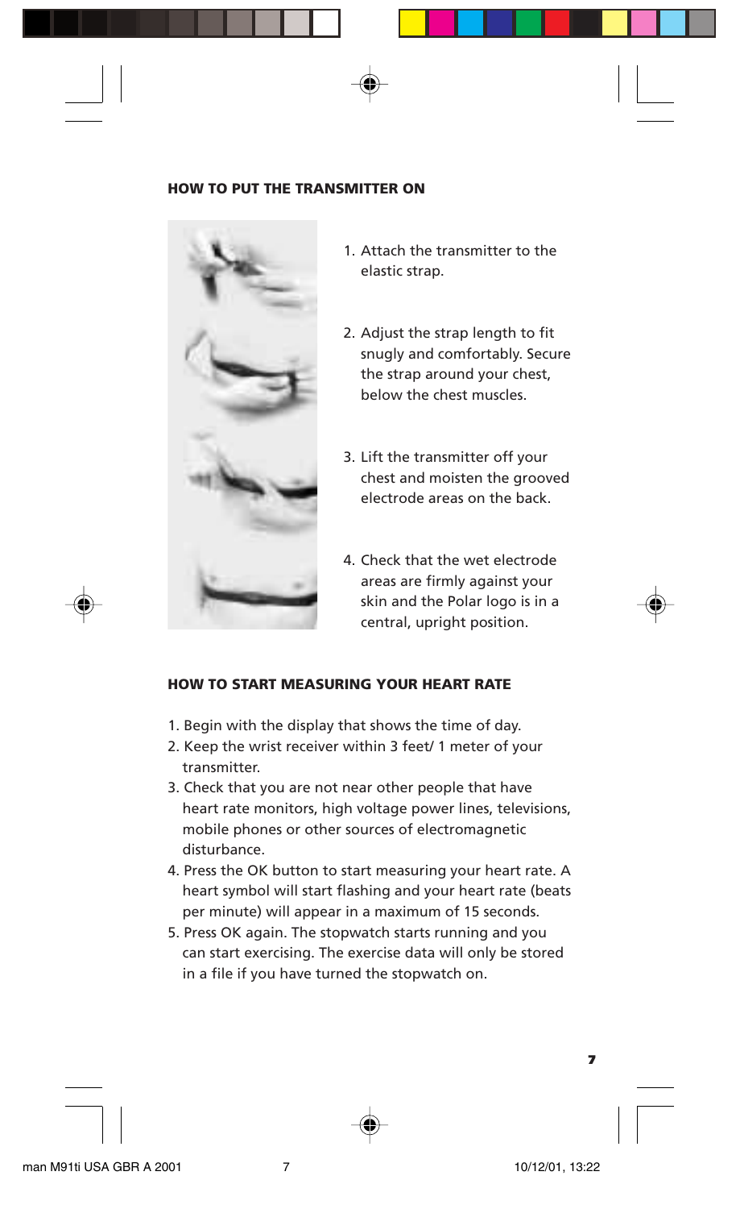## HOW TO PUT THE TRANSMITTER ON

1. Attach the transmitter to the elastic strap.
2. Adjust the strap length to fit snugly and comfortably. Secure the strap around your chest, below the chest muscles.
3. Lift the transmitter off your chest and moisten the grooved electrode areas on the back.
4. Check that the wet electrode areas are firmly against your skin and the Polar logo is in a central, upright position.

## HOW TO START MEASURING YOUR HEART RATE

1. Begin with the display that shows the time of day.
2. Keep the wrist receiver within 3 feet/ 1 meter of your transmitter.
3. Check that you are not near other people that have heart rate monitors, high voltage power lines, televisions, mobile phones or other sources of electromagnetic disturbance.
4. Press the OK button to start measuring your heart rate. A heart symbol will start flashing and your heart rate (beats per minute) will appear in a maximum of 15 seconds.
5. Press OK again. The stopwatch starts running and you can start exercising. The exercise data will only be stored in a file if you have turned the stopwatch on.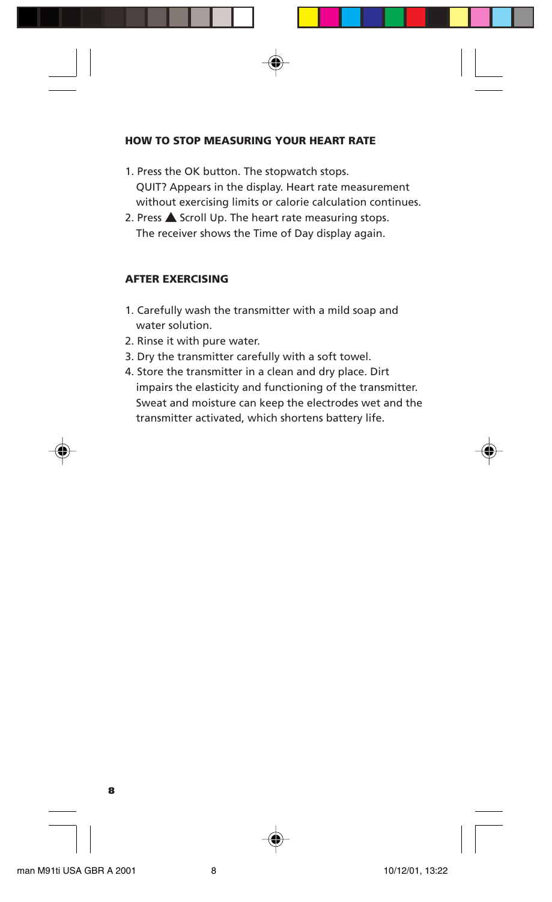## HOW TO STOP MEASURING YOUR HEART RATE

1. Press the OK button. The stopwatch stops. QUIT? Appears in the display. Heart rate measurement without exercising limits or calorie calculation continues.
2. Press ▲ Scroll Up. The heart rate measuring stops. The receiver shows the Time of Day display again.

## AFTER EXERCISING

1. Carefully wash the transmitter with a mild soap and water solution.
2. Rinse it with pure water.
3. Dry the transmitter carefully with a soft towel.
4. Store the transmitter in a clean and dry place. Dirt impairs the elasticity and functioning of the transmitter. Sweat and moisture can keep the electrodes wet and the transmitter activated, which shortens battery life.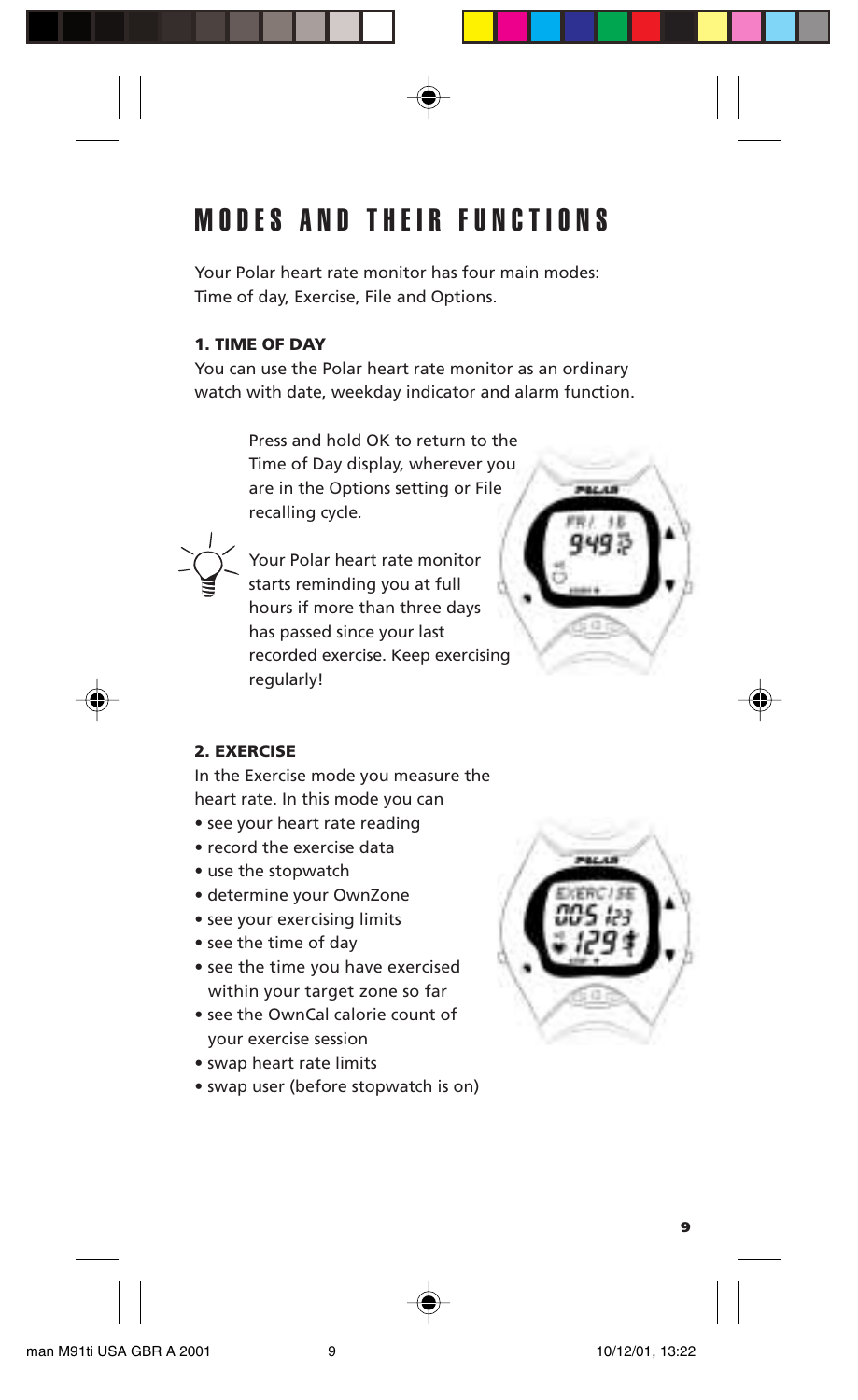# MODES AND THEIR FUNCTIONS

Your Polar heart rate monitor has four main modes: Time of day, Exercise, File and Options.

### 1. TIME OF DAY

You can use the Polar heart rate monitor as an ordinary watch with date, weekday indicator and alarm function.

Press and hold OK to return to the Time of Day display, wherever you are in the Options setting or File recalling cycle.

Your Polar heart rate monitor starts reminding you at full hours if more than three days has passed since your last recorded exercise. Keep exercising regularly!

### 2. EXERCISE

In the Exercise mode you measure the heart rate. In this mode you can

- see your heart rate reading
- record the exercise data
- use the stopwatch
- determine your OwnZone
- see your exercising limits
- see the time of day
- see the time you have exercised within your target zone so far
- see the OwnCal calorie count of your exercise session
- swap heart rate limits
- swap user (before stopwatch is on)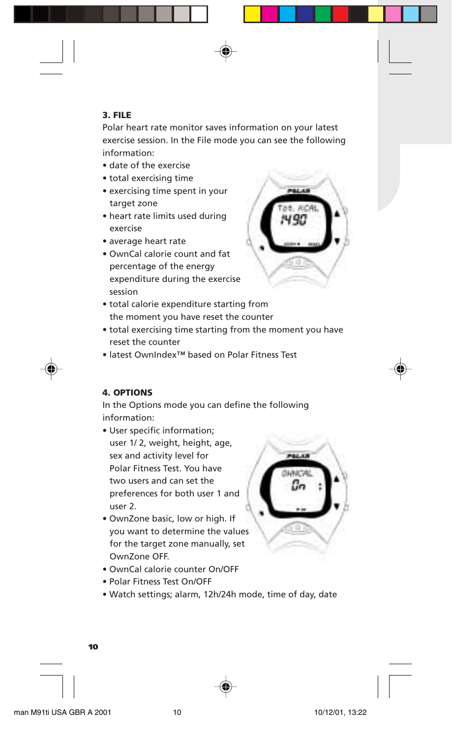### 3. FILE

Polar heart rate monitor saves information on your latest exercise session. In the File mode you can see the following information:

- date of the exercise
- total exercising time
- exercising time spent in your target zone
- heart rate limits used during exercise
- average heart rate
- OwnCal calorie count and fat percentage of the energy expenditure during the exercise session
- total calorie expenditure starting from the moment you have reset the counter
- total exercising time starting from the moment you have reset the counter
- latest OwnIndex™ based on Polar Fitness Test

### 4. OPTIONS

In the Options mode you can define the following information:

- User specific information; user 1/ 2, weight, height, age, sex and activity level for Polar Fitness Test. You have two users and can set the preferences for both user 1 and user 2.
- OwnZone basic, low or high. If you want to determine the values for the target zone manually, set OwnZone OFF.
- OwnCal calorie counter On/OFF
- Polar Fitness Test On/OFF
- Watch settings; alarm, 12h/24h mode, time of day, date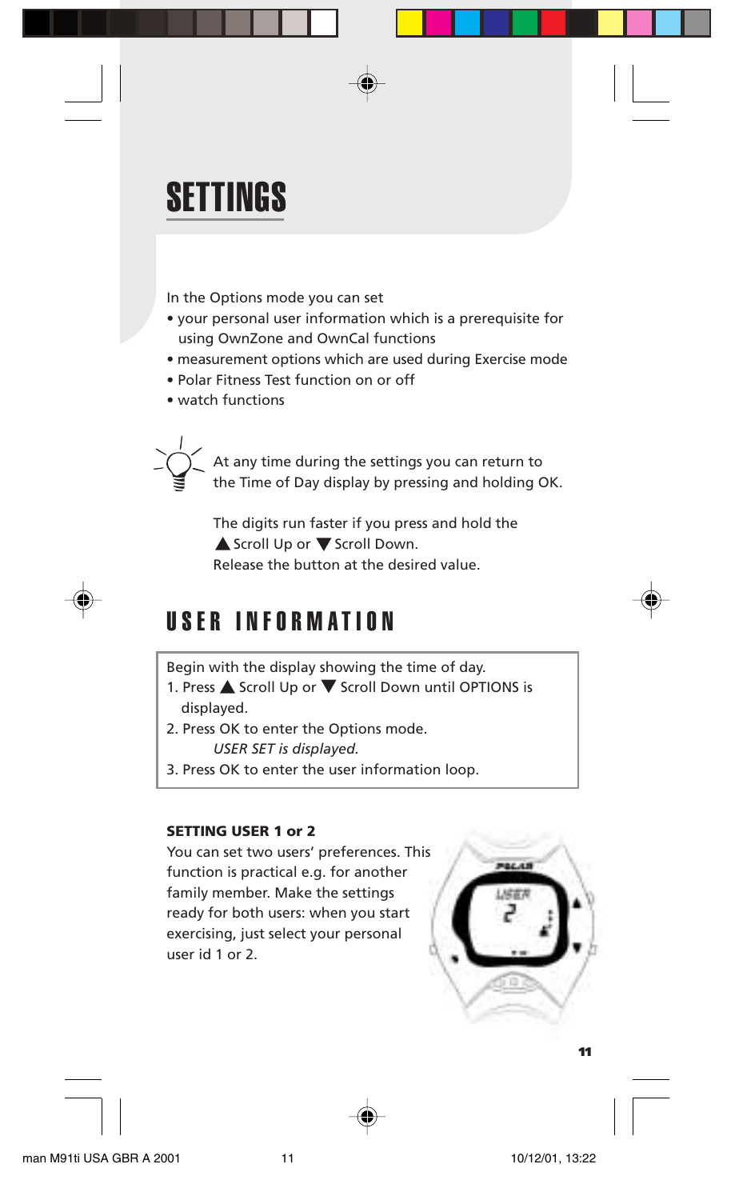# SETTINGS

In the Options mode you can set

- your personal user information which is a prerequisite for using OwnZone and OwnCal functions
- measurement options which are used during Exercise mode
- Polar Fitness Test function on or off
- watch functions

At any time during the settings you can return to the Time of Day display by pressing and holding OK.

The digits run faster if you press and hold the ▲ Scroll Up or ▼ Scroll Down. Release the button at the desired value.

## USER INFORMATION

Begin with the display showing the time of day.

1. Press ▲ Scroll Up or ▼ Scroll Down until OPTIONS is displayed.
2. Press OK to enter the Options mode.
   *USER SET is displayed.*
3. Press OK to enter the user information loop.

**SETTING USER 1 or 2**

You can set two users' preferences. This function is practical e.g. for another family member. Make the settings ready for both users: when you start exercising, just select your personal user id 1 or 2.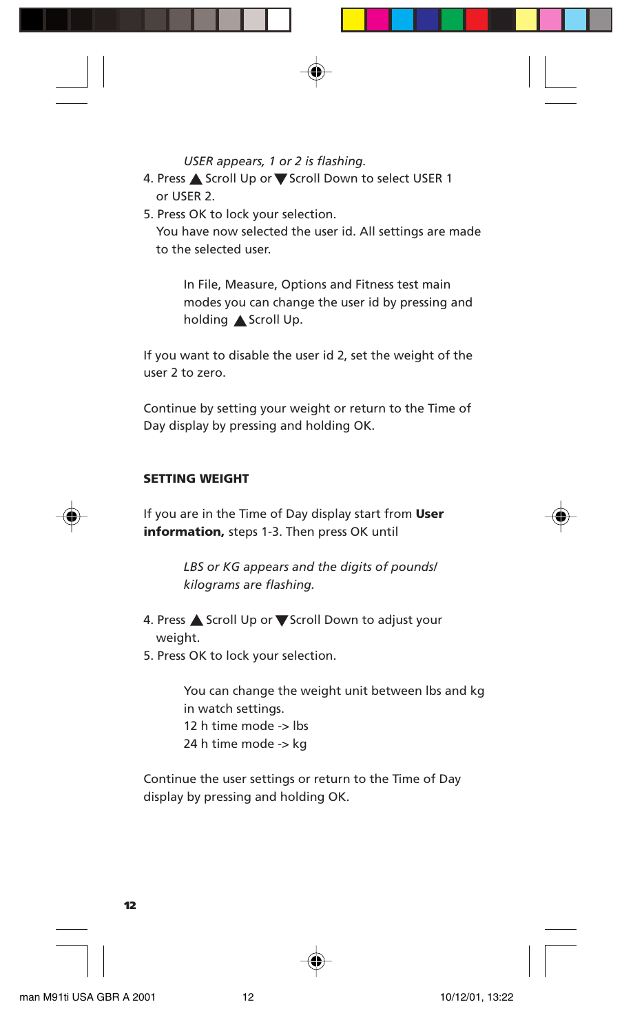*USER appears, 1 or 2 is flashing.*

4. Press ▲ Scroll Up or ▼ Scroll Down to select USER 1 or USER 2.
5. Press OK to lock your selection.
   You have now selected the user id. All settings are made to the selected user.

   In File, Measure, Options and Fitness test main modes you can change the user id by pressing and holding ▲ Scroll Up.

If you want to disable the user id 2, set the weight of the user 2 to zero.

Continue by setting your weight or return to the Time of Day display by pressing and holding OK.

### SETTING WEIGHT

If you are in the Time of Day display start from **User information,** steps 1-3. Then press OK until

*LBS or KG appears and the digits of pounds/ kilograms are flashing.*

4. Press ▲ Scroll Up or ▼ Scroll Down to adjust your weight.
5. Press OK to lock your selection.

   You can change the weight unit between lbs and kg in watch settings.
   12 h time mode -> lbs
   24 h time mode -> kg

Continue the user settings or return to the Time of Day display by pressing and holding OK.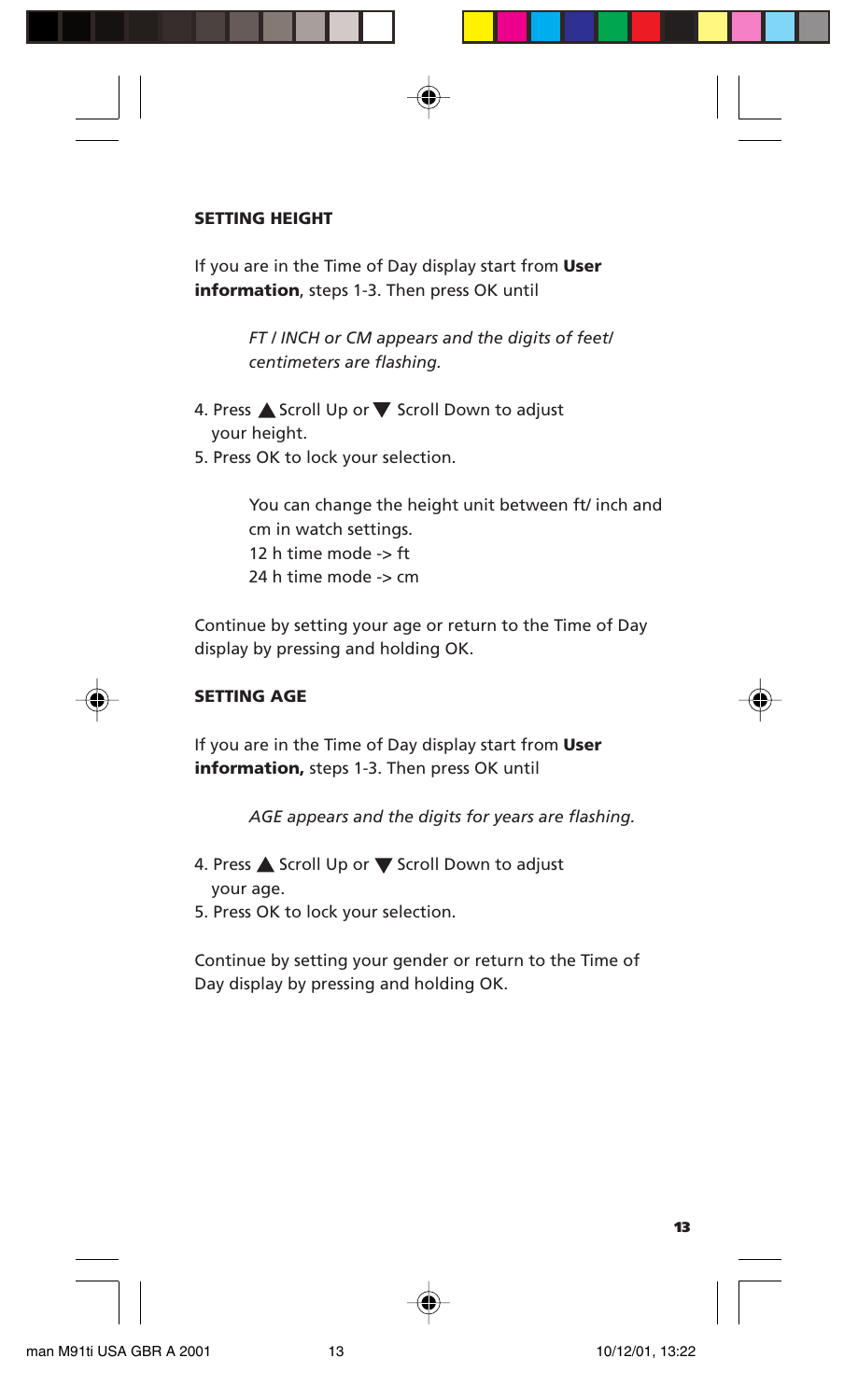### SETTING HEIGHT

If you are in the Time of Day display start from **User information**, steps 1-3. Then press OK until

*FT / INCH or CM appears and the digits of feet/ centimeters are flashing.*

4. Press ▲ Scroll Up or ▼ Scroll Down to adjust your height.
5. Press OK to lock your selection.

You can change the height unit between ft/ inch and cm in watch settings.
12 h time mode -> ft
24 h time mode -> cm

Continue by setting your age or return to the Time of Day display by pressing and holding OK.

### SETTING AGE

If you are in the Time of Day display start from **User information,** steps 1-3. Then press OK until

*AGE appears and the digits for years are flashing.*

4. Press ▲ Scroll Up or ▼ Scroll Down to adjust your age.
5. Press OK to lock your selection.

Continue by setting your gender or return to the Time of Day display by pressing and holding OK.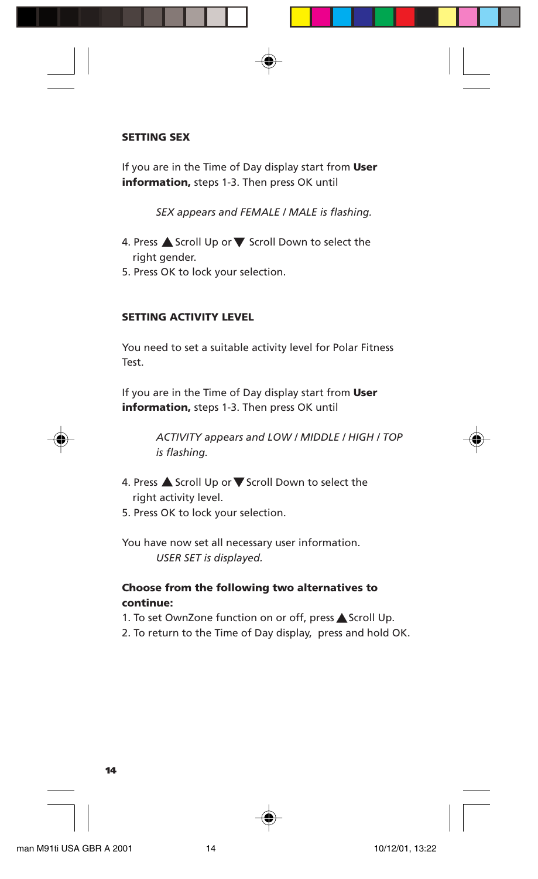## SETTING SEX

If you are in the Time of Day display start from **User information,** steps 1-3. Then press OK until

*SEX appears and FEMALE / MALE is flashing.*

4. Press ▲ Scroll Up or ▼ Scroll Down to select the right gender.
5. Press OK to lock your selection.

## SETTING ACTIVITY LEVEL

You need to set a suitable activity level for Polar Fitness Test.

If you are in the Time of Day display start from **User information,** steps 1-3. Then press OK until

*ACTIVITY appears and LOW / MIDDLE / HIGH / TOP is flashing.*

4. Press ▲ Scroll Up or ▼ Scroll Down to select the right activity level.
5. Press OK to lock your selection.

You have now set all necessary user information.

*USER SET is displayed.*

**Choose from the following two alternatives to continue:**

1. To set OwnZone function on or off, press ▲ Scroll Up.
2. To return to the Time of Day display, press and hold OK.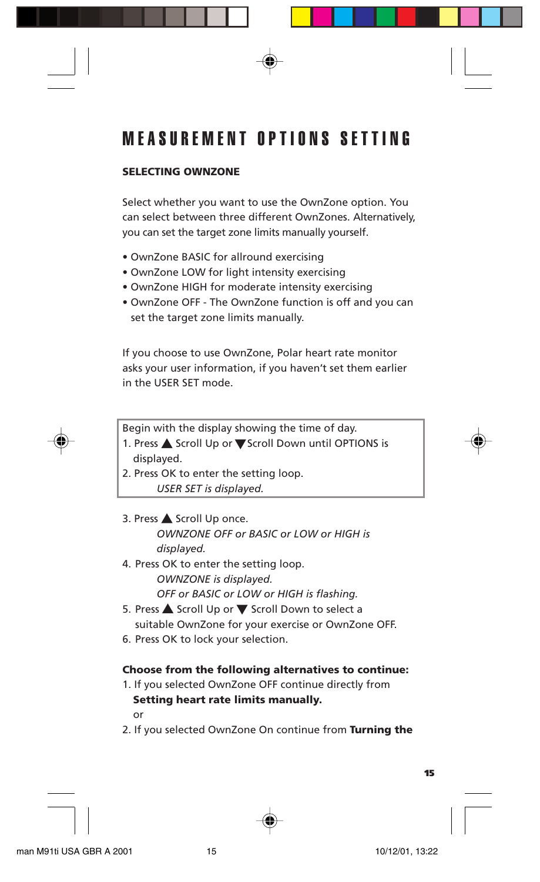# MEASUREMENT OPTIONS SETTING

**SELECTING OWNZONE**

Select whether you want to use the OwnZone option. You can select between three different OwnZones. Alternatively, you can set the target zone limits manually yourself.

- OwnZone BASIC for allround exercising
- OwnZone LOW for light intensity exercising
- OwnZone HIGH for moderate intensity exercising
- OwnZone OFF - The OwnZone function is off and you can set the target zone limits manually.

If you choose to use OwnZone, Polar heart rate monitor asks your user information, if you haven't set them earlier in the USER SET mode.

Begin with the display showing the time of day.

1. Press ▲ Scroll Up or ▼ Scroll Down until OPTIONS is displayed.
2. Press OK to enter the setting loop.
   *USER SET is displayed.*
3. Press ▲ Scroll Up once.
   *OWNZONE OFF or BASIC or LOW or HIGH is displayed.*
4. Press OK to enter the setting loop.
   *OWNZONE is displayed.*
   *OFF or BASIC or LOW or HIGH is flashing.*
5. Press ▲ Scroll Up or ▼ Scroll Down to select a suitable OwnZone for your exercise or OwnZone OFF.
6. Press OK to lock your selection.

**Choose from the following alternatives to continue:**

1. If you selected OwnZone OFF continue directly from **Setting heart rate limits manually.**
   or
2. If you selected OwnZone On continue from **Turning the**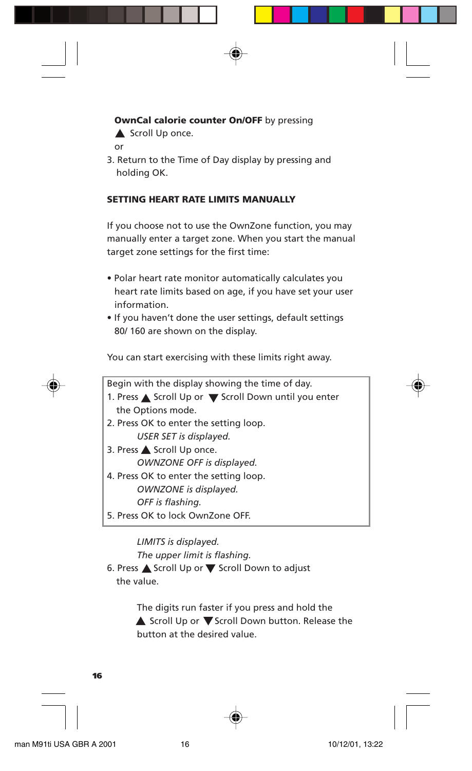**OwnCal calorie counter On/OFF** by pressing
▲ Scroll Up once.
or

3. Return to the Time of Day display by pressing and holding OK.

**SETTING HEART RATE LIMITS MANUALLY**

If you choose not to use the OwnZone function, you may manually enter a target zone. When you start the manual target zone settings for the first time:

- Polar heart rate monitor automatically calculates you heart rate limits based on age, if you have set your user information.
- If you haven't done the user settings, default settings 80/ 160 are shown on the display.

You can start exercising with these limits right away.

Begin with the display showing the time of day.

1. Press ▲ Scroll Up or ▼ Scroll Down until you enter the Options mode.
2. Press OK to enter the setting loop.
   *USER SET is displayed.*
3. Press ▲ Scroll Up once.
   *OWNZONE OFF is displayed.*
4. Press OK to enter the setting loop.
   *OWNZONE is displayed.*
   *OFF is flashing.*
5. Press OK to lock OwnZone OFF.
   *LIMITS is displayed.*
   *The upper limit is flashing.*
6. Press ▲ Scroll Up or ▼ Scroll Down to adjust the value.

   The digits run faster if you press and hold the ▲ Scroll Up or ▼ Scroll Down button. Release the button at the desired value.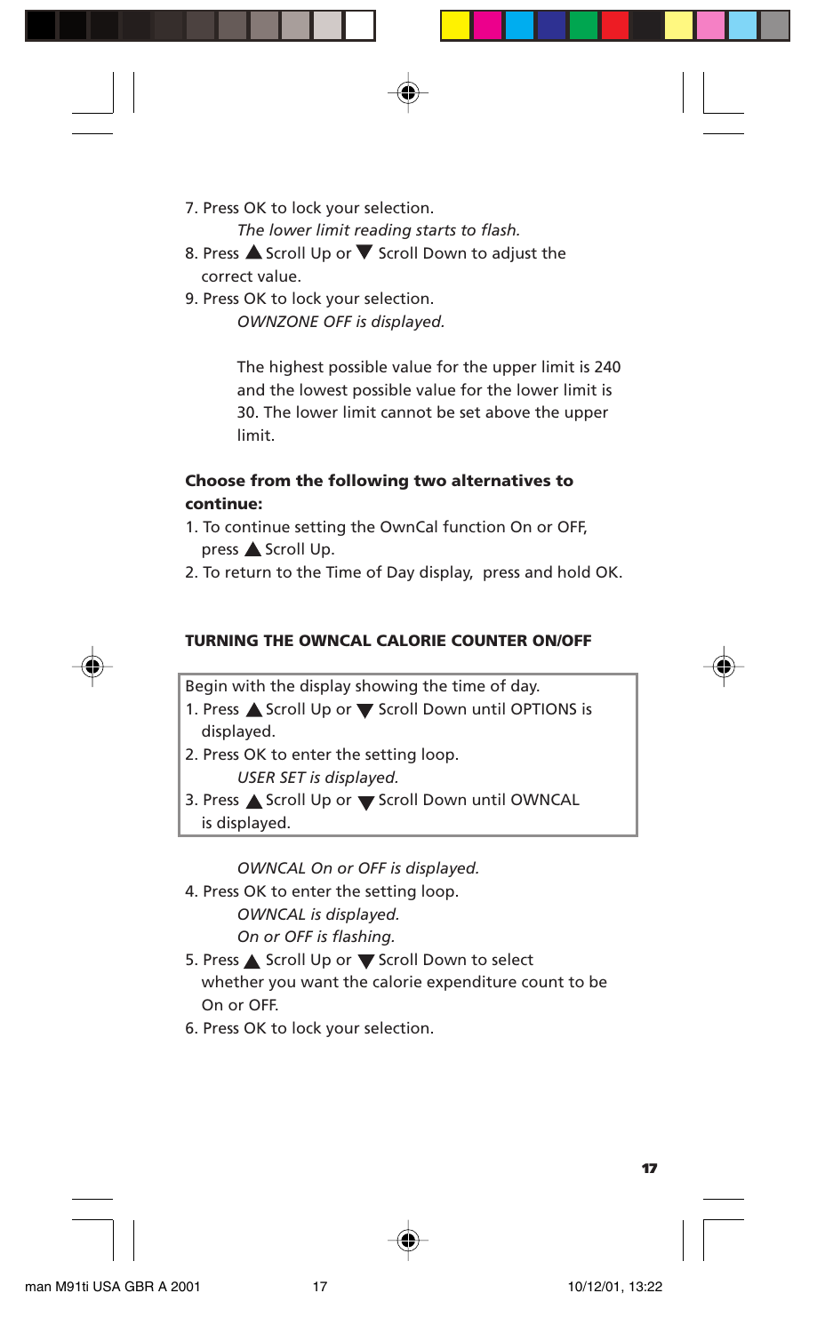7. Press OK to lock your selection.
   *The lower limit reading starts to flash.*
8. Press ▲ Scroll Up or ▼ Scroll Down to adjust the correct value.
9. Press OK to lock your selection.
   *OWNZONE OFF is displayed.*

   The highest possible value for the upper limit is 240 and the lowest possible value for the lower limit is 30. The lower limit cannot be set above the upper limit.

**Choose from the following two alternatives to continue:**

1. To continue setting the OwnCal function On or OFF, press ▲ Scroll Up.
2. To return to the Time of Day display, press and hold OK.

### TURNING THE OWNCAL CALORIE COUNTER ON/OFF

Begin with the display showing the time of day.

1. Press ▲ Scroll Up or ▼ Scroll Down until OPTIONS is displayed.
2. Press OK to enter the setting loop.
   *USER SET is displayed.*
3. Press ▲ Scroll Up or ▼ Scroll Down until OWNCAL is displayed.

   *OWNCAL On or OFF is displayed.*
4. Press OK to enter the setting loop.
   *OWNCAL is displayed.*
   *On or OFF is flashing.*
5. Press ▲ Scroll Up or ▼ Scroll Down to select whether you want the calorie expenditure count to be On or OFF.
6. Press OK to lock your selection.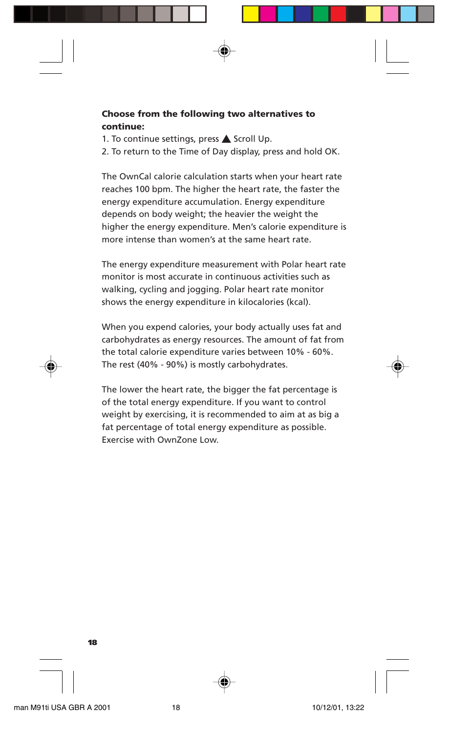**Choose from the following two alternatives to continue:**

1. To continue settings, press ▲ Scroll Up.
2. To return to the Time of Day display, press and hold OK.

The OwnCal calorie calculation starts when your heart rate reaches 100 bpm. The higher the heart rate, the faster the energy expenditure accumulation. Energy expenditure depends on body weight; the heavier the weight the higher the energy expenditure. Men's calorie expenditure is more intense than women's at the same heart rate.

The energy expenditure measurement with Polar heart rate monitor is most accurate in continuous activities such as walking, cycling and jogging. Polar heart rate monitor shows the energy expenditure in kilocalories (kcal).

When you expend calories, your body actually uses fat and carbohydrates as energy resources. The amount of fat from the total calorie expenditure varies between 10% - 60%. The rest (40% - 90%) is mostly carbohydrates.

The lower the heart rate, the bigger the fat percentage is of the total energy expenditure. If you want to control weight by exercising, it is recommended to aim at as big a fat percentage of total energy expenditure as possible. Exercise with OwnZone Low.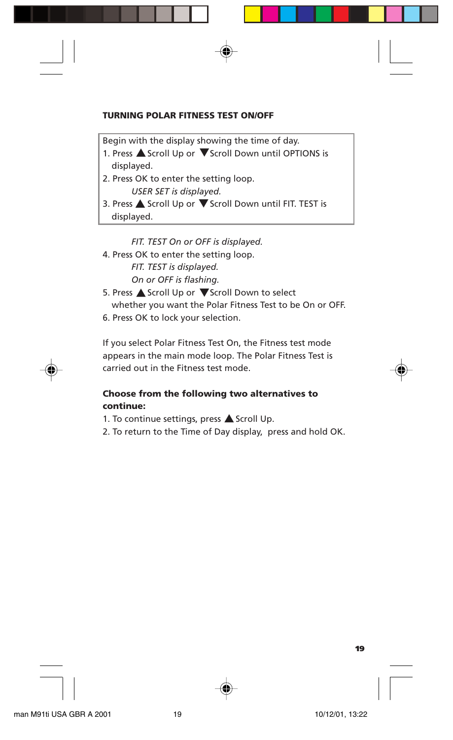## TURNING POLAR FITNESS TEST ON/OFF

Begin with the display showing the time of day.

1. Press ▲ Scroll Up or ▼ Scroll Down until OPTIONS is displayed.
2. Press OK to enter the setting loop.
   *USER SET is displayed.*
3. Press ▲ Scroll Up or ▼ Scroll Down until FIT. TEST is displayed.
   *FIT. TEST On or OFF is displayed.*
4. Press OK to enter the setting loop.
   *FIT. TEST is displayed.*
   *On or OFF is flashing.*
5. Press ▲ Scroll Up or ▼ Scroll Down to select whether you want the Polar Fitness Test to be On or OFF.
6. Press OK to lock your selection.

If you select Polar Fitness Test On, the Fitness test mode appears in the main mode loop. The Polar Fitness Test is carried out in the Fitness test mode.

**Choose from the following two alternatives to continue:**

1. To continue settings, press ▲ Scroll Up.
2. To return to the Time of Day display, press and hold OK.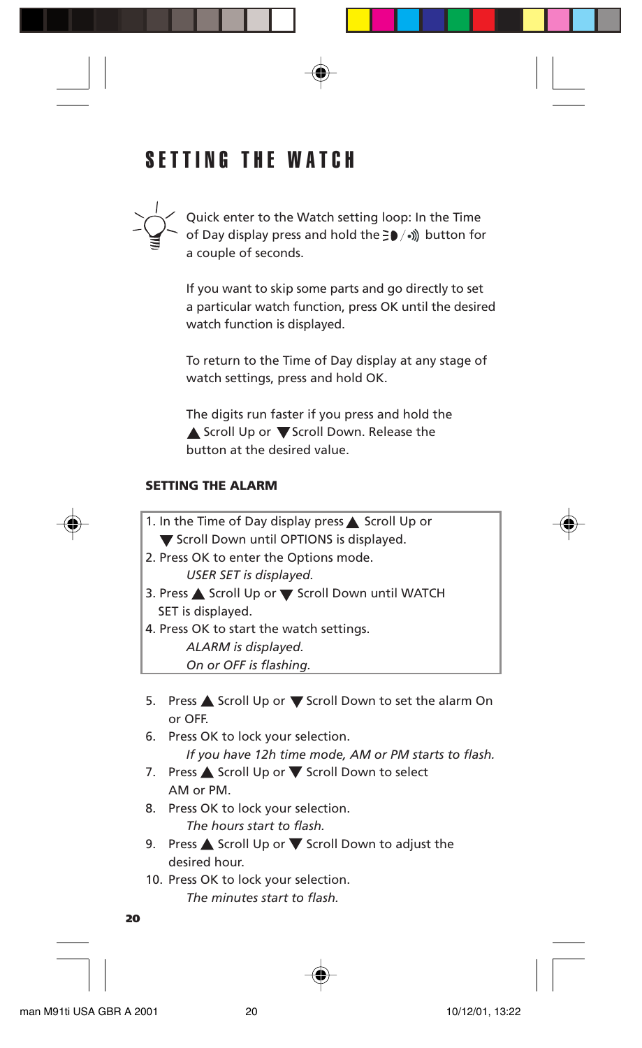# SETTING THE WATCH

Quick enter to the Watch setting loop: In the Time of Day display press and hold the ≡◗/•))) button for a couple of seconds.

If you want to skip some parts and go directly to set a particular watch function, press OK until the desired watch function is displayed.

To return to the Time of Day display at any stage of watch settings, press and hold OK.

The digits run faster if you press and hold the ▲ Scroll Up or ▼ Scroll Down. Release the button at the desired value.

**SETTING THE ALARM**

1. In the Time of Day display press ▲ Scroll Up or ▼ Scroll Down until OPTIONS is displayed.
2. Press OK to enter the Options mode.
   *USER SET is displayed.*
3. Press ▲ Scroll Up or ▼ Scroll Down until WATCH SET is displayed.
4. Press OK to start the watch settings.
   *ALARM is displayed.*
   *On or OFF is flashing.*
5. Press ▲ Scroll Up or ▼ Scroll Down to set the alarm On or OFF.
6. Press OK to lock your selection.
   *If you have 12h time mode, AM or PM starts to flash.*
7. Press ▲ Scroll Up or ▼ Scroll Down to select AM or PM.
8. Press OK to lock your selection.
   *The hours start to flash.*
9. Press ▲ Scroll Up or ▼ Scroll Down to adjust the desired hour.
10. Press OK to lock your selection.
    *The minutes start to flash.*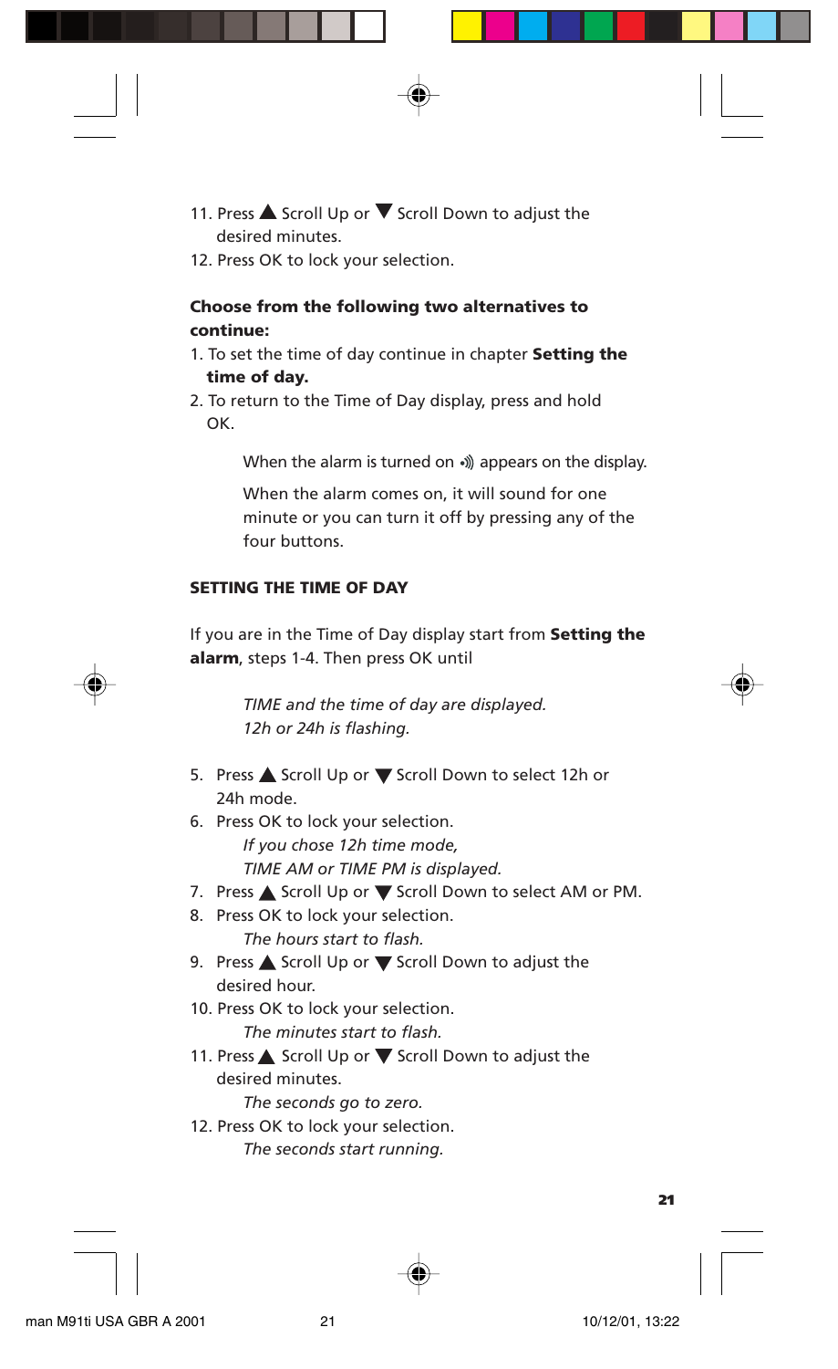11. Press ▲ Scroll Up or ▼ Scroll Down to adjust the desired minutes.
12. Press OK to lock your selection.

**Choose from the following two alternatives to continue:**

1. To set the time of day continue in chapter **Setting the time of day.**
2. To return to the Time of Day display, press and hold OK.

When the alarm is turned on •))) appears on the display.

When the alarm comes on, it will sound for one minute or you can turn it off by pressing any of the four buttons.

## SETTING THE TIME OF DAY

If you are in the Time of Day display start from **Setting the alarm**, steps 1-4. Then press OK until

*TIME and the time of day are displayed.*
*12h or 24h is flashing.*

5. Press ▲ Scroll Up or ▼ Scroll Down to select 12h or 24h mode.
6. Press OK to lock your selection.
   *If you chose 12h time mode,*
   *TIME AM or TIME PM is displayed.*
7. Press ▲ Scroll Up or ▼ Scroll Down to select AM or PM.
8. Press OK to lock your selection.
   *The hours start to flash.*
9. Press ▲ Scroll Up or ▼ Scroll Down to adjust the desired hour.
10. Press OK to lock your selection.
    *The minutes start to flash.*
11. Press ▲ Scroll Up or ▼ Scroll Down to adjust the desired minutes.
    *The seconds go to zero.*
12. Press OK to lock your selection.
    *The seconds start running.*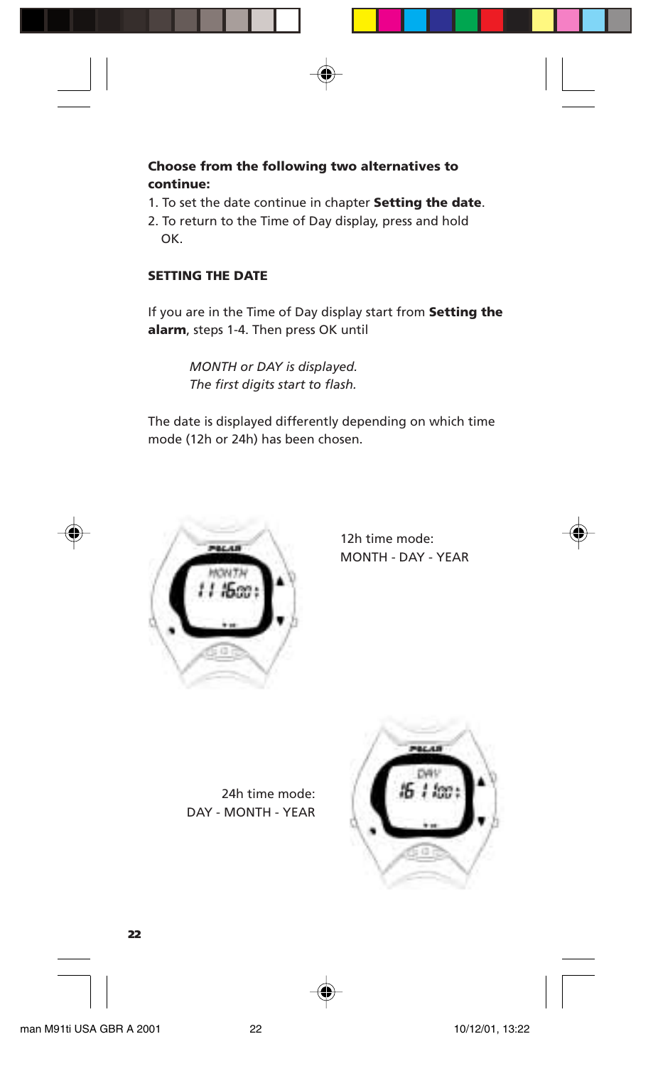**Choose from the following two alternatives to continue:**

1. To set the date continue in chapter **Setting the date**.
2. To return to the Time of Day display, press and hold OK.

## SETTING THE DATE

If you are in the Time of Day display start from **Setting the alarm**, steps 1-4. Then press OK until

*MONTH or DAY is displayed.*
*The first digits start to flash.*

The date is displayed differently depending on which time mode (12h or 24h) has been chosen.

12h time mode:
MONTH - DAY - YEAR

24h time mode:
DAY - MONTH - YEAR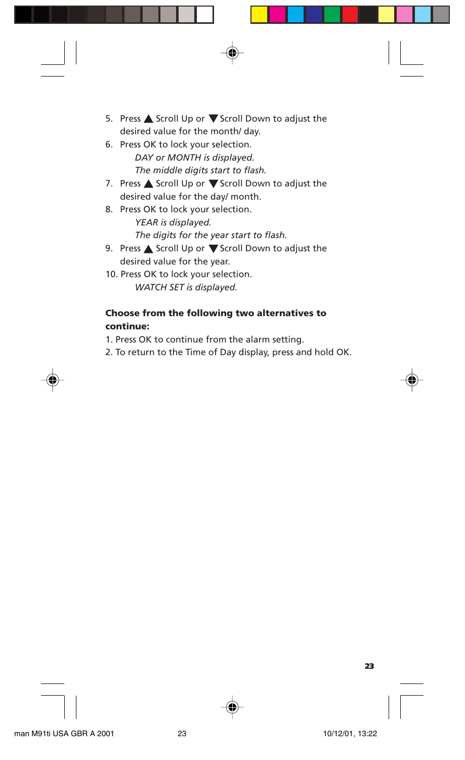5. Press ▲ Scroll Up or ▼ Scroll Down to adjust the desired value for the month/ day.
6. Press OK to lock your selection.
   *DAY or MONTH is displayed.*
   *The middle digits start to flash.*
7. Press ▲ Scroll Up or ▼ Scroll Down to adjust the desired value for the day/ month.
8. Press OK to lock your selection.
   *YEAR is displayed.*
   *The digits for the year start to flash.*
9. Press ▲ Scroll Up or ▼ Scroll Down to adjust the desired value for the year.
10. Press OK to lock your selection.
    *WATCH SET is displayed.*

**Choose from the following two alternatives to continue:**

1. Press OK to continue from the alarm setting.
2. To return to the Time of Day display, press and hold OK.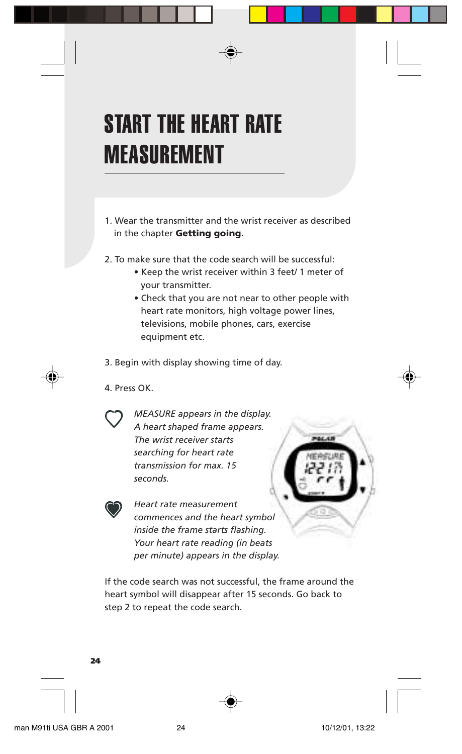# START THE HEART RATE MEASUREMENT

1. Wear the transmitter and the wrist receiver as described in the chapter **Getting going**.

2. To make sure that the code search will be successful:
   - Keep the wrist receiver within 3 feet/ 1 meter of your transmitter.
   - Check that you are not near to other people with heart rate monitors, high voltage power lines, televisions, mobile phones, cars, exercise equipment etc.

3. Begin with display showing time of day.

4. Press OK.

*MEASURE appears in the display. A heart shaped frame appears. The wrist receiver starts searching for heart rate transmission for max. 15 seconds.*

*Heart rate measurement commences and the heart symbol inside the frame starts flashing. Your heart rate reading (in beats per minute) appears in the display.*

If the code search was not successful, the frame around the heart symbol will disappear after 15 seconds. Go back to step 2 to repeat the code search.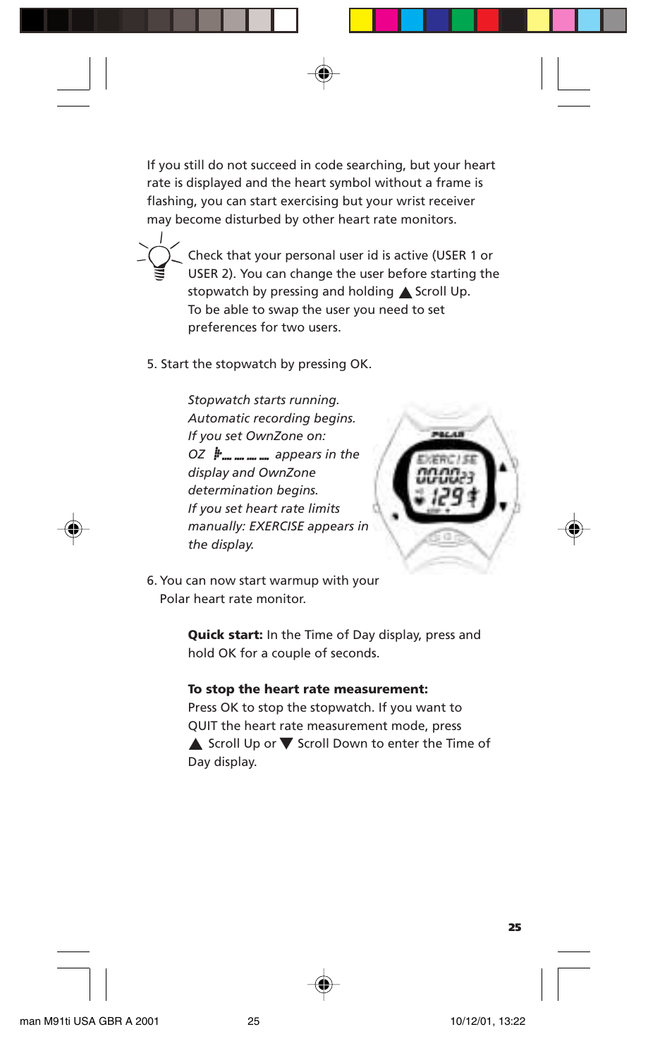If you still do not succeed in code searching, but your heart rate is displayed and the heart symbol without a frame is flashing, you can start exercising but your wrist receiver may become disturbed by other heart rate monitors.

Check that your personal user id is active (USER 1 or USER 2). You can change the user before starting the stopwatch by pressing and holding ▲ Scroll Up. To be able to swap the user you need to set preferences for two users.

5. Start the stopwatch by pressing OK.

*Stopwatch starts running.*
*Automatic recording begins.*
*If you set OwnZone on:*
*OZ appears in the display and OwnZone determination begins.*
*If you set heart rate limits manually: EXERCISE appears in the display.*

6. You can now start warmup with your Polar heart rate monitor.

**Quick start:** In the Time of Day display, press and hold OK for a couple of seconds.

**To stop the heart rate measurement:**
Press OK to stop the stopwatch. If you want to QUIT the heart rate measurement mode, press ▲ Scroll Up or ▼ Scroll Down to enter the Time of Day display.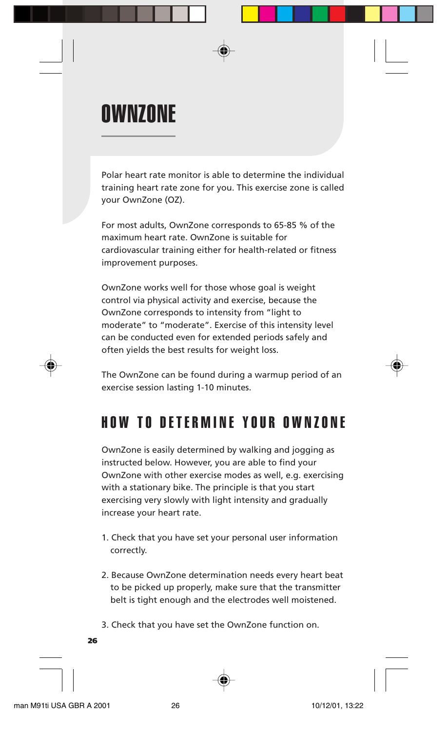# OWNZONE

Polar heart rate monitor is able to determine the individual training heart rate zone for you. This exercise zone is called your OwnZone (OZ).

For most adults, OwnZone corresponds to 65-85 % of the maximum heart rate. OwnZone is suitable for cardiovascular training either for health-related or fitness improvement purposes.

OwnZone works well for those whose goal is weight control via physical activity and exercise, because the OwnZone corresponds to intensity from "light to moderate" to "moderate". Exercise of this intensity level can be conducted even for extended periods safely and often yields the best results for weight loss.

The OwnZone can be found during a warmup period of an exercise session lasting 1-10 minutes.

## HOW TO DETERMINE YOUR OWNZONE

OwnZone is easily determined by walking and jogging as instructed below. However, you are able to find your OwnZone with other exercise modes as well, e.g. exercising with a stationary bike. The principle is that you start exercising very slowly with light intensity and gradually increase your heart rate.

1. Check that you have set your personal user information correctly.
2. Because OwnZone determination needs every heart beat to be picked up properly, make sure that the transmitter belt is tight enough and the electrodes well moistened.
3. Check that you have set the OwnZone function on.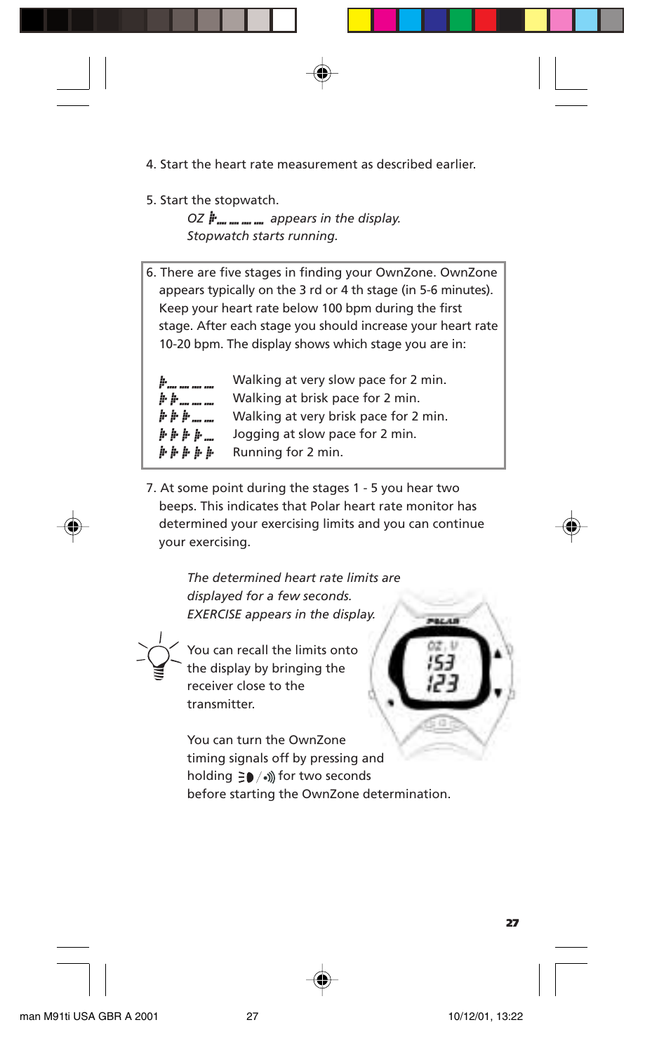4. Start the heart rate measurement as described earlier.

5. Start the stopwatch.

   *OZ ▸\_ \_ \_ \_ appears in the display.*
   *Stopwatch starts running.*

6. There are five stages in finding your OwnZone. OwnZone appears typically on the 3 rd or 4 th stage (in 5-6 minutes). Keep your heart rate below 100 bpm during the first stage. After each stage you should increase your heart rate 10-20 bpm. The display shows which stage you are in:

| | |
|---|---|
| ▸ \_ \_ \_ \_ | Walking at very slow pace for 2 min. |
| ▸ ▸ \_ \_ \_ | Walking at brisk pace for 2 min. |
| ▸ ▸ ▸ \_ \_ | Walking at very brisk pace for 2 min. |
| ▸ ▸ ▸ ▸ \_ | Jogging at slow pace for 2 min. |
| ▸ ▸ ▸ ▸ ▸ | Running for 2 min. |

7. At some point during the stages 1 - 5 you hear two beeps. This indicates that Polar heart rate monitor has determined your exercising limits and you can continue your exercising.

   *The determined heart rate limits are displayed for a few seconds.*
   *EXERCISE appears in the display.*

   You can recall the limits onto the display by bringing the receiver close to the transmitter.

   You can turn the OwnZone timing signals off by pressing and holding light/sound button for two seconds before starting the OwnZone determination.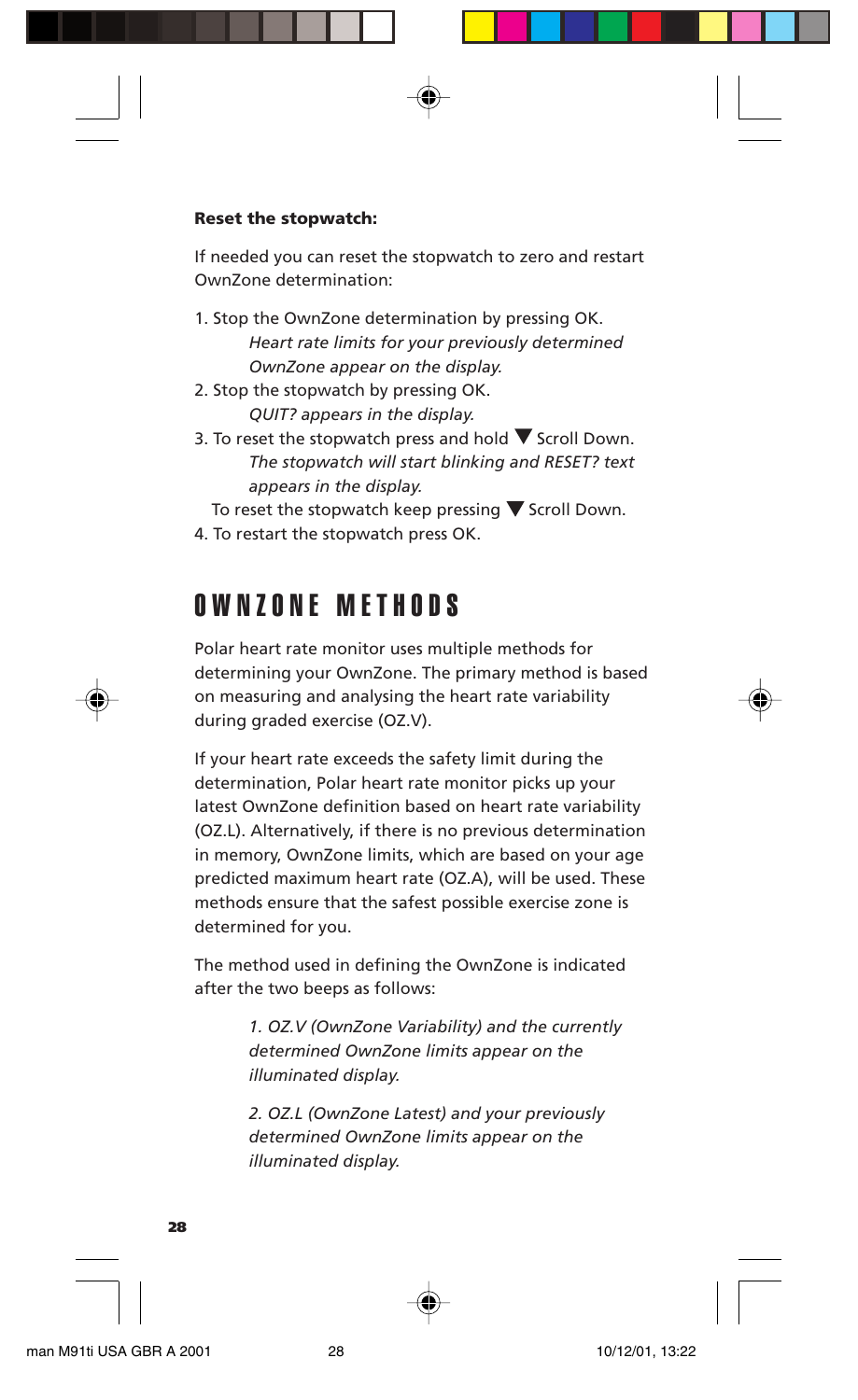**Reset the stopwatch:**

If needed you can reset the stopwatch to zero and restart OwnZone determination:

1. Stop the OwnZone determination by pressing OK.
   *Heart rate limits for your previously determined OwnZone appear on the display.*
2. Stop the stopwatch by pressing OK.
   *QUIT? appears in the display.*
3. To reset the stopwatch press and hold ▼ Scroll Down.
   *The stopwatch will start blinking and RESET? text appears in the display.*
   To reset the stopwatch keep pressing ▼ Scroll Down.
4. To restart the stopwatch press OK.

# OWNZONE METHODS

Polar heart rate monitor uses multiple methods for determining your OwnZone. The primary method is based on measuring and analysing the heart rate variability during graded exercise (OZ.V).

If your heart rate exceeds the safety limit during the determination, Polar heart rate monitor picks up your latest OwnZone definition based on heart rate variability (OZ.L). Alternatively, if there is no previous determination in memory, OwnZone limits, which are based on your age predicted maximum heart rate (OZ.A), will be used. These methods ensure that the safest possible exercise zone is determined for you.

The method used in defining the OwnZone is indicated after the two beeps as follows:

*1. OZ.V (OwnZone Variability) and the currently determined OwnZone limits appear on the illuminated display.*

*2. OZ.L (OwnZone Latest) and your previously determined OwnZone limits appear on the illuminated display.*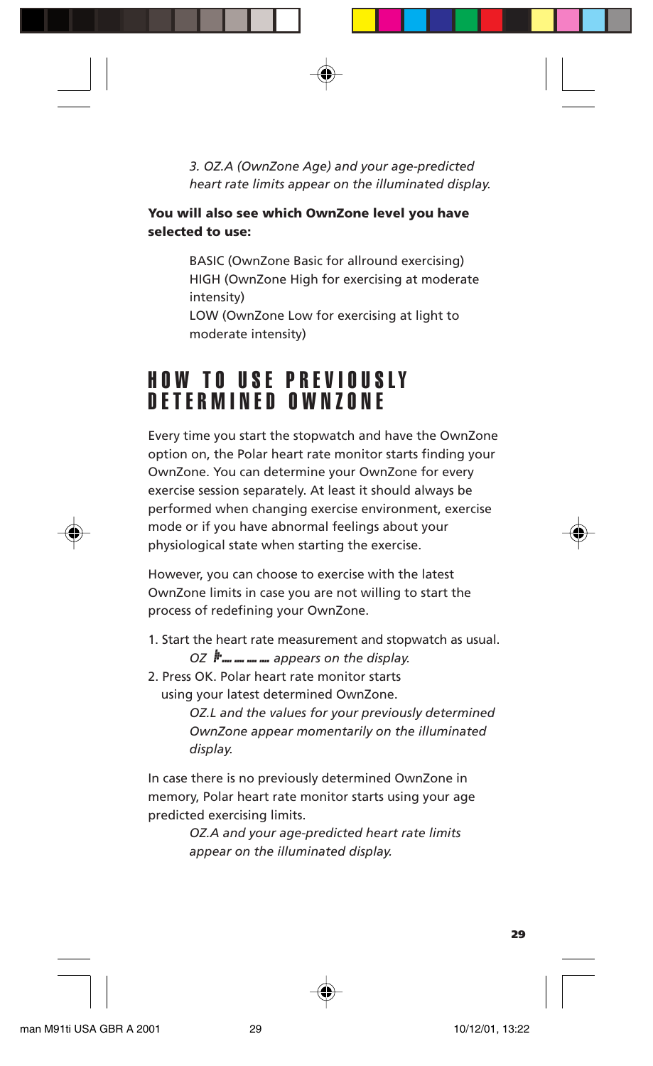*3. OZ.A (OwnZone Age) and your age-predicted heart rate limits appear on the illuminated display.*

**You will also see which OwnZone level you have selected to use:**

BASIC (OwnZone Basic for allround exercising)
HIGH (OwnZone High for exercising at moderate intensity)
LOW (OwnZone Low for exercising at light to moderate intensity)

## HOW TO USE PREVIOUSLY DETERMINED OWNZONE

Every time you start the stopwatch and have the OwnZone option on, the Polar heart rate monitor starts finding your OwnZone. You can determine your OwnZone for every exercise session separately. At least it should always be performed when changing exercise environment, exercise mode or if you have abnormal feelings about your physiological state when starting the exercise.

However, you can choose to exercise with the latest OwnZone limits in case you are not willing to start the process of redefining your OwnZone.

1. Start the heart rate measurement and stopwatch as usual.
   *OZ ‥‥‥‥ appears on the display.*
2. Press OK. Polar heart rate monitor starts using your latest determined OwnZone.
   *OZ.L and the values for your previously determined OwnZone appear momentarily on the illuminated display.*

In case there is no previously determined OwnZone in memory, Polar heart rate monitor starts using your age predicted exercising limits.

*OZ.A and your age-predicted heart rate limits appear on the illuminated display.*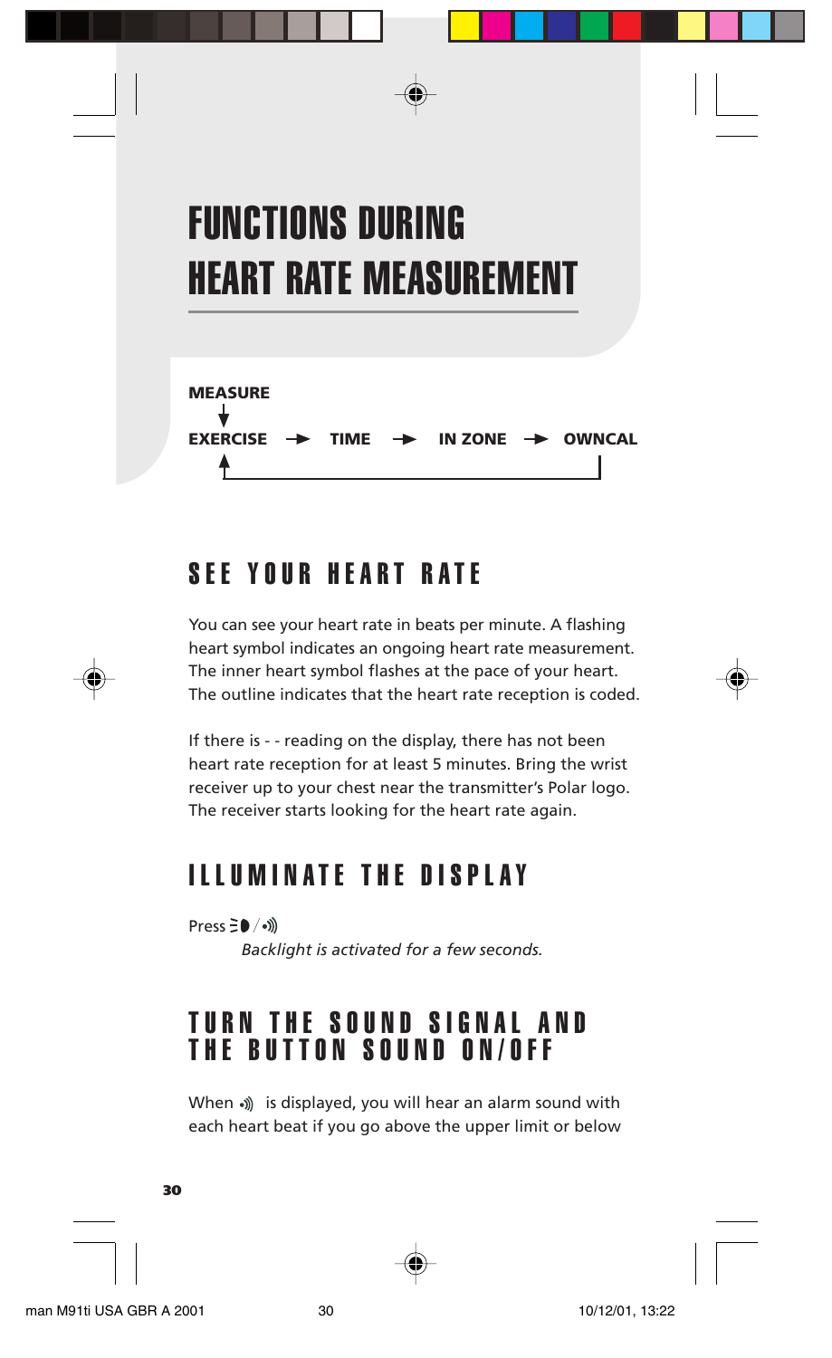# FUNCTIONS DURING HEART RATE MEASUREMENT

**MEASURE**
↓
**EXERCISE** → **TIME** → **IN ZONE** → **OWNCAL**

## SEE YOUR HEART RATE

You can see your heart rate in beats per minute. A flashing heart symbol indicates an ongoing heart rate measurement. The inner heart symbol flashes at the pace of your heart. The outline indicates that the heart rate reception is coded.

If there is - - reading on the display, there has not been heart rate reception for at least 5 minutes. Bring the wrist receiver up to your chest near the transmitter's Polar logo. The receiver starts looking for the heart rate again.

## ILLUMINATE THE DISPLAY

Press ☰● / •)))

*Backlight is activated for a few seconds.*

## TURN THE SOUND SIGNAL AND THE BUTTON SOUND ON/OFF

When •))) is displayed, you will hear an alarm sound with each heart beat if you go above the upper limit or below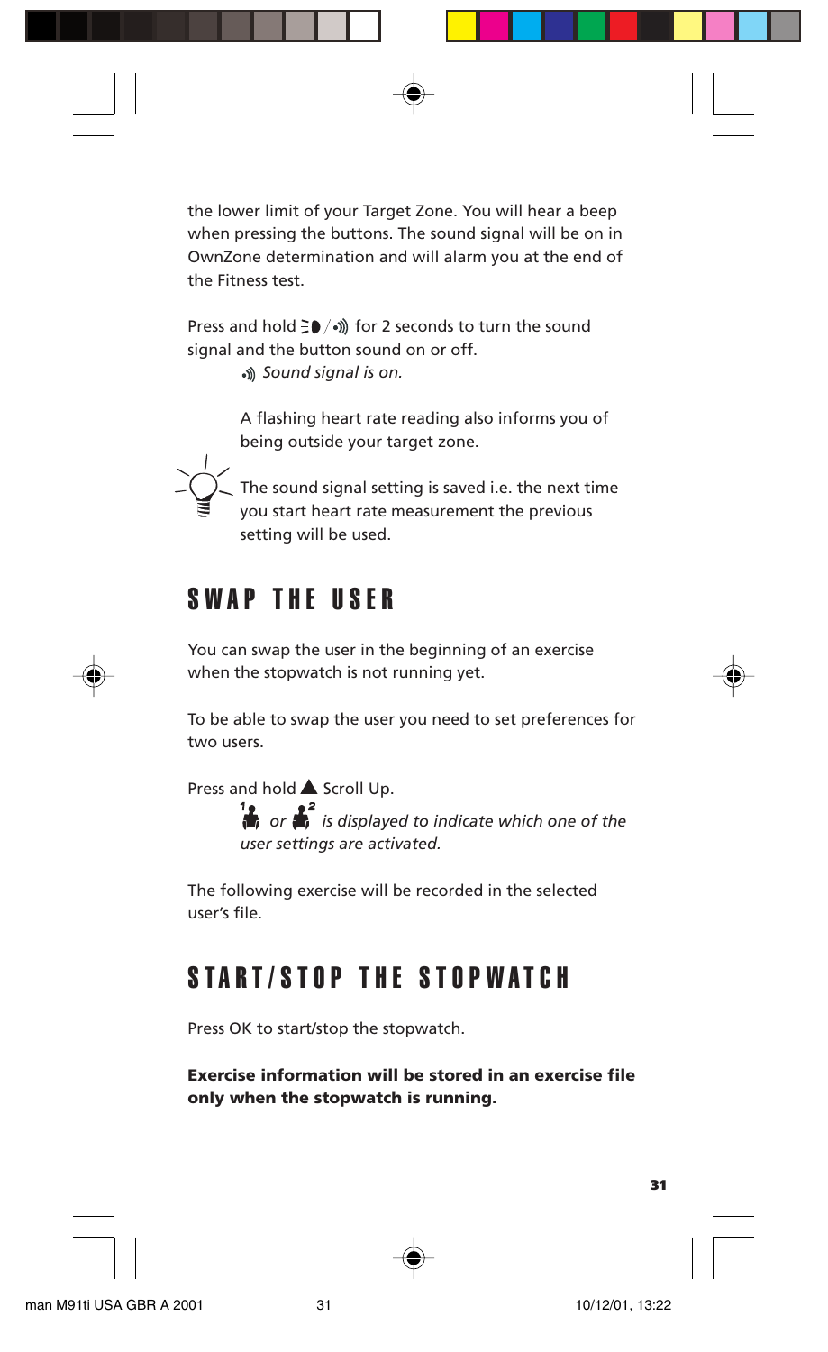the lower limit of your Target Zone. You will hear a beep when pressing the buttons. The sound signal will be on in OwnZone determination and will alarm you at the end of the Fitness test.

Press and hold ☰◗/•))) for 2 seconds to turn the sound signal and the button sound on or off.

•))) *Sound signal is on.*

A flashing heart rate reading also informs you of being outside your target zone.

The sound signal setting is saved i.e. the next time you start heart rate measurement the previous setting will be used.

## SWAP THE USER

You can swap the user in the beginning of an exercise when the stopwatch is not running yet.

To be able to swap the user you need to set preferences for two users.

Press and hold ▲ Scroll Up.

*1 or 2 is displayed to indicate which one of the user settings are activated.*

The following exercise will be recorded in the selected user's file.

## START/STOP THE STOPWATCH

Press OK to start/stop the stopwatch.

**Exercise information will be stored in an exercise file only when the stopwatch is running.**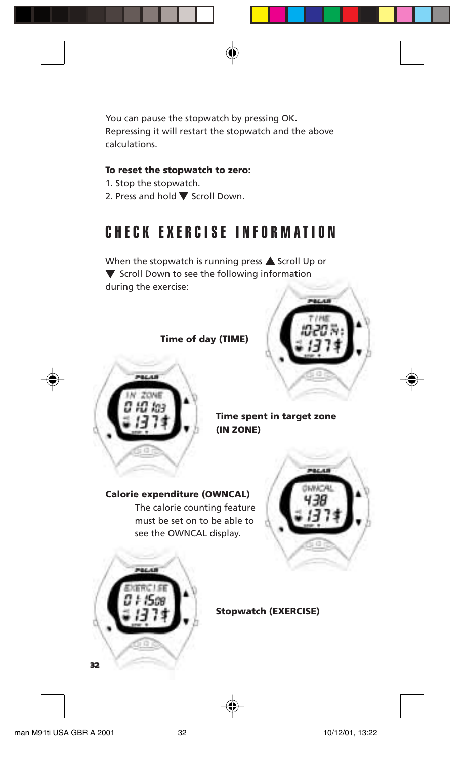You can pause the stopwatch by pressing OK. Repressing it will restart the stopwatch and the above calculations.

**To reset the stopwatch to zero:**

1. Stop the stopwatch.
2. Press and hold ▼ Scroll Down.

# CHECK EXERCISE INFORMATION

When the stopwatch is running press ▲ Scroll Up or ▼ Scroll Down to see the following information during the exercise:

**Time of day (TIME)**

**Time spent in target zone (IN ZONE)**

**Calorie expenditure (OWNCAL)**
The calorie counting feature must be set on to be able to see the OWNCAL display.

**Stopwatch (EXERCISE)**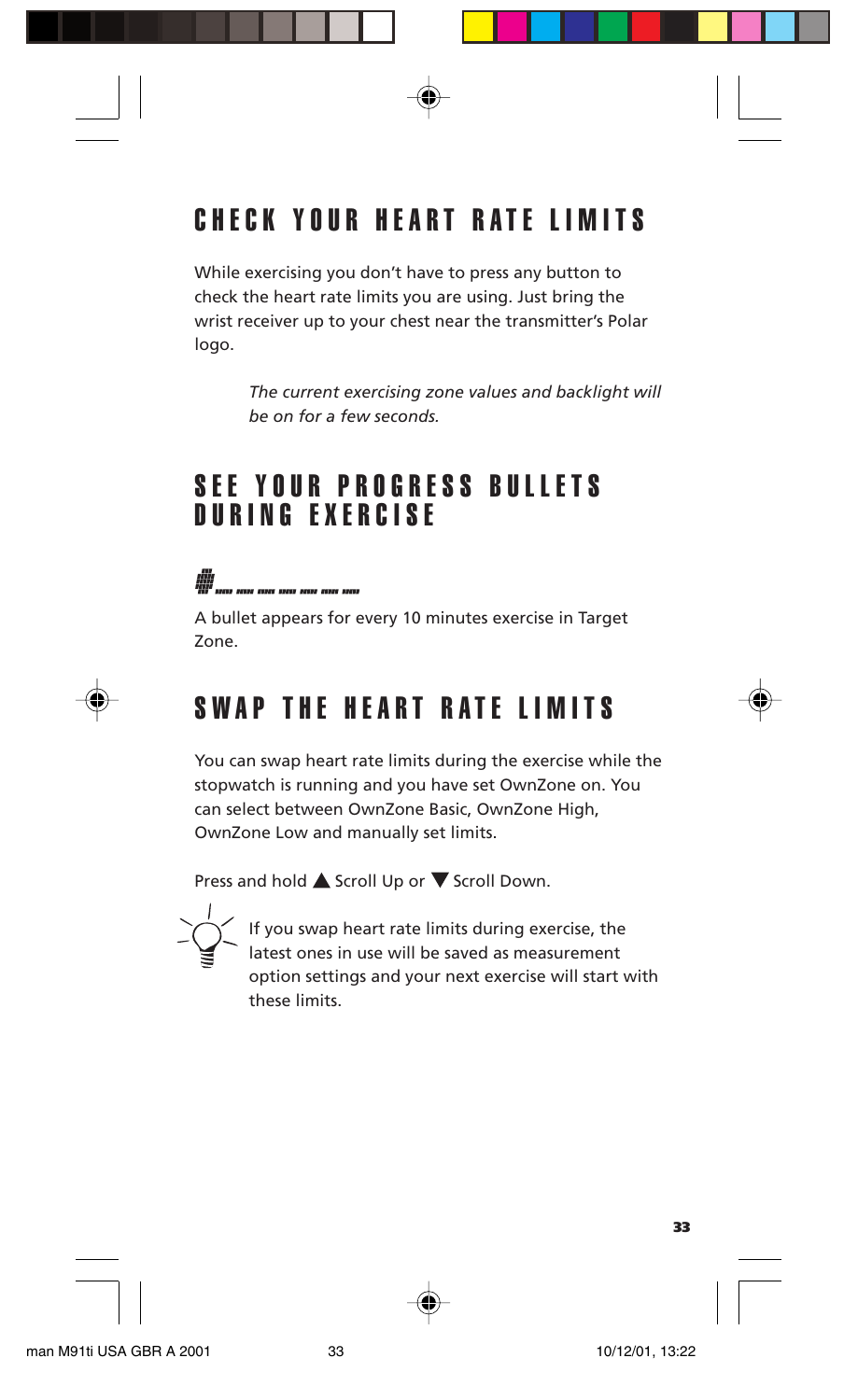## CHECK YOUR HEART RATE LIMITS

While exercising you don't have to press any button to check the heart rate limits you are using. Just bring the wrist receiver up to your chest near the transmitter's Polar logo.

*The current exercising zone values and backlight will be on for a few seconds.*

## SEE YOUR PROGRESS BULLETS DURING EXERCISE

A bullet appears for every 10 minutes exercise in Target Zone.

## SWAP THE HEART RATE LIMITS

You can swap heart rate limits during the exercise while the stopwatch is running and you have set OwnZone on. You can select between OwnZone Basic, OwnZone High, OwnZone Low and manually set limits.

Press and hold ▲ Scroll Up or ▼ Scroll Down.

If you swap heart rate limits during exercise, the latest ones in use will be saved as measurement option settings and your next exercise will start with these limits.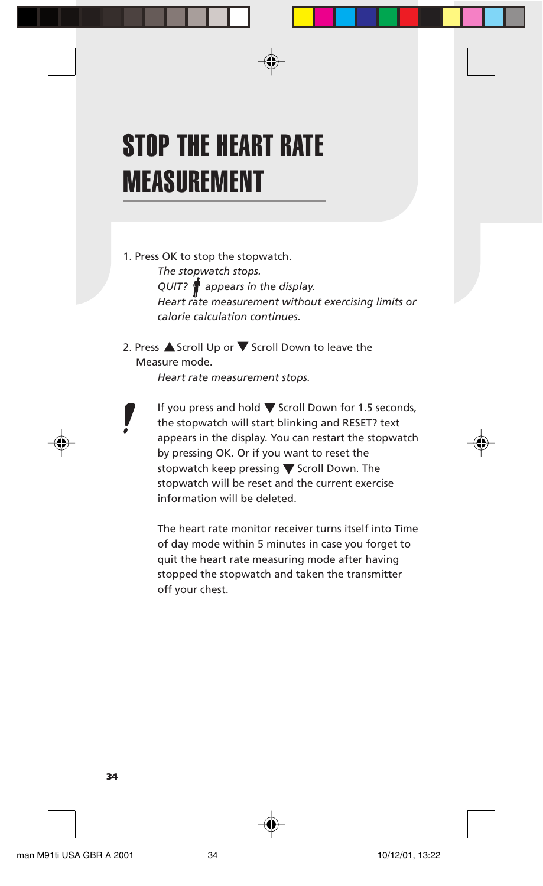# STOP THE HEART RATE MEASUREMENT

1. Press OK to stop the stopwatch.

   *The stopwatch stops.*
   *QUIT? appears in the display.*
   *Heart rate measurement without exercising limits or calorie calculation continues.*

2. Press ▲ Scroll Up or ▼ Scroll Down to leave the Measure mode.

   *Heart rate measurement stops.*

**!** If you press and hold ▼ Scroll Down for 1.5 seconds, the stopwatch will start blinking and RESET? text appears in the display. You can restart the stopwatch by pressing OK. Or if you want to reset the stopwatch keep pressing ▼ Scroll Down. The stopwatch will be reset and the current exercise information will be deleted.

The heart rate monitor receiver turns itself into Time of day mode within 5 minutes in case you forget to quit the heart rate measuring mode after having stopped the stopwatch and taken the transmitter off your chest.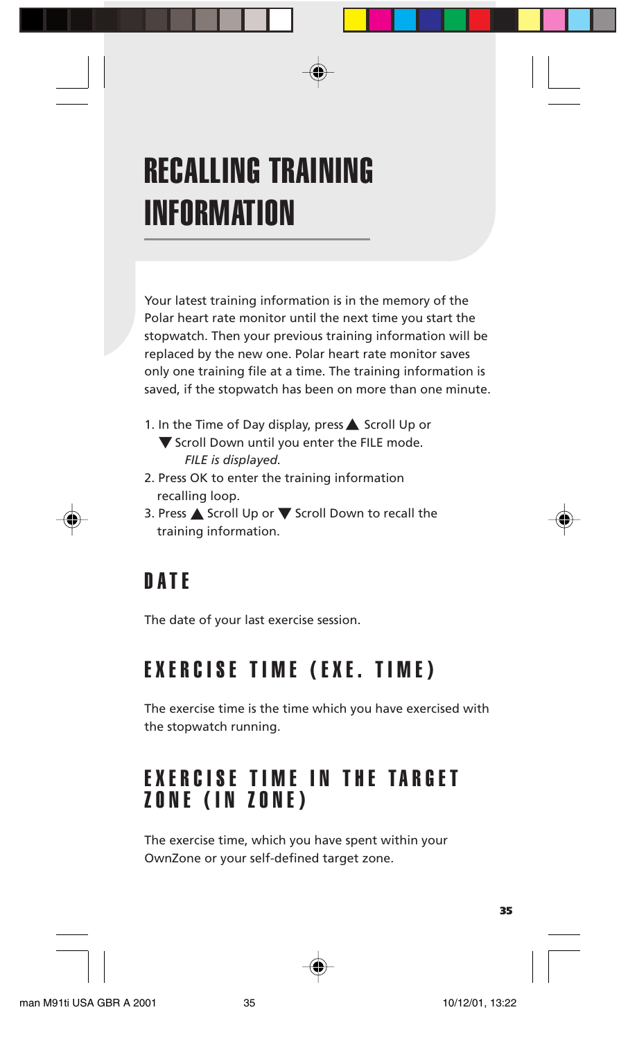# RECALLING TRAINING INFORMATION

Your latest training information is in the memory of the Polar heart rate monitor until the next time you start the stopwatch. Then your previous training information will be replaced by the new one. Polar heart rate monitor saves only one training file at a time. The training information is saved, if the stopwatch has been on more than one minute.

1. In the Time of Day display, press ▲ Scroll Up or ▼ Scroll Down until you enter the FILE mode.
   *FILE is displayed.*
2. Press OK to enter the training information recalling loop.
3. Press ▲ Scroll Up or ▼ Scroll Down to recall the training information.

## DATE

The date of your last exercise session.

## EXERCISE TIME (EXE. TIME)

The exercise time is the time which you have exercised with the stopwatch running.

## EXERCISE TIME IN THE TARGET ZONE (IN ZONE)

The exercise time, which you have spent within your OwnZone or your self-defined target zone.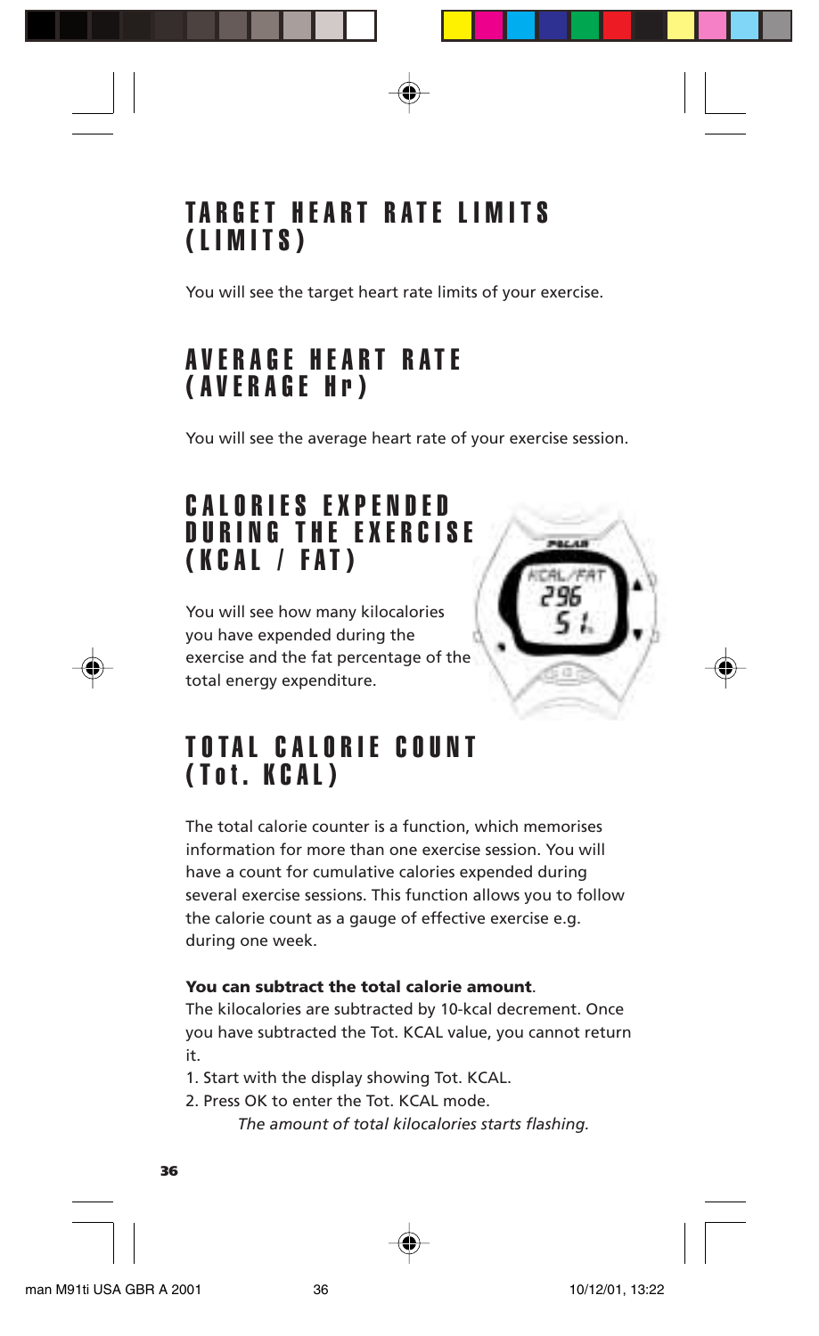## TARGET HEART RATE LIMITS (LIMITS)

You will see the target heart rate limits of your exercise.

## AVERAGE HEART RATE (AVERAGE Hr)

You will see the average heart rate of your exercise session.

## CALORIES EXPENDED DURING THE EXERCISE (KCAL / FAT)

You will see how many kilocalories you have expended during the exercise and the fat percentage of the total energy expenditure.

## TOTAL CALORIE COUNT (Tot. KCAL)

The total calorie counter is a function, which memorises information for more than one exercise session. You will have a count for cumulative calories expended during several exercise sessions. This function allows you to follow the calorie count as a gauge of effective exercise e.g. during one week.

**You can subtract the total calorie amount**.
The kilocalories are subtracted by 10-kcal decrement. Once you have subtracted the Tot. KCAL value, you cannot return it.

1. Start with the display showing Tot. KCAL.
2. Press OK to enter the Tot. KCAL mode.
   *The amount of total kilocalories starts flashing.*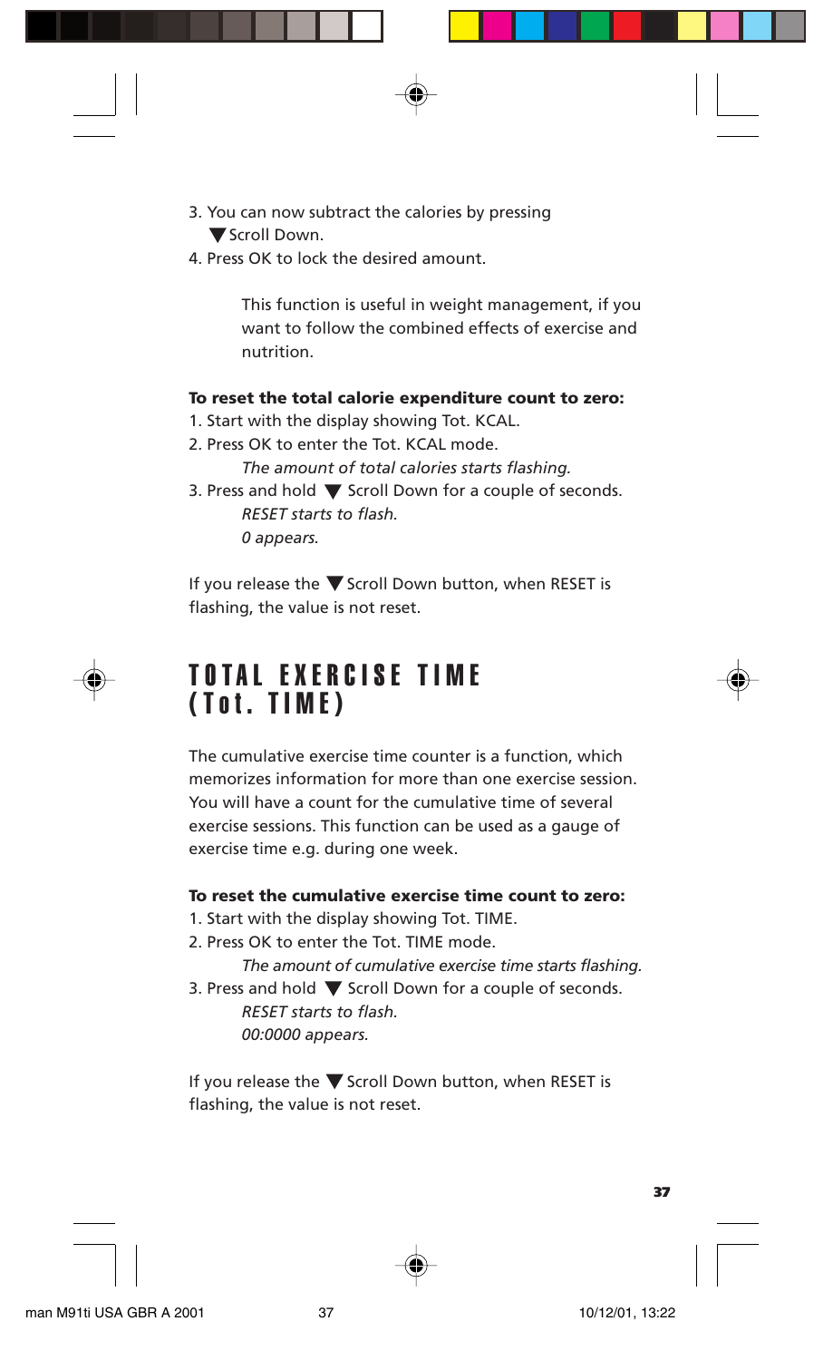3. You can now subtract the calories by pressing ▼ Scroll Down.
4. Press OK to lock the desired amount.

This function is useful in weight management, if you want to follow the combined effects of exercise and nutrition.

**To reset the total calorie expenditure count to zero:**

1. Start with the display showing Tot. KCAL.
2. Press OK to enter the Tot. KCAL mode.
   *The amount of total calories starts flashing.*
3. Press and hold ▼ Scroll Down for a couple of seconds.
   *RESET starts to flash.*
   *0 appears.*

If you release the ▼ Scroll Down button, when RESET is flashing, the value is not reset.

## TOTAL EXERCISE TIME (Tot. TIME)

The cumulative exercise time counter is a function, which memorizes information for more than one exercise session. You will have a count for the cumulative time of several exercise sessions. This function can be used as a gauge of exercise time e.g. during one week.

**To reset the cumulative exercise time count to zero:**

1. Start with the display showing Tot. TIME.
2. Press OK to enter the Tot. TIME mode.
   *The amount of cumulative exercise time starts flashing.*
3. Press and hold ▼ Scroll Down for a couple of seconds.
   *RESET starts to flash.*
   *00:0000 appears.*

If you release the ▼ Scroll Down button, when RESET is flashing, the value is not reset.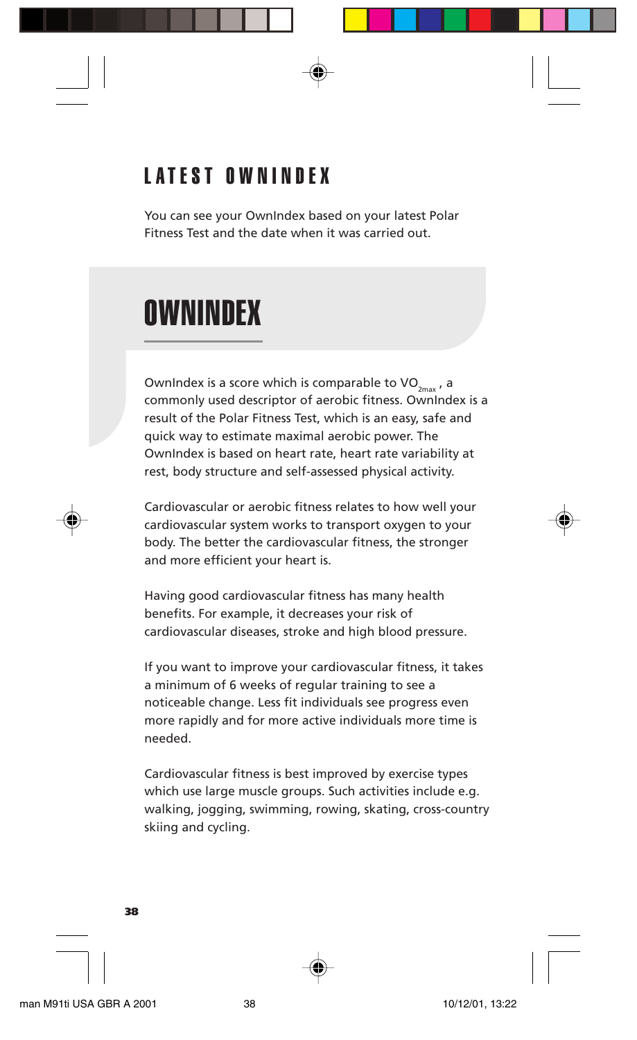## LATEST OWNINDEX

You can see your OwnIndex based on your latest Polar Fitness Test and the date when it was carried out.

# OWNINDEX

OwnIndex is a score which is comparable to $VO_{2max}$, a commonly used descriptor of aerobic fitness. OwnIndex is a result of the Polar Fitness Test, which is an easy, safe and quick way to estimate maximal aerobic power. The OwnIndex is based on heart rate, heart rate variability at rest, body structure and self-assessed physical activity.

Cardiovascular or aerobic fitness relates to how well your cardiovascular system works to transport oxygen to your body. The better the cardiovascular fitness, the stronger and more efficient your heart is.

Having good cardiovascular fitness has many health benefits. For example, it decreases your risk of cardiovascular diseases, stroke and high blood pressure.

If you want to improve your cardiovascular fitness, it takes a minimum of 6 weeks of regular training to see a noticeable change. Less fit individuals see progress even more rapidly and for more active individuals more time is needed.

Cardiovascular fitness is best improved by exercise types which use large muscle groups. Such activities include e.g. walking, jogging, swimming, rowing, skating, cross-country skiing and cycling.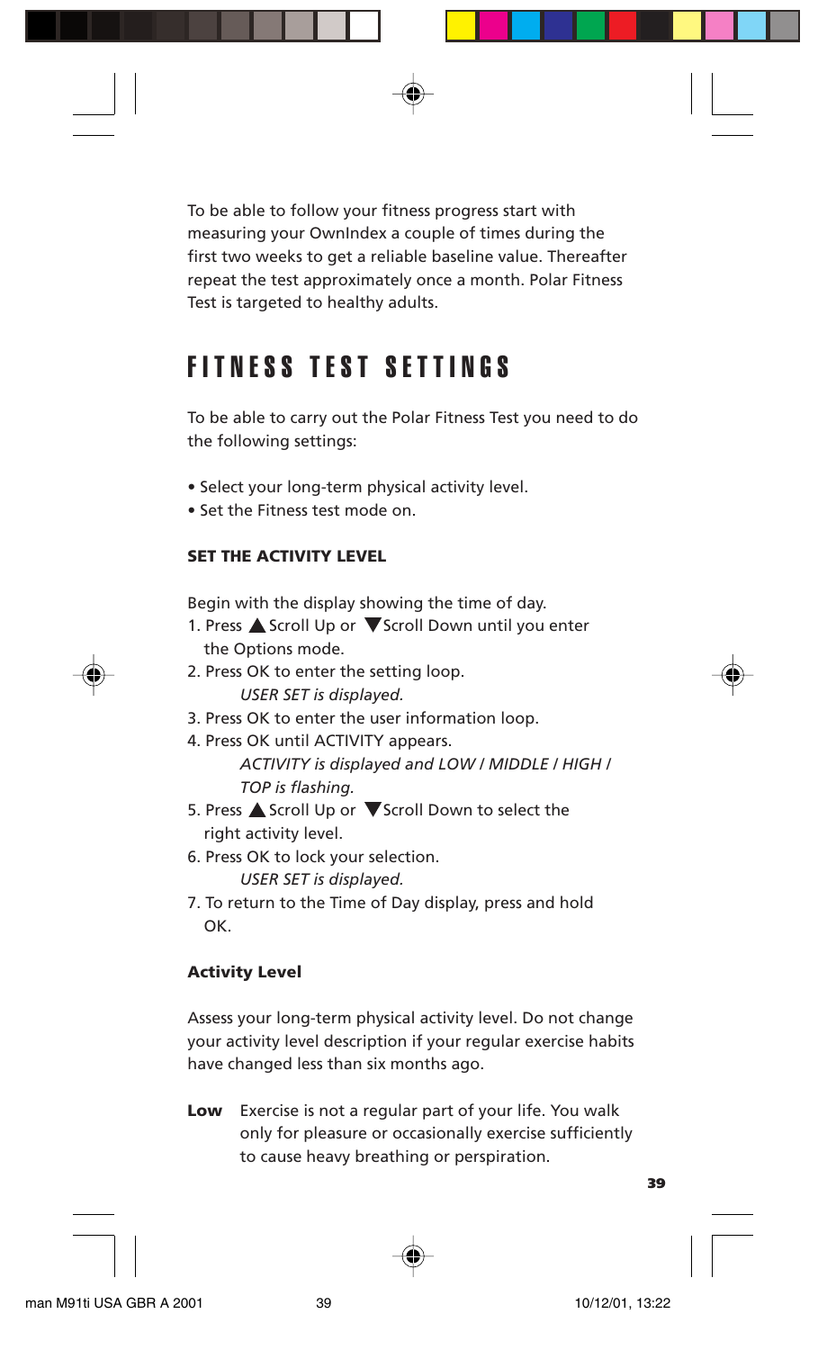To be able to follow your fitness progress start with measuring your OwnIndex a couple of times during the first two weeks to get a reliable baseline value. Thereafter repeat the test approximately once a month. Polar Fitness Test is targeted to healthy adults.

# FITNESS TEST SETTINGS

To be able to carry out the Polar Fitness Test you need to do the following settings:

- Select your long-term physical activity level.
- Set the Fitness test mode on.

### SET THE ACTIVITY LEVEL

Begin with the display showing the time of day.

1. Press ▲ Scroll Up or ▼ Scroll Down until you enter the Options mode.
2. Press OK to enter the setting loop.
   *USER SET is displayed.*
3. Press OK to enter the user information loop.
4. Press OK until ACTIVITY appears.
   *ACTIVITY is displayed and LOW / MIDDLE / HIGH / TOP is flashing.*
5. Press ▲ Scroll Up or ▼ Scroll Down to select the right activity level.
6. Press OK to lock your selection.
   *USER SET is displayed.*
7. To return to the Time of Day display, press and hold OK.

### Activity Level

Assess your long-term physical activity level. Do not change your activity level description if your regular exercise habits have changed less than six months ago.

**Low** Exercise is not a regular part of your life. You walk only for pleasure or occasionally exercise sufficiently to cause heavy breathing or perspiration.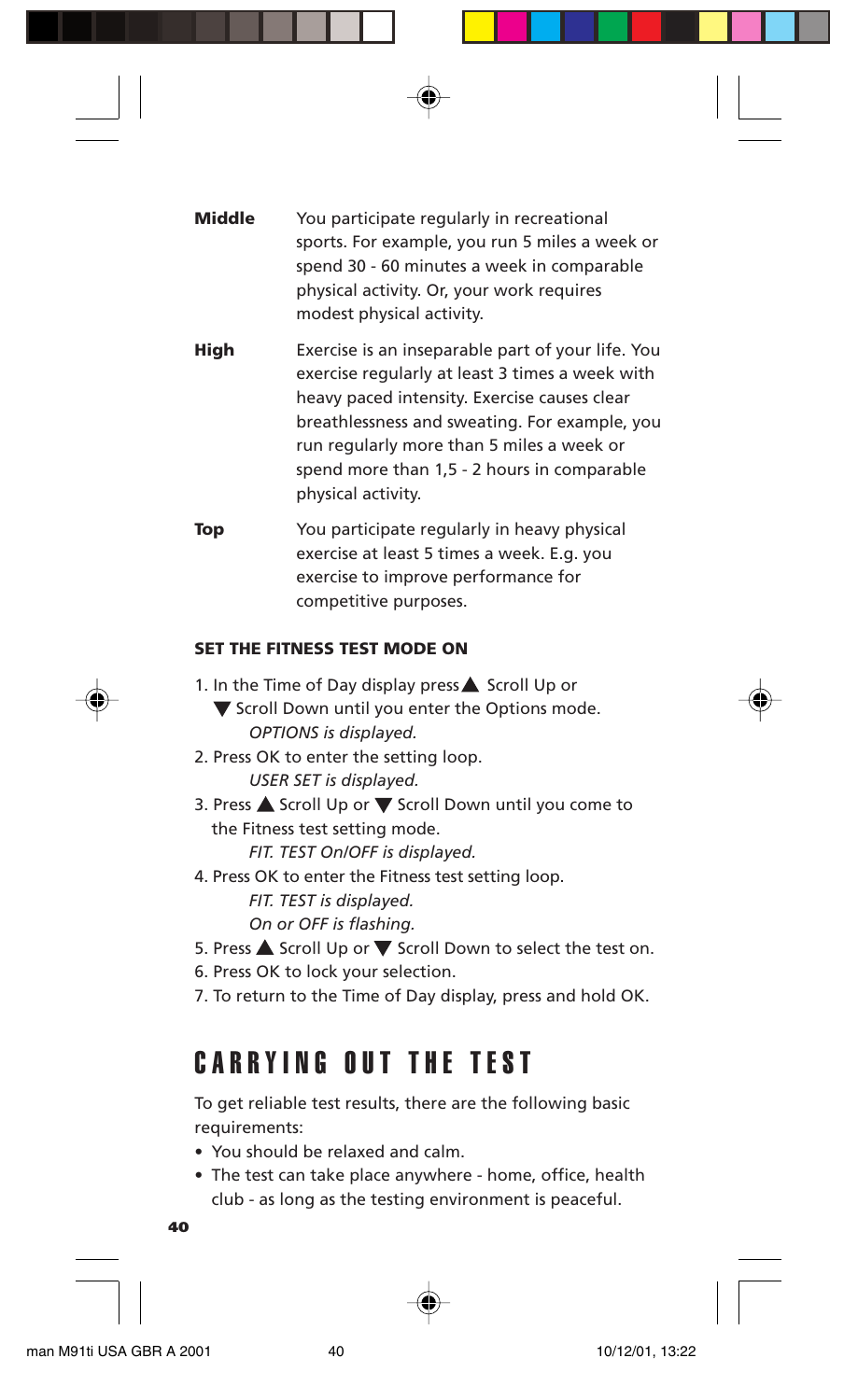**Middle** You participate regularly in recreational sports. For example, you run 5 miles a week or spend 30 - 60 minutes a week in comparable physical activity. Or, your work requires modest physical activity.

**High** Exercise is an inseparable part of your life. You exercise regularly at least 3 times a week with heavy paced intensity. Exercise causes clear breathlessness and sweating. For example, you run regularly more than 5 miles a week or spend more than 1,5 - 2 hours in comparable physical activity.

**Top** You participate regularly in heavy physical exercise at least 5 times a week. E.g. you exercise to improve performance for competitive purposes.

### SET THE FITNESS TEST MODE ON

1. In the Time of Day display press ▲ Scroll Up or ▼ Scroll Down until you enter the Options mode.
   *OPTIONS is displayed.*
2. Press OK to enter the setting loop.
   *USER SET is displayed.*
3. Press ▲ Scroll Up or ▼ Scroll Down until you come to the Fitness test setting mode.
   *FIT. TEST On/OFF is displayed.*
4. Press OK to enter the Fitness test setting loop.
   *FIT. TEST is displayed.*
   *On or OFF is flashing.*
5. Press ▲ Scroll Up or ▼ Scroll Down to select the test on.
6. Press OK to lock your selection.
7. To return to the Time of Day display, press and hold OK.

## CARRYING OUT THE TEST

To get reliable test results, there are the following basic requirements:

- You should be relaxed and calm.
- The test can take place anywhere - home, office, health club - as long as the testing environment is peaceful.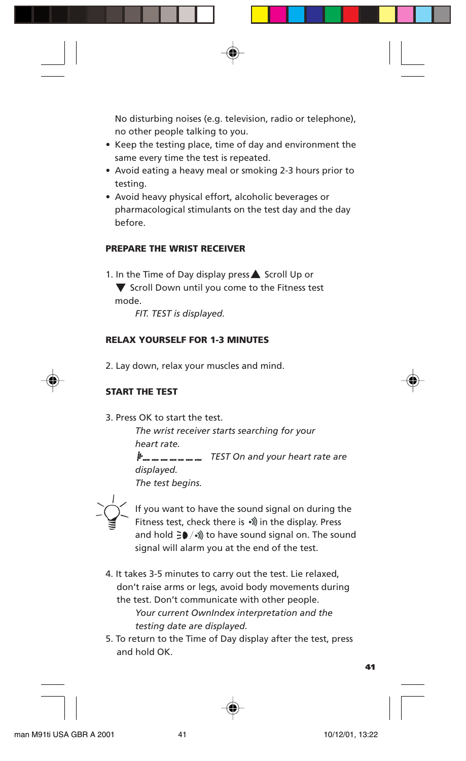No disturbing noises (e.g. television, radio or telephone), no other people talking to you.

- Keep the testing place, time of day and environment the same every time the test is repeated.
- Avoid eating a heavy meal or smoking 2-3 hours prior to testing.
- Avoid heavy physical effort, alcoholic beverages or pharmacological stimulants on the test day and the day before.

**PREPARE THE WRIST RECEIVER**

1. In the Time of Day display press ▲ Scroll Up or ▼ Scroll Down until you come to the Fitness test mode.

   *FIT. TEST is displayed.*

**RELAX YOURSELF FOR 1-3 MINUTES**

2. Lay down, relax your muscles and mind.

**START THE TEST**

3. Press OK to start the test.

   *The wrist receiver starts searching for your heart rate.*

   *TEST On and your heart rate are displayed.*

   *The test begins.*

If you want to have the sound signal on during the Fitness test, check there is •))) in the display. Press and hold ☰◗ / •))) to have sound signal on. The sound signal will alarm you at the end of the test.

4. It takes 3-5 minutes to carry out the test. Lie relaxed, don't raise arms or legs, avoid body movements during the test. Don't communicate with other people.

   *Your current OwnIndex interpretation and the testing date are displayed.*

5. To return to the Time of Day display after the test, press and hold OK.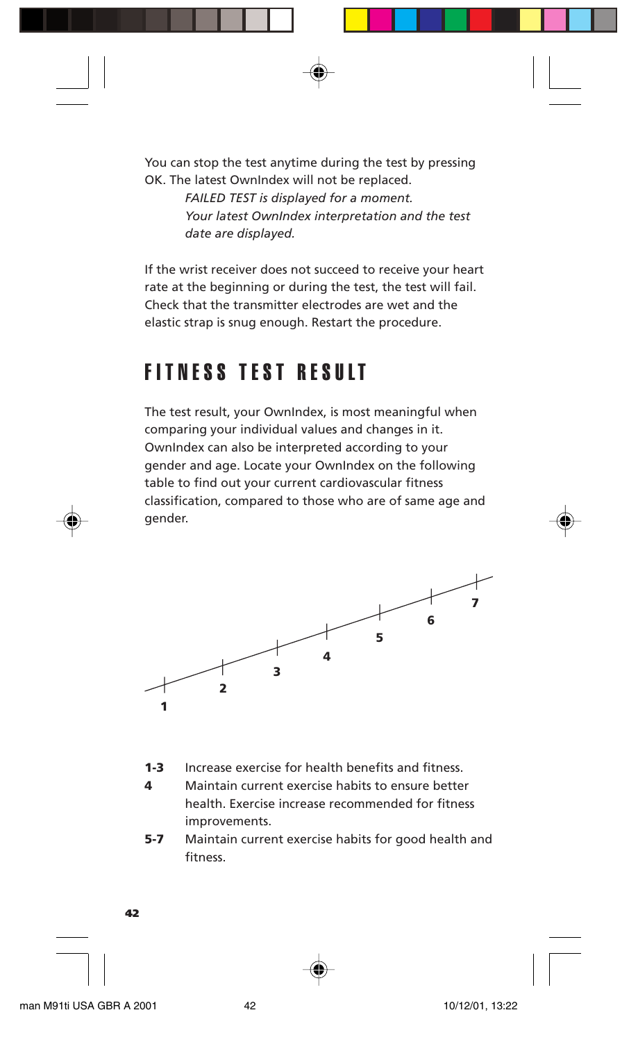You can stop the test anytime during the test by pressing OK. The latest OwnIndex will not be replaced.

*FAILED TEST is displayed for a moment.*
*Your latest OwnIndex interpretation and the test date are displayed.*

If the wrist receiver does not succeed to receive your heart rate at the beginning or during the test, the test will fail. Check that the transmitter electrodes are wet and the elastic strap is snug enough. Restart the procedure.

## FITNESS TEST RESULT

The test result, your OwnIndex, is most meaningful when comparing your individual values and changes in it. OwnIndex can also be interpreted according to your gender and age. Locate your OwnIndex on the following table to find out your current cardiovascular fitness classification, compared to those who are of same age and gender.

1
2
3
4
5
6
7

**1-3** Increase exercise for health benefits and fitness.

**4** Maintain current exercise habits to ensure better health. Exercise increase recommended for fitness improvements.

**5-7** Maintain current exercise habits for good health and fitness.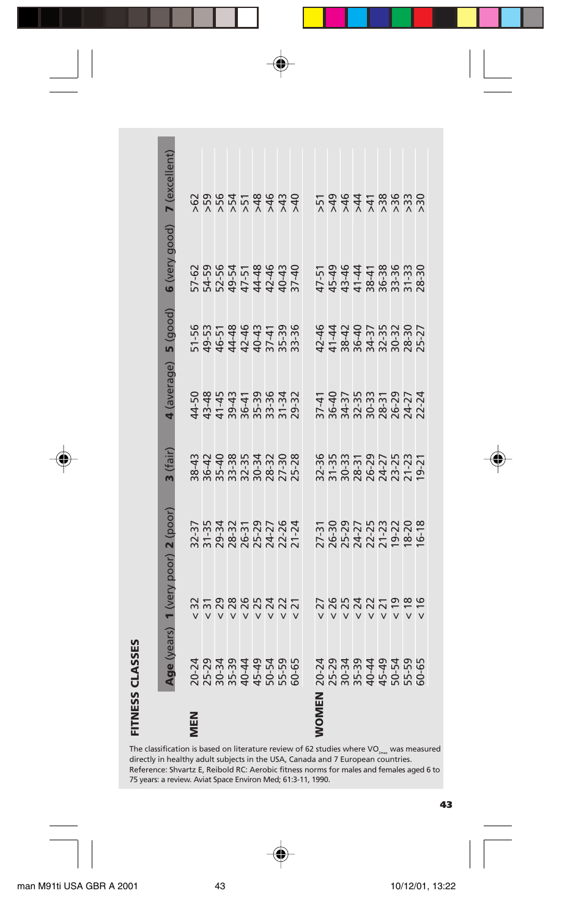## FITNESS CLASSES

| | Age (years) | 1 (very poor) | 2 (poor) | 3 (fair) | 4 (average) | 5 (good) | 6 (very good) | 7 (excellent) |
|---|---|---|---|---|---|---|---|---|
| MEN | 20-24 | < 32 | 32-37 | 38-43 | 44-50 | 51-56 | 57-62 | >62 |
| | 25-29 | < 31 | 31-35 | 36-42 | 43-48 | 49-53 | 54-59 | >59 |
| | 30-34 | < 29 | 29-34 | 35-40 | 41-45 | 46-51 | 52-56 | >56 |
| | 35-39 | < 28 | 28-32 | 33-38 | 39-43 | 44-48 | 49-54 | >54 |
| | 40-44 | < 26 | 26-31 | 32-35 | 36-41 | 42-46 | 47-51 | >51 |
| | 45-49 | < 25 | 25-29 | 30-34 | 35-39 | 40-43 | 44-48 | >48 |
| | 50-54 | < 24 | 24-27 | 28-32 | 33-36 | 37-41 | 42-46 | >46 |
| | 55-59 | < 22 | 22-26 | 27-30 | 31-34 | 35-39 | 40-43 | >43 |
| | 60-65 | < 21 | 21-24 | 25-28 | 29-32 | 33-36 | 37-40 | >40 |
| WOMEN | 20-24 | < 27 | 27-31 | 32-36 | 37-41 | 42-46 | 47-51 | >51 |
| | 25-29 | < 26 | 26-30 | 31-35 | 36-40 | 41-44 | 45-49 | >49 |
| | 30-34 | < 25 | 25-29 | 30-33 | 34-37 | 38-42 | 43-46 | >46 |
| | 35-39 | < 24 | 24-27 | 28-31 | 32-35 | 36-40 | 41-44 | >44 |
| | 40-44 | < 22 | 22-25 | 26-29 | 30-33 | 34-37 | 38-41 | >41 |
| | 45-49 | < 21 | 21-23 | 24-27 | 28-31 | 32-35 | 36-38 | >38 |
| | 50-54 | < 19 | 19-22 | 23-25 | 26-29 | 30-32 | 33-36 | >36 |
| | 55-59 | < 18 | 18-20 | 21-23 | 24-27 | 28-30 | 31-33 | >33 |
| | 60-65 | < 16 | 16-18 | 19-21 | 22-24 | 25-27 | 28-30 | >30 |

The classification is based on literature review of 62 studies where $VO_{2max}$ was measured directly in healthy adult subjects in the USA, Canada and 7 European countries. Reference: Shvartz E, Reibold RC: Aerobic fitness norms for males and females aged 6 to 75 years: a review. Aviat Space Environ Med; 61:3-11, 1990.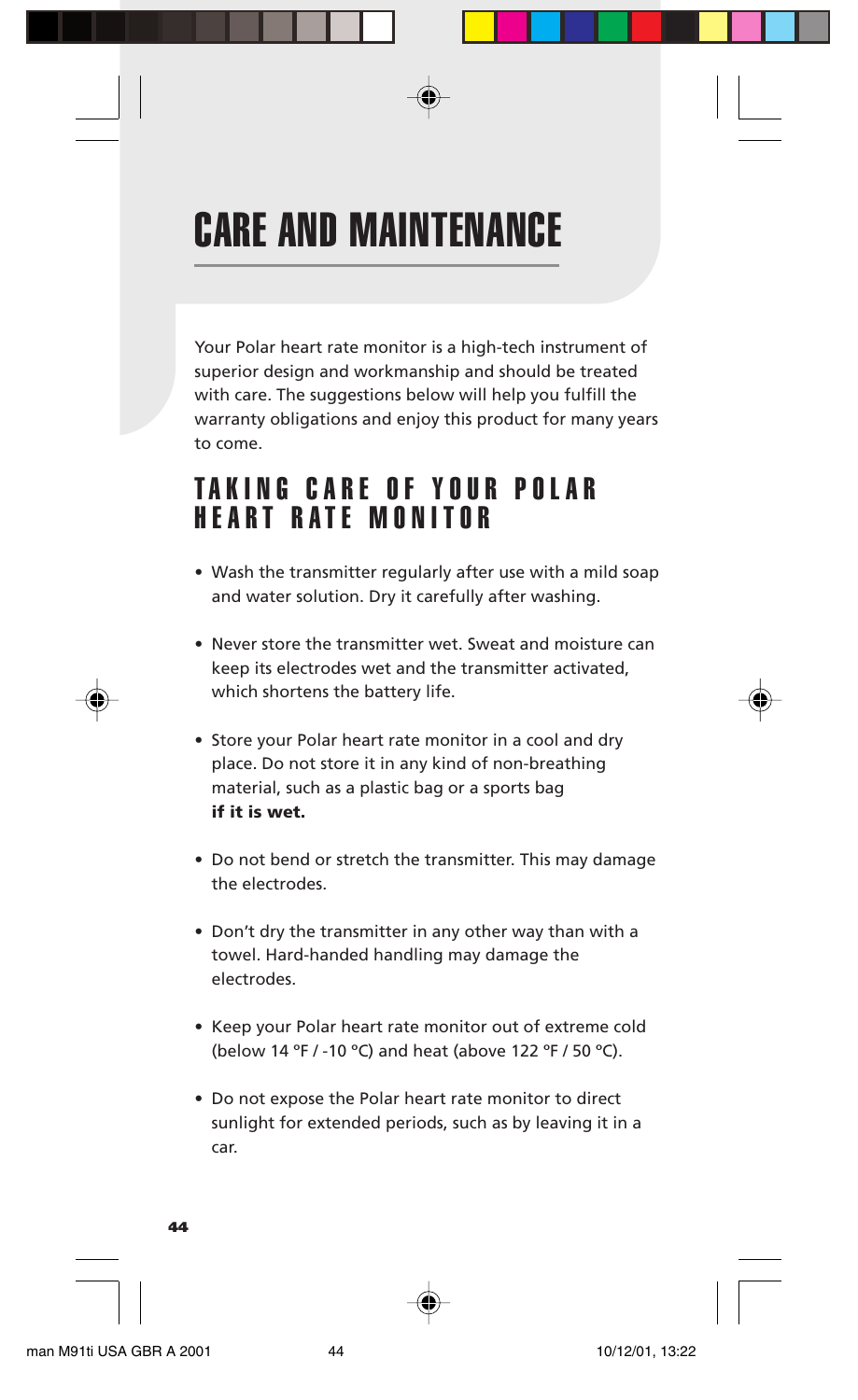# CARE AND MAINTENANCE

Your Polar heart rate monitor is a high-tech instrument of superior design and workmanship and should be treated with care. The suggestions below will help you fulfill the warranty obligations and enjoy this product for many years to come.

## TAKING CARE OF YOUR POLAR HEART RATE MONITOR

- Wash the transmitter regularly after use with a mild soap and water solution. Dry it carefully after washing.
- Never store the transmitter wet. Sweat and moisture can keep its electrodes wet and the transmitter activated, which shortens the battery life.
- Store your Polar heart rate monitor in a cool and dry place. Do not store it in any kind of non-breathing material, such as a plastic bag or a sports bag **if it is wet.**
- Do not bend or stretch the transmitter. This may damage the electrodes.
- Don't dry the transmitter in any other way than with a towel. Hard-handed handling may damage the electrodes.
- Keep your Polar heart rate monitor out of extreme cold (below 14 ºF / -10 ºC) and heat (above 122 ºF / 50 ºC).
- Do not expose the Polar heart rate monitor to direct sunlight for extended periods, such as by leaving it in a car.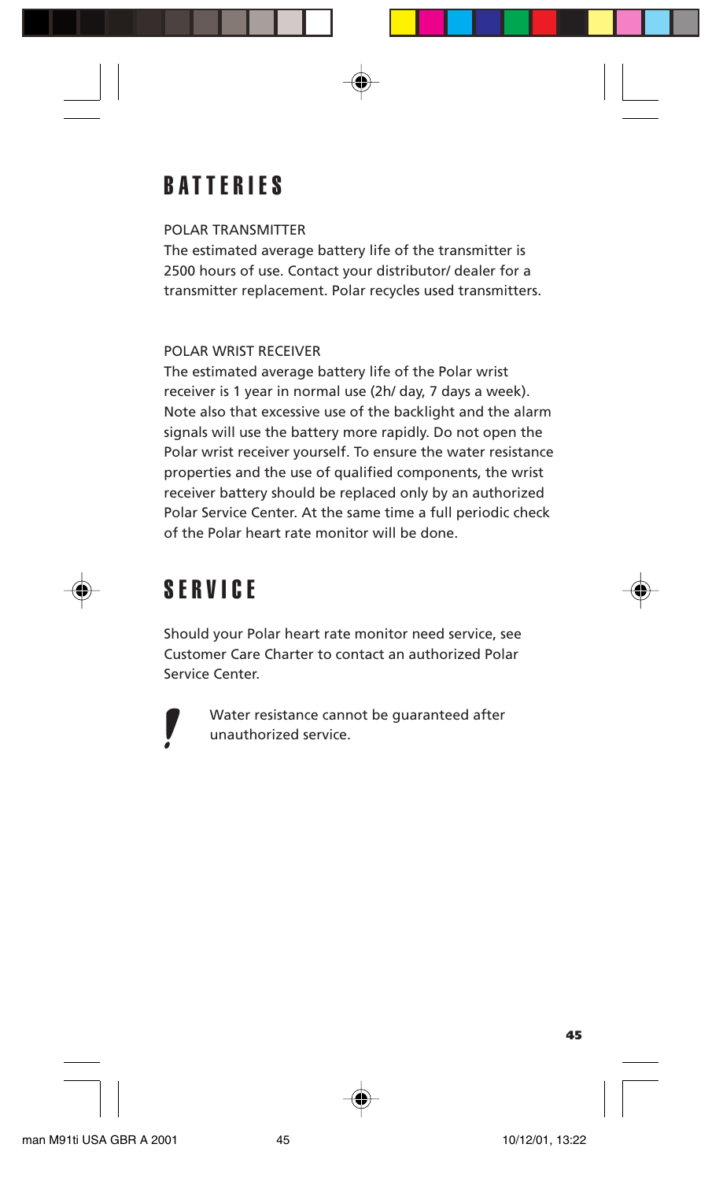# BATTERIES

POLAR TRANSMITTER

The estimated average battery life of the transmitter is 2500 hours of use. Contact your distributor/ dealer for a transmitter replacement. Polar recycles used transmitters.

POLAR WRIST RECEIVER

The estimated average battery life of the Polar wrist receiver is 1 year in normal use (2h/ day, 7 days a week). Note also that excessive use of the backlight and the alarm signals will use the battery more rapidly. Do not open the Polar wrist receiver yourself. To ensure the water resistance properties and the use of qualified components, the wrist receiver battery should be replaced only by an authorized Polar Service Center. At the same time a full periodic check of the Polar heart rate monitor will be done.

# SERVICE

Should your Polar heart rate monitor need service, see Customer Care Charter to contact an authorized Polar Service Center.

! Water resistance cannot be guaranteed after unauthorized service.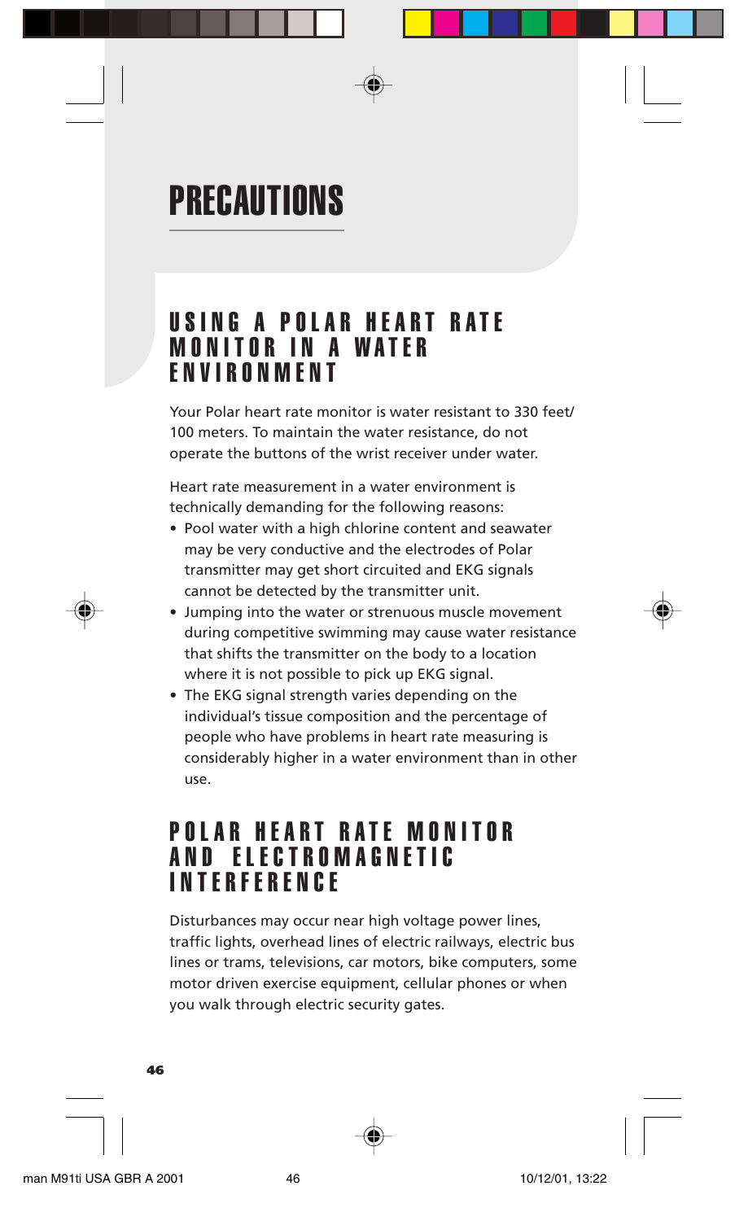# PRECAUTIONS

## USING A POLAR HEART RATE MONITOR IN A WATER ENVIRONMENT

Your Polar heart rate monitor is water resistant to 330 feet/ 100 meters. To maintain the water resistance, do not operate the buttons of the wrist receiver under water.

Heart rate measurement in a water environment is technically demanding for the following reasons:

- Pool water with a high chlorine content and seawater may be very conductive and the electrodes of Polar transmitter may get short circuited and EKG signals cannot be detected by the transmitter unit.
- Jumping into the water or strenuous muscle movement during competitive swimming may cause water resistance that shifts the transmitter on the body to a location where it is not possible to pick up EKG signal.
- The EKG signal strength varies depending on the individual's tissue composition and the percentage of people who have problems in heart rate measuring is considerably higher in a water environment than in other use.

## POLAR HEART RATE MONITOR AND ELECTROMAGNETIC INTERFERENCE

Disturbances may occur near high voltage power lines, traffic lights, overhead lines of electric railways, electric bus lines or trams, televisions, car motors, bike computers, some motor driven exercise equipment, cellular phones or when you walk through electric security gates.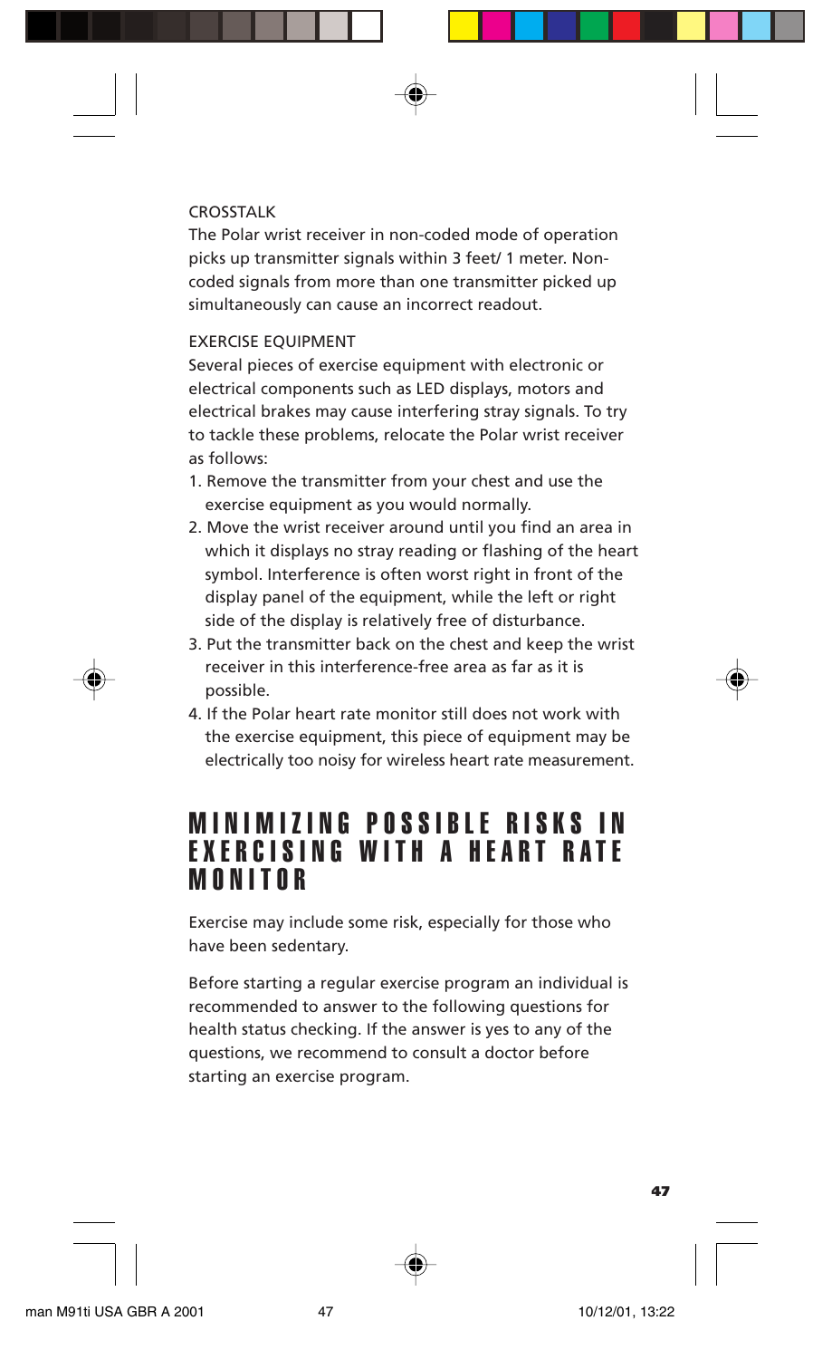CROSSTALK

The Polar wrist receiver in non-coded mode of operation picks up transmitter signals within 3 feet/ 1 meter. Non-coded signals from more than one transmitter picked up simultaneously can cause an incorrect readout.

EXERCISE EQUIPMENT

Several pieces of exercise equipment with electronic or electrical components such as LED displays, motors and electrical brakes may cause interfering stray signals. To try to tackle these problems, relocate the Polar wrist receiver as follows:

1. Remove the transmitter from your chest and use the exercise equipment as you would normally.
2. Move the wrist receiver around until you find an area in which it displays no stray reading or flashing of the heart symbol. Interference is often worst right in front of the display panel of the equipment, while the left or right side of the display is relatively free of disturbance.
3. Put the transmitter back on the chest and keep the wrist receiver in this interference-free area as far as it is possible.
4. If the Polar heart rate monitor still does not work with the exercise equipment, this piece of equipment may be electrically too noisy for wireless heart rate measurement.

# MINIMIZING POSSIBLE RISKS IN EXERCISING WITH A HEART RATE MONITOR

Exercise may include some risk, especially for those who have been sedentary.

Before starting a regular exercise program an individual is recommended to answer to the following questions for health status checking. If the answer is yes to any of the questions, we recommend to consult a doctor before starting an exercise program.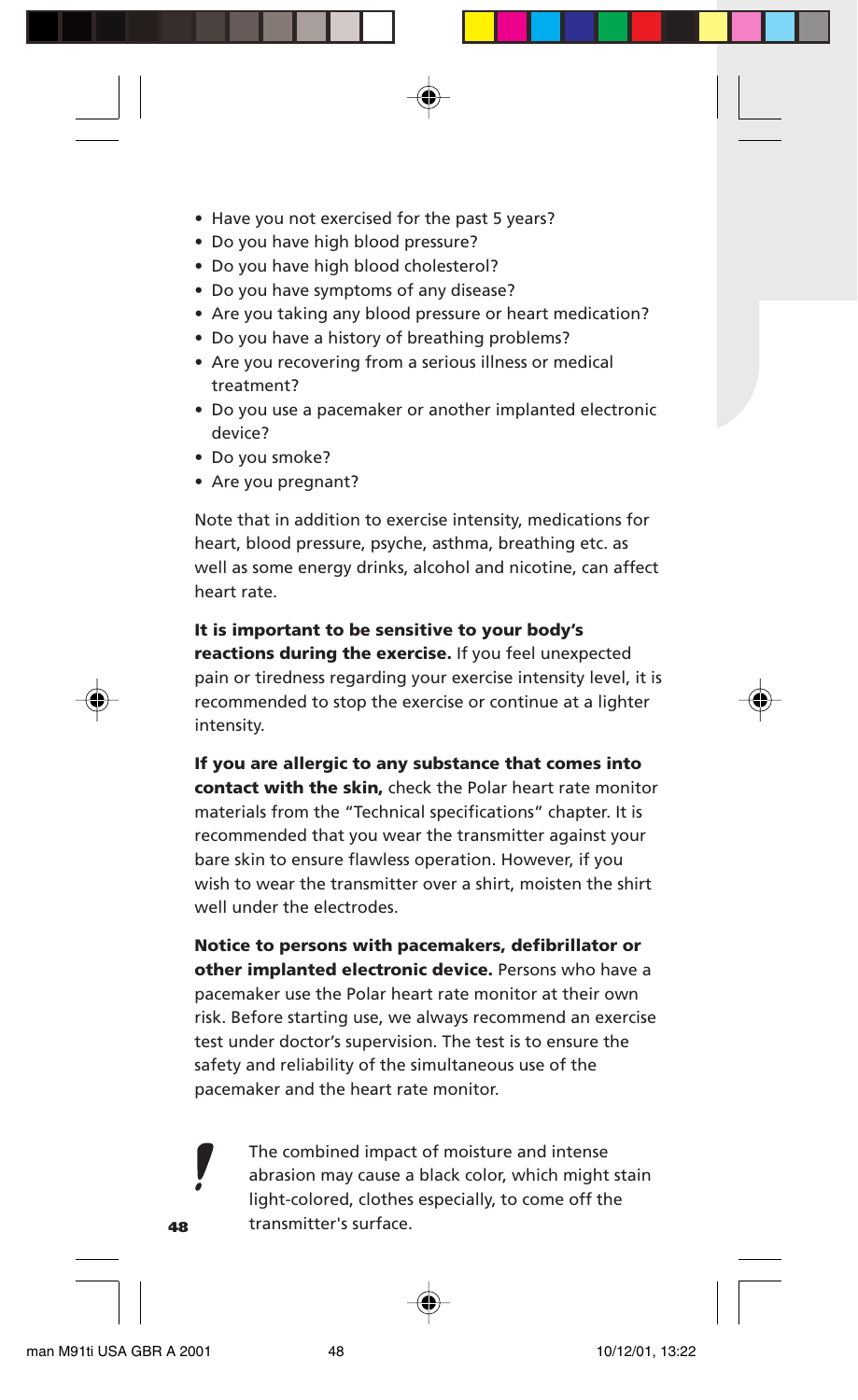- Have you not exercised for the past 5 years?
- Do you have high blood pressure?
- Do you have high blood cholesterol?
- Do you have symptoms of any disease?
- Are you taking any blood pressure or heart medication?
- Do you have a history of breathing problems?
- Are you recovering from a serious illness or medical treatment?
- Do you use a pacemaker or another implanted electronic device?
- Do you smoke?
- Are you pregnant?

Note that in addition to exercise intensity, medications for heart, blood pressure, psyche, asthma, breathing etc. as well as some energy drinks, alcohol and nicotine, can affect heart rate.

**It is important to be sensitive to your body's reactions during the exercise.** If you feel unexpected pain or tiredness regarding your exercise intensity level, it is recommended to stop the exercise or continue at a lighter intensity.

**If you are allergic to any substance that comes into contact with the skin,** check the Polar heart rate monitor materials from the "Technical specifications" chapter. It is recommended that you wear the transmitter against your bare skin to ensure flawless operation. However, if you wish to wear the transmitter over a shirt, moisten the shirt well under the electrodes.

**Notice to persons with pacemakers, defibrillator or other implanted electronic device.** Persons who have a pacemaker use the Polar heart rate monitor at their own risk. Before starting use, we always recommend an exercise test under doctor's supervision. The test is to ensure the safety and reliability of the simultaneous use of the pacemaker and the heart rate monitor.

! The combined impact of moisture and intense abrasion may cause a black color, which might stain light-colored, clothes especially, to come off the transmitter's surface.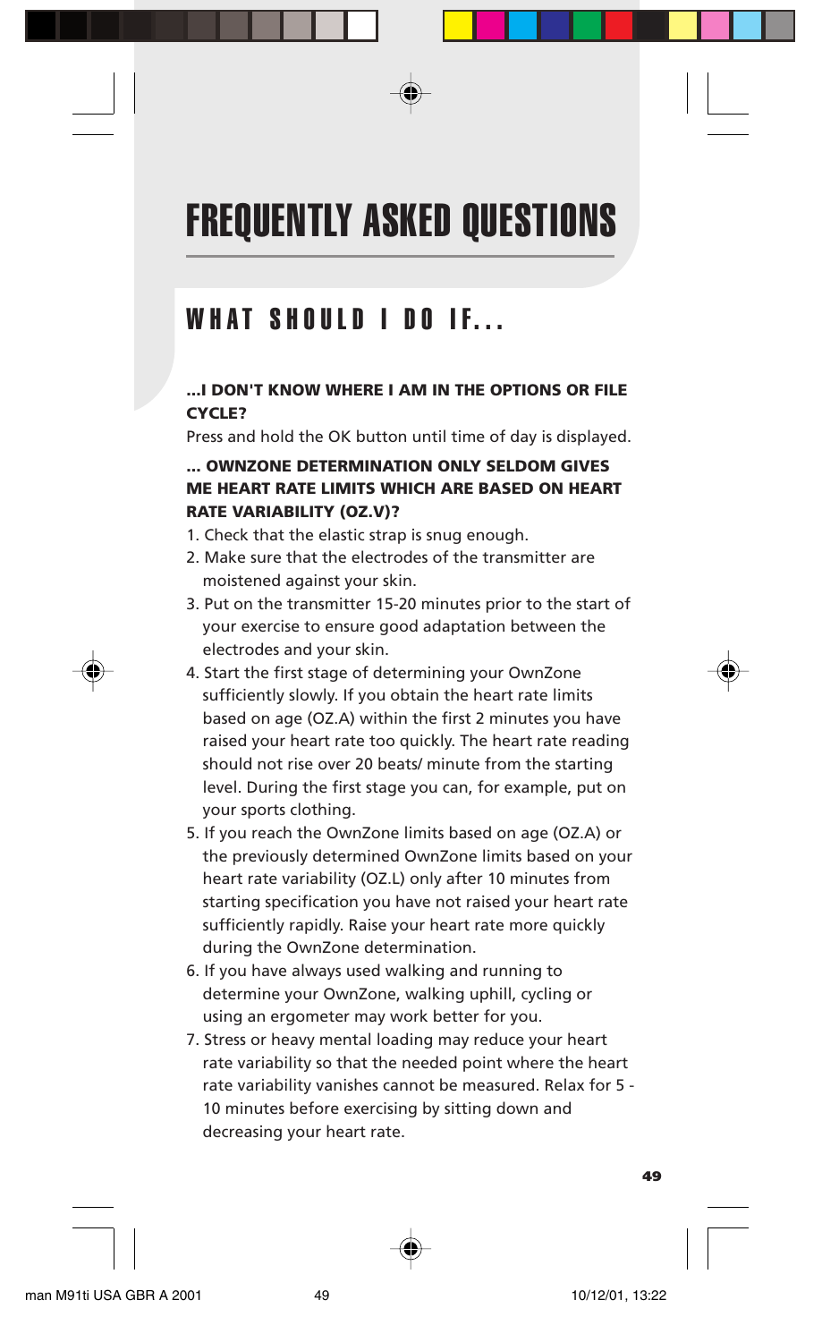# FREQUENTLY ASKED QUESTIONS

## WHAT SHOULD I DO IF...

### ...I DON'T KNOW WHERE I AM IN THE OPTIONS OR FILE CYCLE?

Press and hold the OK button until time of day is displayed.

### ... OWNZONE DETERMINATION ONLY SELDOM GIVES ME HEART RATE LIMITS WHICH ARE BASED ON HEART RATE VARIABILITY (OZ.V)?

1. Check that the elastic strap is snug enough.
2. Make sure that the electrodes of the transmitter are moistened against your skin.
3. Put on the transmitter 15-20 minutes prior to the start of your exercise to ensure good adaptation between the electrodes and your skin.
4. Start the first stage of determining your OwnZone sufficiently slowly. If you obtain the heart rate limits based on age (OZ.A) within the first 2 minutes you have raised your heart rate too quickly. The heart rate reading should not rise over 20 beats/ minute from the starting level. During the first stage you can, for example, put on your sports clothing.
5. If you reach the OwnZone limits based on age (OZ.A) or the previously determined OwnZone limits based on your heart rate variability (OZ.L) only after 10 minutes from starting specification you have not raised your heart rate sufficiently rapidly. Raise your heart rate more quickly during the OwnZone determination.
6. If you have always used walking and running to determine your OwnZone, walking uphill, cycling or using an ergometer may work better for you.
7. Stress or heavy mental loading may reduce your heart rate variability so that the needed point where the heart rate variability vanishes cannot be measured. Relax for 5 - 10 minutes before exercising by sitting down and decreasing your heart rate.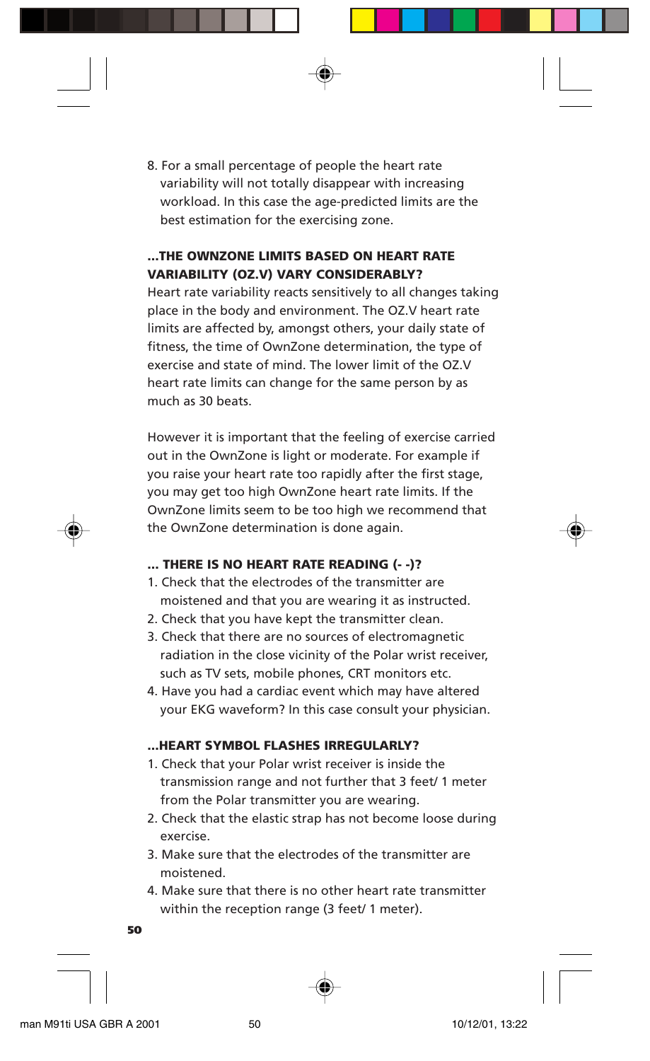8. For a small percentage of people the heart rate variability will not totally disappear with increasing workload. In this case the age-predicted limits are the best estimation for the exercising zone.

### ...THE OWNZONE LIMITS BASED ON HEART RATE VARIABILITY (OZ.V) VARY CONSIDERABLY?

Heart rate variability reacts sensitively to all changes taking place in the body and environment. The OZ.V heart rate limits are affected by, amongst others, your daily state of fitness, the time of OwnZone determination, the type of exercise and state of mind. The lower limit of the OZ.V heart rate limits can change for the same person by as much as 30 beats.

However it is important that the feeling of exercise carried out in the OwnZone is light or moderate. For example if you raise your heart rate too rapidly after the first stage, you may get too high OwnZone heart rate limits. If the OwnZone limits seem to be too high we recommend that the OwnZone determination is done again.

### ... THERE IS NO HEART RATE READING (- -)?

1. Check that the electrodes of the transmitter are moistened and that you are wearing it as instructed.
2. Check that you have kept the transmitter clean.
3. Check that there are no sources of electromagnetic radiation in the close vicinity of the Polar wrist receiver, such as TV sets, mobile phones, CRT monitors etc.
4. Have you had a cardiac event which may have altered your EKG waveform? In this case consult your physician.

### ...HEART SYMBOL FLASHES IRREGULARLY?

1. Check that your Polar wrist receiver is inside the transmission range and not further that 3 feet/ 1 meter from the Polar transmitter you are wearing.
2. Check that the elastic strap has not become loose during exercise.
3. Make sure that the electrodes of the transmitter are moistened.
4. Make sure that there is no other heart rate transmitter within the reception range (3 feet/ 1 meter).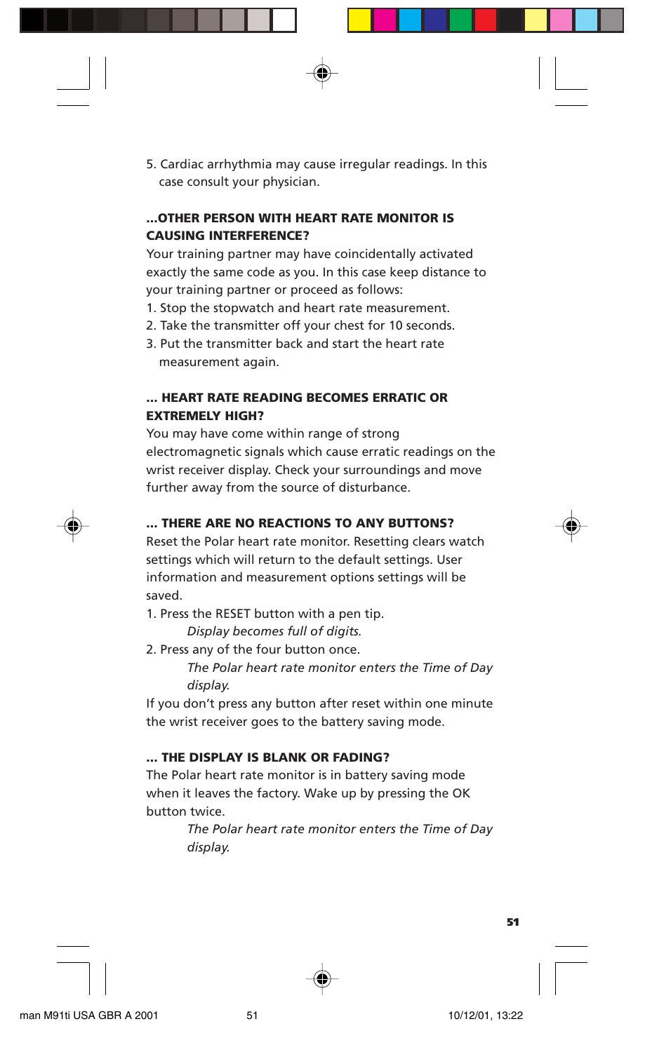5. Cardiac arrhythmia may cause irregular readings. In this case consult your physician.

### ...OTHER PERSON WITH HEART RATE MONITOR IS CAUSING INTERFERENCE?

Your training partner may have coincidentally activated exactly the same code as you. In this case keep distance to your training partner or proceed as follows:

1. Stop the stopwatch and heart rate measurement.
2. Take the transmitter off your chest for 10 seconds.
3. Put the transmitter back and start the heart rate measurement again.

### ... HEART RATE READING BECOMES ERRATIC OR EXTREMELY HIGH?

You may have come within range of strong electromagnetic signals which cause erratic readings on the wrist receiver display. Check your surroundings and move further away from the source of disturbance.

### ... THERE ARE NO REACTIONS TO ANY BUTTONS?

Reset the Polar heart rate monitor. Resetting clears watch settings which will return to the default settings. User information and measurement options settings will be saved.

1. Press the RESET button with a pen tip.

   *Display becomes full of digits.*

2. Press any of the four button once.

   *The Polar heart rate monitor enters the Time of Day display.*

If you don't press any button after reset within one minute the wrist receiver goes to the battery saving mode.

### ... THE DISPLAY IS BLANK OR FADING?

The Polar heart rate monitor is in battery saving mode when it leaves the factory. Wake up by pressing the OK button twice.

*The Polar heart rate monitor enters the Time of Day display.*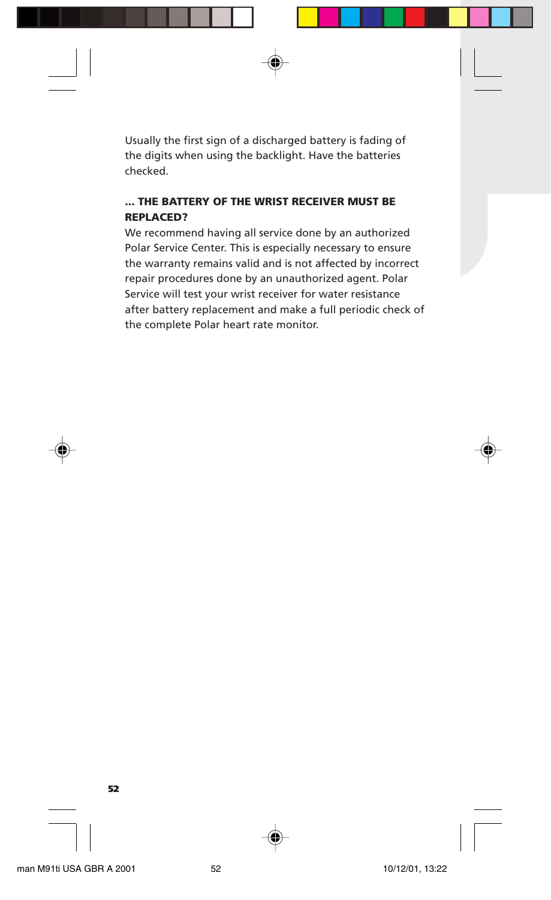Usually the first sign of a discharged battery is fading of the digits when using the backlight. Have the batteries checked.

### ... THE BATTERY OF THE WRIST RECEIVER MUST BE REPLACED?

We recommend having all service done by an authorized Polar Service Center. This is especially necessary to ensure the warranty remains valid and is not affected by incorrect repair procedures done by an unauthorized agent. Polar Service will test your wrist receiver for water resistance after battery replacement and make a full periodic check of the complete Polar heart rate monitor.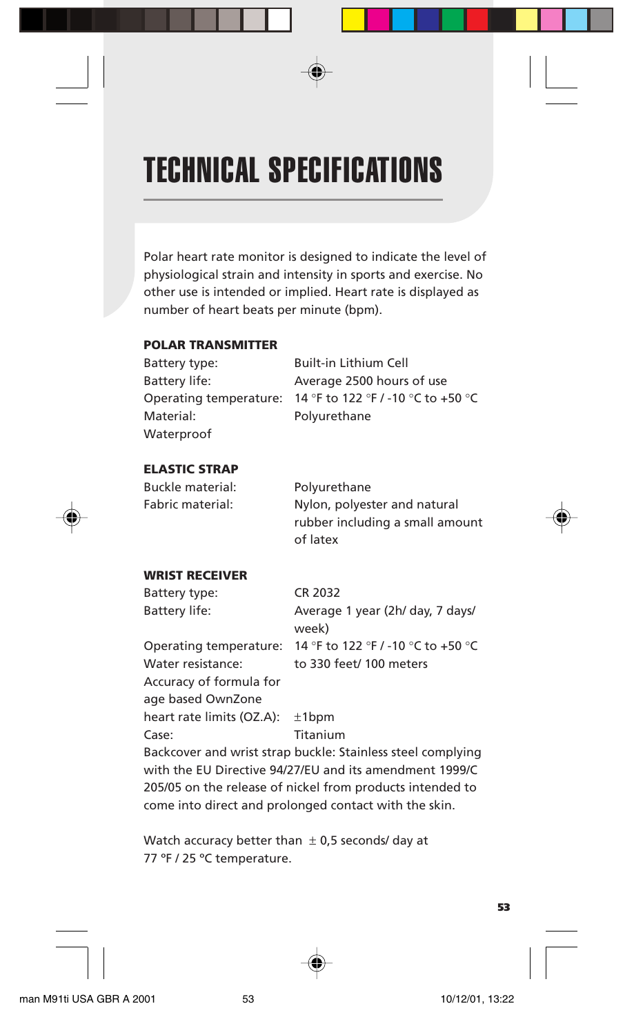# TECHNICAL SPECIFICATIONS

Polar heart rate monitor is designed to indicate the level of physiological strain and intensity in sports and exercise. No other use is intended or implied. Heart rate is displayed as number of heart beats per minute (bpm).

### POLAR TRANSMITTER

| | |
|---|---|
| Battery type: | Built-in Lithium Cell |
| Battery life: | Average 2500 hours of use |
| Operating temperature: | 14 °F to 122 °F / -10 °C to +50 °C |
| Material: | Polyurethane |
| Waterproof | |

### ELASTIC STRAP

| | |
|---|---|
| Buckle material: | Polyurethane |
| Fabric material: | Nylon, polyester and natural rubber including a small amount of latex |

### WRIST RECEIVER

| | |
|---|---|
| Battery type: | CR 2032 |
| Battery life: | Average 1 year (2h/ day, 7 days/ week) |
| Operating temperature: | 14 °F to 122 °F / -10 °C to +50 °C |
| Water resistance: | to 330 feet/ 100 meters |
| Accuracy of formula for age based OwnZone heart rate limits (OZ.A): | ±1bpm |
| Case: | Titanium |

Backcover and wrist strap buckle: Stainless steel complying with the EU Directive 94/27/EU and its amendment 1999/C 205/05 on the release of nickel from products intended to come into direct and prolonged contact with the skin.

Watch accuracy better than ± 0,5 seconds/ day at 77 ºF / 25 ºC temperature.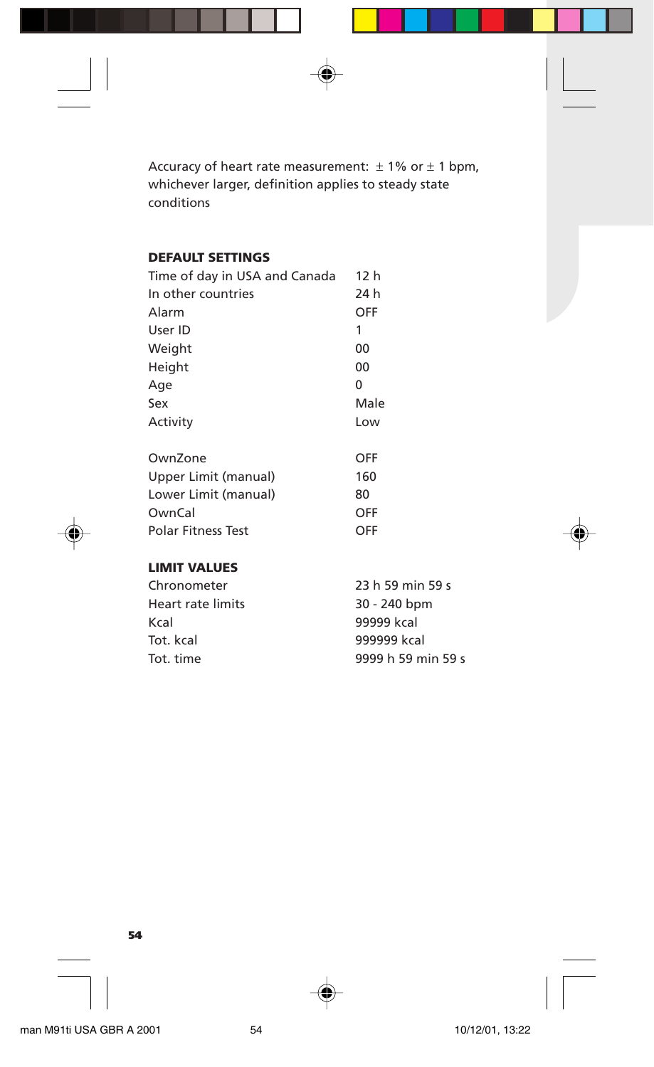Accuracy of heart rate measurement: ± 1% or ± 1 bpm, whichever larger, definition applies to steady state conditions

**DEFAULT SETTINGS**

| | |
|---|---|
| Time of day in USA and Canada | 12 h |
| In other countries | 24 h |
| Alarm | OFF |
| User ID | 1 |
| Weight | 00 |
| Height | 00 |
| Age | 0 |
| Sex | Male |
| Activity | Low |
| OwnZone | OFF |
| Upper Limit (manual) | 160 |
| Lower Limit (manual) | 80 |
| OwnCal | OFF |
| Polar Fitness Test | OFF |

**LIMIT VALUES**

| | |
|---|---|
| Chronometer | 23 h 59 min 59 s |
| Heart rate limits | 30 - 240 bpm |
| Kcal | 99999 kcal |
| Tot. kcal | 999999 kcal |
| Tot. time | 9999 h 59 min 59 s |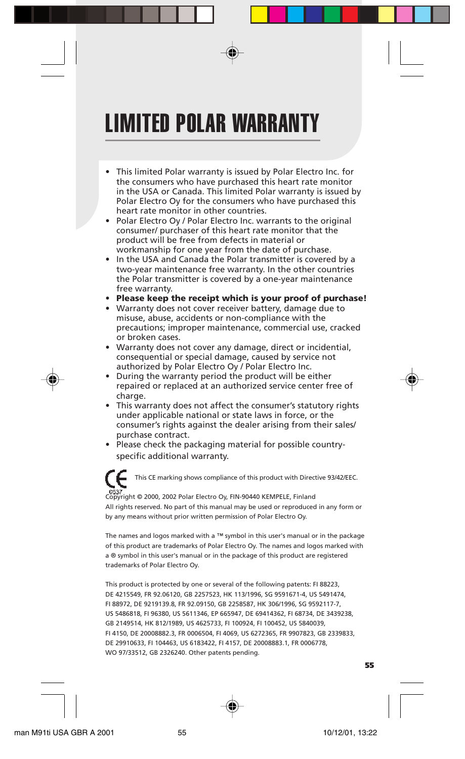# LIMITED POLAR WARRANTY

- This limited Polar warranty is issued by Polar Electro Inc. for the consumers who have purchased this heart rate monitor in the USA or Canada. This limited Polar warranty is issued by Polar Electro Oy for the consumers who have purchased this heart rate monitor in other countries.
- Polar Electro Oy / Polar Electro Inc. warrants to the original consumer/ purchaser of this heart rate monitor that the product will be free from defects in material or workmanship for one year from the date of purchase.
- In the USA and Canada the Polar transmitter is covered by a two-year maintenance free warranty. In the other countries the Polar transmitter is covered by a one-year maintenance free warranty.
- **Please keep the receipt which is your proof of purchase!**
- Warranty does not cover receiver battery, damage due to misuse, abuse, accidents or non-compliance with the precautions; improper maintenance, commercial use, cracked or broken cases.
- Warranty does not cover any damage, direct or incidential, consequential or special damage, caused by service not authorized by Polar Electro Oy / Polar Electro Inc.
- During the warranty period the product will be either repaired or replaced at an authorized service center free of charge.
- This warranty does not affect the consumer's statutory rights under applicable national or state laws in force, or the consumer's rights against the dealer arising from their sales/ purchase contract.
- Please check the packaging material for possible country-specific additional warranty.

CE 0537 This CE marking shows compliance of this product with Directive 93/42/EEC.

Copyright © 2000, 2002 Polar Electro Oy, FIN-90440 KEMPELE, Finland

All rights reserved. No part of this manual may be used or reproduced in any form or by any means without prior written permission of Polar Electro Oy.

The names and logos marked with a ™ symbol in this user's manual or in the package of this product are trademarks of Polar Electro Oy. The names and logos marked with a ® symbol in this user's manual or in the package of this product are registered trademarks of Polar Electro Oy.

This product is protected by one or several of the following patents: FI 88223, DE 4215549, FR 92.06120, GB 2257523, HK 113/1996, SG 9591671-4, US 5491474, FI 88972, DE 9219139.8, FR 92.09150, GB 2258587, HK 306/1996, SG 9592117-7, US 5486818, FI 96380, US 5611346, EP 665947, DE 69414362, FI 68734, DE 3439238, GB 2149514, HK 812/1989, US 4625733, FI 100924, FI 100452, US 5840039, FI 4150, DE 20008882.3, FR 0006504, FI 4069, US 6272365, FR 9907823, GB 2339833, DE 29910633, FI 104463, US 6183422, FI 4157, DE 20008883.1, FR 0006778, WO 97/33512, GB 2326240. Other patents pending.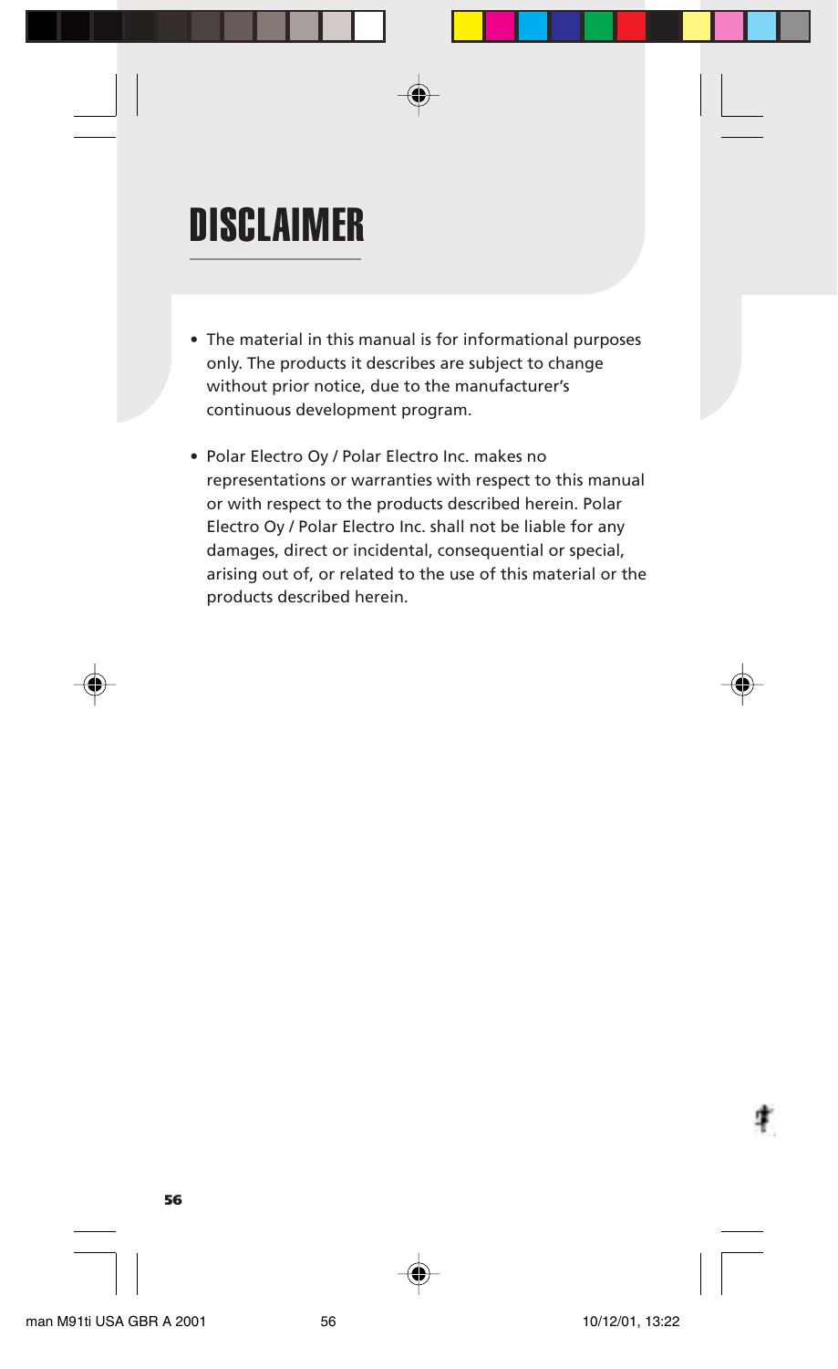# DISCLAIMER

- The material in this manual is for informational purposes only. The products it describes are subject to change without prior notice, due to the manufacturer's continuous development program.
- Polar Electro Oy / Polar Electro Inc. makes no representations or warranties with respect to this manual or with respect to the products described herein. Polar Electro Oy / Polar Electro Inc. shall not be liable for any damages, direct or incidental, consequential or special, arising out of, or related to the use of this material or the products described herein.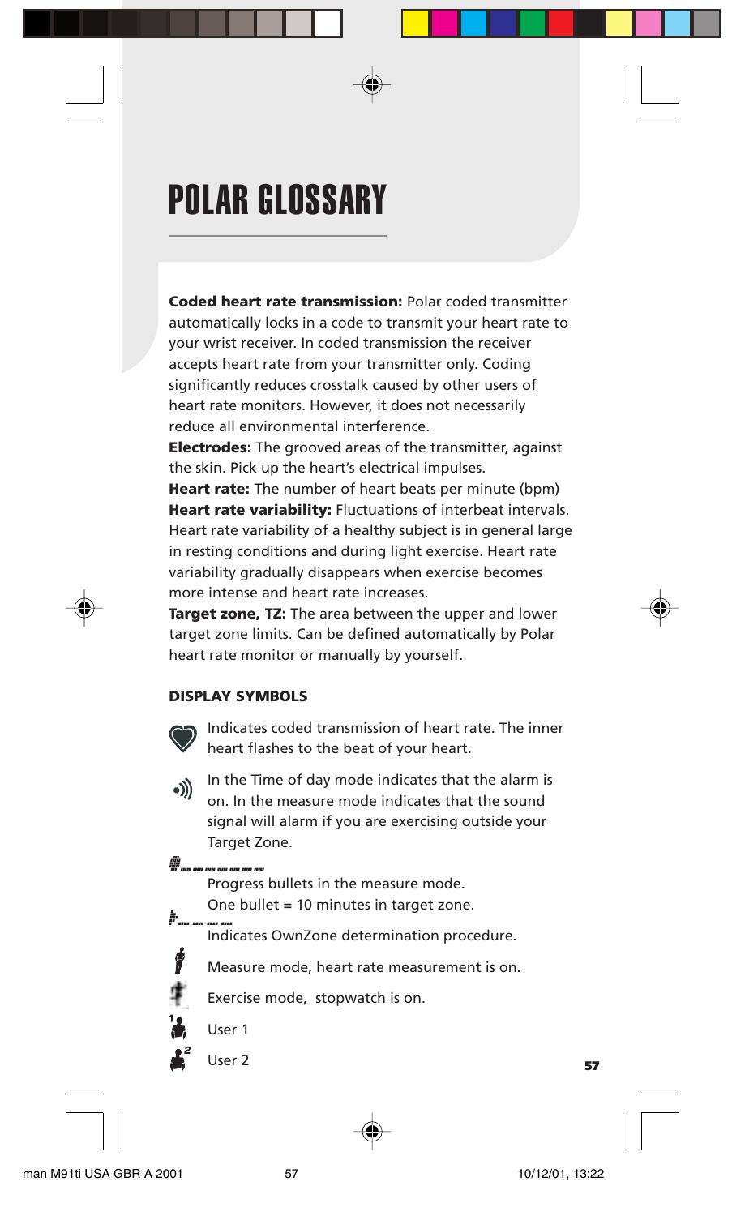# POLAR GLOSSARY

**Coded heart rate transmission:** Polar coded transmitter automatically locks in a code to transmit your heart rate to your wrist receiver. In coded transmission the receiver accepts heart rate from your transmitter only. Coding significantly reduces crosstalk caused by other users of heart rate monitors. However, it does not necessarily reduce all environmental interference.

**Electrodes:** The grooved areas of the transmitter, against the skin. Pick up the heart's electrical impulses.

**Heart rate:** The number of heart beats per minute (bpm)

**Heart rate variability:** Fluctuations of interbeat intervals. Heart rate variability of a healthy subject is in general large in resting conditions and during light exercise. Heart rate variability gradually disappears when exercise becomes more intense and heart rate increases.

**Target zone, TZ:** The area between the upper and lower target zone limits. Can be defined automatically by Polar heart rate monitor or manually by yourself.

### DISPLAY SYMBOLS

Indicates coded transmission of heart rate. The inner heart flashes to the beat of your heart.

In the Time of day mode indicates that the alarm is on. In the measure mode indicates that the sound signal will alarm if you are exercising outside your Target Zone.

Progress bullets in the measure mode.
One bullet = 10 minutes in target zone.

Indicates OwnZone determination procedure.

Measure mode, heart rate measurement is on.

Exercise mode, stopwatch is on.

User 1

User 2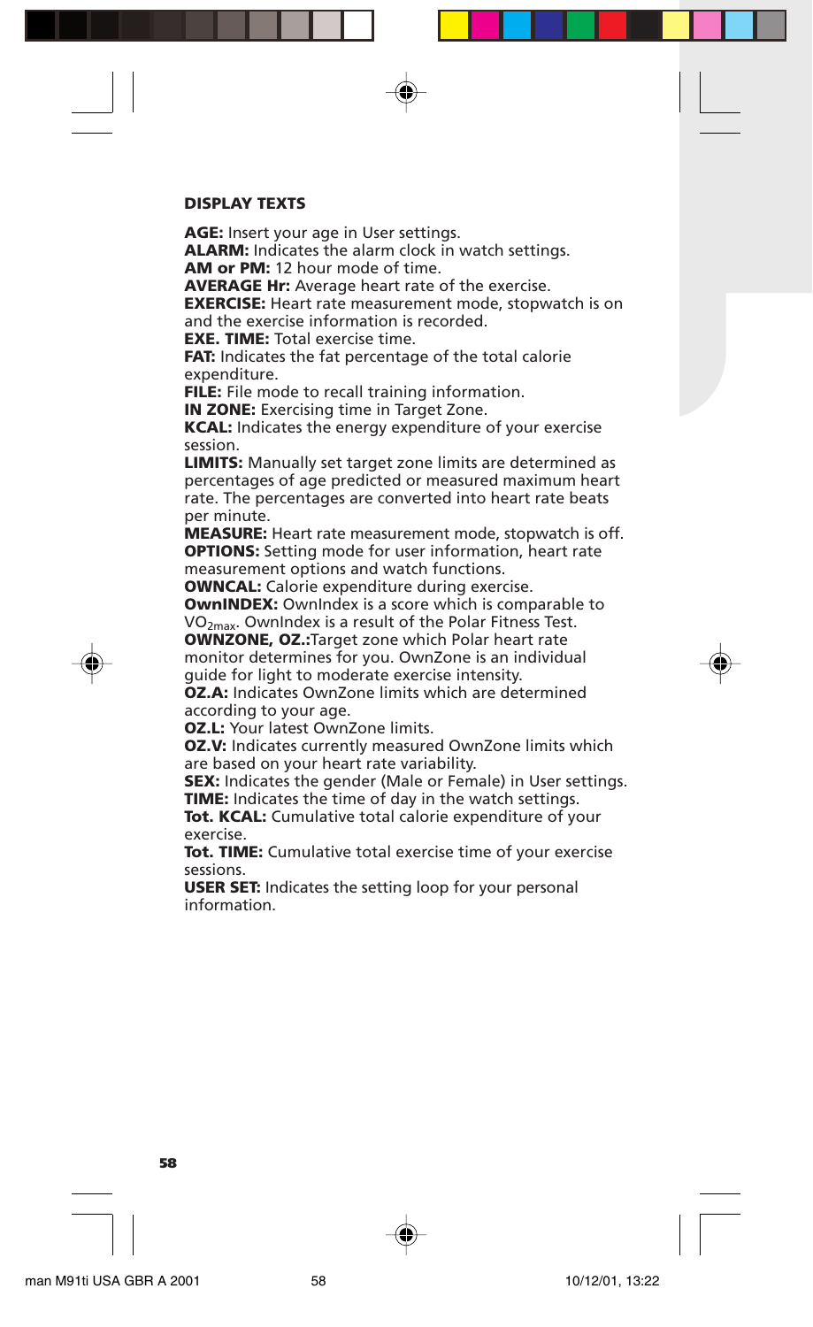## DISPLAY TEXTS

**AGE:** Insert your age in User settings.
**ALARM:** Indicates the alarm clock in watch settings.
**AM or PM:** 12 hour mode of time.
**AVERAGE Hr:** Average heart rate of the exercise.
**EXERCISE:** Heart rate measurement mode, stopwatch is on and the exercise information is recorded.
**EXE. TIME:** Total exercise time.
**FAT:** Indicates the fat percentage of the total calorie expenditure.
**FILE:** File mode to recall training information.
**IN ZONE:** Exercising time in Target Zone.
**KCAL:** Indicates the energy expenditure of your exercise session.
**LIMITS:** Manually set target zone limits are determined as percentages of age predicted or measured maximum heart rate. The percentages are converted into heart rate beats per minute.
**MEASURE:** Heart rate measurement mode, stopwatch is off.
**OPTIONS:** Setting mode for user information, heart rate measurement options and watch functions.
**OWNCAL:** Calorie expenditure during exercise.
**OwnINDEX:** OwnIndex is a score which is comparable to $VO_{2max}$. OwnIndex is a result of the Polar Fitness Test.
**OWNZONE, OZ.:**Target zone which Polar heart rate monitor determines for you. OwnZone is an individual guide for light to moderate exercise intensity.
**OZ.A:** Indicates OwnZone limits which are determined according to your age.
**OZ.L:** Your latest OwnZone limits.
**OZ.V:** Indicates currently measured OwnZone limits which are based on your heart rate variability.
**SEX:** Indicates the gender (Male or Female) in User settings.
**TIME:** Indicates the time of day in the watch settings.
**Tot. KCAL:** Cumulative total calorie expenditure of your exercise.
**Tot. TIME:** Cumulative total exercise time of your exercise sessions.
**USER SET:** Indicates the setting loop for your personal information.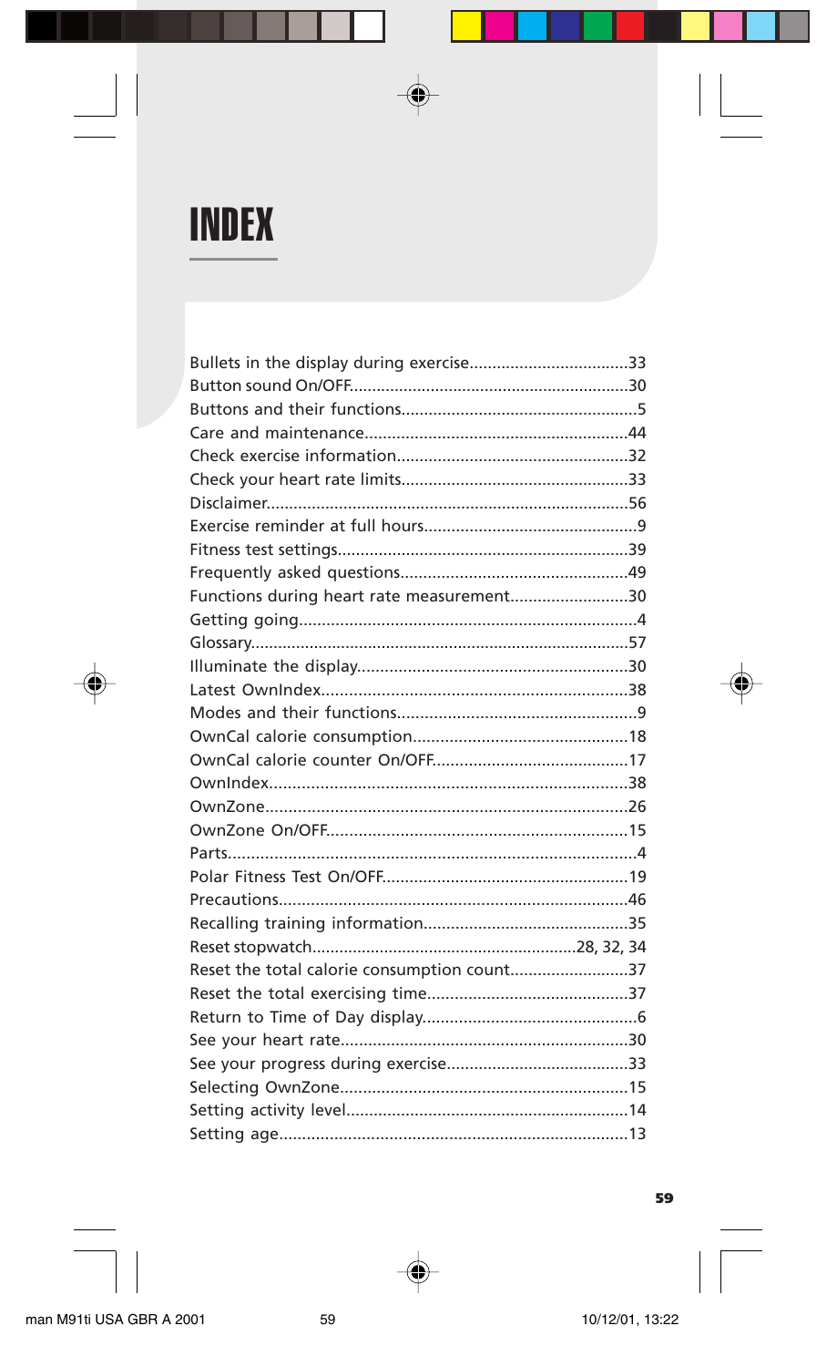# INDEX

Bullets in the display during exercise...................................33
Button sound On/OFF.............................................................30
Buttons and their functions...................................................5
Care and maintenance.........................................................44
Check exercise information..................................................32
Check your heart rate limits.................................................33
Disclaimer...............................................................................56
Exercise reminder at full hours..............................................9
Fitness test settings...............................................................39
Frequently asked questions.................................................49
Functions during heart rate measurement..........................30
Getting going..........................................................................4
Glossary..................................................................................57
Illuminate the display..........................................................30
Latest OwnIndex..................................................................38
Modes and their functions....................................................9
OwnCal calorie consumption..............................................18
OwnCal calorie counter On/OFF..........................................17
OwnIndex.............................................................................38
OwnZone..............................................................................26
OwnZone On/OFF................................................................15
Parts........................................................................................4
Polar Fitness Test On/OFF...................................................19
Precautions...........................................................................46
Recalling training information............................................35
Reset stopwatch..........................................................28, 32, 34
Reset the total calorie consumption count.........................37
Reset the total exercising time...........................................37
Return to Time of Day display..............................................6
See your heart rate..............................................................30
See your progress during exercise.......................................33
Selecting OwnZone..............................................................15
Setting activity level.............................................................14
Setting age............................................................................13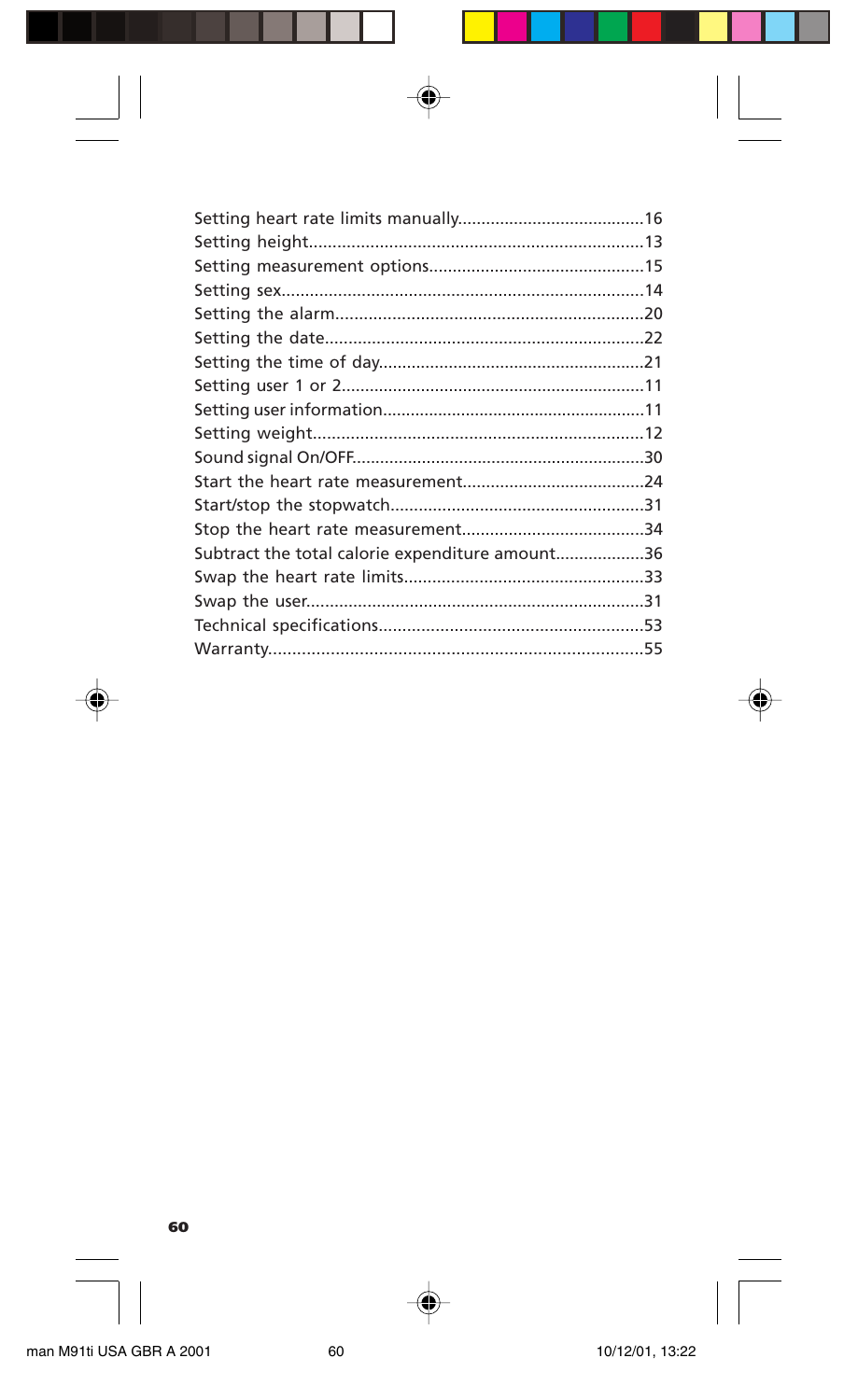Setting heart rate limits manually........................................16
Setting height.......................................................................13
Setting measurement options.............................................15
Setting sex............................................................................14
Setting the alarm.................................................................20
Setting the date....................................................................22
Setting the time of day.........................................................21
Setting user 1 or 2................................................................11
Setting user information........................................................11
Setting weight......................................................................12
Sound signal On/OFF.............................................................30
Start the heart rate measurement.......................................24
Start/stop the stopwatch......................................................31
Stop the heart rate measurement.......................................34
Subtract the total calorie expenditure amount...................36
Swap the heart rate limits...................................................33
Swap the user.......................................................................31
Technical specifications........................................................53
Warranty...............................................................................55